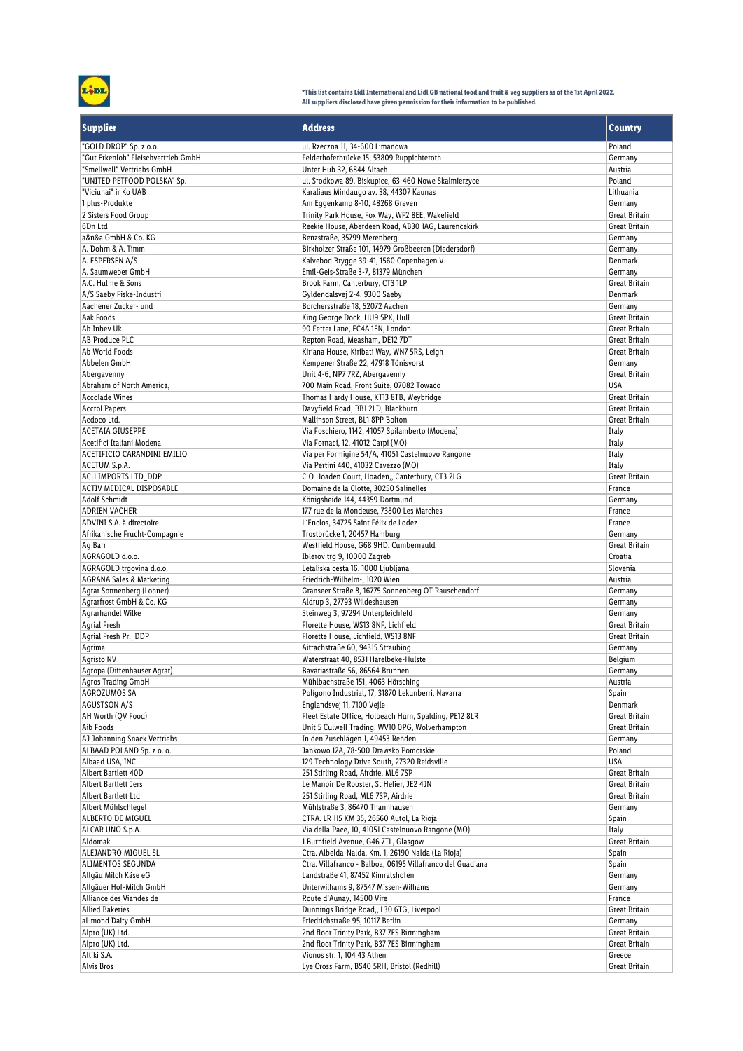*This list contains Lidl International and Lidl GB national food and fruit & veg suppliers as of the 1st April 2022.
All suppliers disclosed have given permission for their information to be published.

| Supplier | Address | Country |
|---|---|---|
| "GOLD DROP" Sp. z o.o. | ul. Rzeczna 11, 34-600 Limanowa | Poland |
| "Gut Erkenloh" Fleischvertrieb GmbH | Felderhoferbrücke 15, 53809 Ruppichteroth | Germany |
| "Smellwell" Vertriebs GmbH | Unter Hub 32, 6844 Altach | Austria |
| "UNITED PETFOOD POLSKA" Sp. | ul. Srodkowa 89, Biskupice, 63-460 Nowe Skalmierzyce | Poland |
| "Viciunai" ir Ko UAB | Karaliaus Mindaugo av. 38, 44307 Kaunas | Lithuania |
| 1 plus-Produkte | Am Eggenkamp 8-10, 48268 Greven | Germany |
| 2 Sisters Food Group | Trinity Park House, Fox Way, WF2 8EE, Wakefield | Great Britain |
| 6Dn Ltd | Reekie House, Aberdeen Road, AB30 1AG, Laurencekirk | Great Britain |
| a&n&a GmbH & Co. KG | Benzstraße, 35799 Merenberg | Germany |
| A. Dohrn & A. Timm | Birkholzer Straße 101, 14979 Großbeeren (Diedersdorf) | Germany |
| A. ESPERSEN A/S | Kalvebod Brygge 39-41, 1560 Copenhagen V | Denmark |
| A. Saumweber GmbH | Emil-Geis-Straße 3-7, 81379 München | Germany |
| A.C. Hulme & Sons | Brook Farm, Canterbury, CT3 1LP | Great Britain |
| A/S Saeby Fiske-Industri | Gyldendalsvej 2-4, 9300 Saeby | Denmark |
| Aachener Zucker- und | Borchersstraße 18, 52072 Aachen | Germany |
| Aak Foods | King George Dock, HU9 5PX, Hull | Great Britain |
| Ab Inbev Uk | 90 Fetter Lane, EC4A 1EN, London | Great Britain |
| AB Produce PLC | Repton Road, Measham, DE12 7DT | Great Britain |
| Ab World Foods | Kiriana House, Kiribati Way, WN7 5RS, Leigh | Great Britain |
| Abbelen GmbH | Kempener Straße 22, 47918 Tönisvorst | Germany |
| Abergavenny | Unit 4-6, NP7 7RZ, Abergavenny | Great Britain |
| Abraham of North America, | 700 Main Road, Front Suite, 07082 Towaco | USA |
| Accolade Wines | Thomas Hardy House, KT13 8TB, Weybridge | Great Britain |
| Accrol Papers | Davyfield Road, BB1 2LD, Blackburn | Great Britain |
| Acdoco Ltd. | Mallinson Street, BL1 8PP Bolton | Great Britain |
| ACETAIA GIUSEPPE | Via Foschiero, 1142, 41057 Spilamberto (Modena) | Italy |
| Acetifici Italiani Modena | Via Fornaci, 12, 41012 Carpi (MO) | Italy |
| ACETIFICIO CARANDINI EMILIO | Via per Formigine 54/A, 41051 Castelnuovo Rangone | Italy |
| ACETUM S.p.A. | Via Pertini 440, 41032 Cavezzo (MO) | Italy |
| ACH IMPORTS LTD_DDP | C O Hoaden Court, Hoaden,, Canterbury, CT3 2LG | Great Britain |
| ACTIV MEDICAL DISPOSABLE | Domaine de la Clotte, 30250 Salinelles | France |
| Adolf Schmidt | Königsheide 144, 44359 Dortmund | Germany |
| ADRIEN VACHER | 177 rue de la Mondeuse, 73800 Les Marches | France |
| ADVINI S.A. à directoire | L'Enclos, 34725 Saint Félix de Lodez | France |
| Afrikanische Frucht-Compagnie | Trostbrücke 1, 20457 Hamburg | Germany |
| Ag Barr | Westfield House, G68 9HD, Cumbernauld | Great Britain |
| AGRAGOLD d.o.o. | Iblerov trg 9, 10000 Zagreb | Croatia |
| AGRAGOLD trgovina d.o.o. | Letaliska cesta 16, 1000 Ljubljana | Slovenia |
| AGRANA Sales & Marketing | Friedrich-Wilhelm-, 1020 Wien | Austria |
| Agrar Sonnenberg (Lohner) | Granseer Straße 8, 16775 Sonnenberg OT Rauschendorf | Germany |
| Agrarfrost GmbH & Co. KG | Aldrup 3, 27793 Wildeshausen | Germany |
| Agrarhandel Wilke | Steinweg 3, 97294 Unterpleichfeld | Germany |
| Agrial Fresh | Florette House, WS13 8NF, Lichfield | Great Britain |
| Agrial Fresh Pr._DDP | Florette House, Lichfield, WS13 8NF | Great Britain |
| Agrima | Aitrachstraße 60, 94315 Straubing | Germany |
| Agristo NV | Waterstraat 40, 8531 Harelbeke-Hulste | Belgium |
| Agropa (Dittenhauser Agrar) | Bavariastraße 56, 86564 Brunnen | Germany |
| Agros Trading GmbH | Mühlbachstraße 151, 4063 Hörsching | Austria |
| AGROZUMOS SA | Polígono Industrial, 17, 31870 Lekunberri, Navarra | Spain |
| AGUSTSON A/S | Englandsvej 11, 7100 Vejle | Denmark |
| AH Worth (QV Food) | Fleet Estate Office, Holbeach Hurn, Spalding, PE12 8LR | Great Britain |
| Aib Foods | Unit 5 Culwell Trading, WV10 0PG, Wolverhampton | Great Britain |
| AJ Johanning Snack Vertriebs | In den Zuschlägen 1, 49453 Rehden | Germany |
| ALBAAD POLAND Sp. z o. o. | Jankowo 12A, 78-500 Drawsko Pomorskie | Poland |
| Albaad USA, INC. | 129 Technology Drive South, 27320 Reidsville | USA |
| Albert Bartlett 40D | 251 Stirling Road, Airdrie, ML6 7SP | Great Britain |
| Albert Bartlett Jers | Le Manoir De Rooster, St Helier, JE2 4JN | Great Britain |
| Albert Bartlett Ltd | 251 Stirling Road, ML6 7SP, Airdrie | Great Britain |
| Albert Mühlschlegel | Mühlstraße 3, 86470 Thannhausen | Germany |
| ALBERTO DE MIGUEL | CTRA. LR 115 KM 35, 26560 Autol, La Rioja | Spain |
| ALCAR UNO S.p.A. | Via della Pace, 10, 41051 Castelnuovo Rangone (MO) | Italy |
| Aldomak | 1 Burnfield Avenue, G46 7TL, Glasgow | Great Britain |
| ALEJANDRO MIGUEL SL | Ctra. Albelda-Nalda, Km. 1, 26190 Nalda (La Rioja) | Spain |
| ALIMENTOS SEGUNDA | Ctra. Villafranco - Balboa, 06195 Villafranco del Guadiana | Spain |
| Allgäu Milch Käse eG | Landstraße 41, 87452 Kimratshofen | Germany |
| Allgäuer Hof-Milch GmbH | Unterwilhams 9, 87547 Missen-Wilhams | Germany |
| Alliance des Viandes de | Route d'Aunay, 14500 Vire | France |
| Allied Bakeries | Dunnings Bridge Road,, L30 6TG, Liverpool | Great Britain |
| al-mond Dairy GmbH | Friedrichstraße 95, 10117 Berlin | Germany |
| Alpro (UK) Ltd. | 2nd floor Trinity Park, B37 7ES Birmingham | Great Britain |
| Alpro (UK) Ltd. | 2nd floor Trinity Park, B37 7ES Birmingham | Great Britain |
| Altiki S.A. | Vionos str. 1, 104 43 Athen | Greece |
| Alvis Bros | Lye Cross Farm, BS40 5RH, Bristol (Redhill) | Great Britain |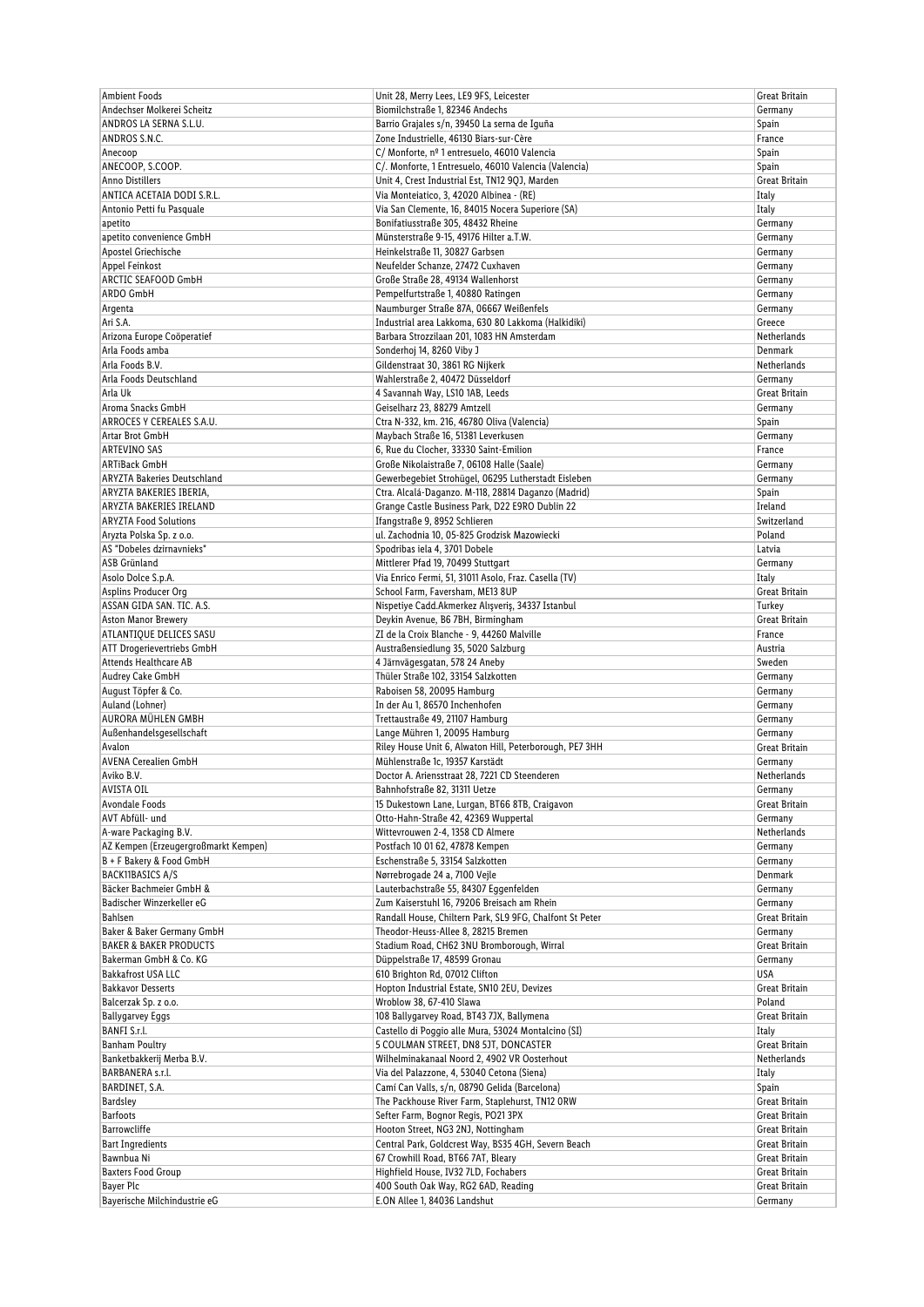| Ambient Foods | Unit 28, Merry Lees, LE9 9FS, Leicester | Great Britain |
|---|---|---|
| Andechser Molkerei Scheitz | Biomilchstraße 1, 82346 Andechs | Germany |
| ANDROS LA SERNA S.L.U. | Barrio Grajales s/n, 39450 La serna de Iguña | Spain |
| ANDROS S.N.C. | Zone Industrielle, 46130 Biars-sur-Cère | France |
| Anecoop | C/ Monforte, nº 1 entresuelo, 46010 Valencia | Spain |
| ANECOOP, S.COOP. | C/. Monforte, 1 Entresuelo, 46010 Valencia (Valencia) | Spain |
| Anno Distillers | Unit 4, Crest Industrial Est, TN12 9QJ, Marden | Great Britain |
| ANTICA ACETAIA DODI S.R.L. | Via Monteiatico, 3, 42020 Albinea - (RE) | Italy |
| Antonio Petti fu Pasquale | Via San Clemente, 16, 84015 Nocera Superiore (SA) | Italy |
| apetito | Bonifatiusstraße 305, 48432 Rheine | Germany |
| apetito convenience GmbH | Münsterstraße 9-15, 49176 Hilter a.T.W. | Germany |
| Apostel Griechische | Heinkelstraße 11, 30827 Garbsen | Germany |
| Appel Feinkost | Neufelder Schanze, 27472 Cuxhaven | Germany |
| ARCTIC SEAFOOD GmbH | Große Straße 28, 49134 Wallenhorst | Germany |
| ARDO GmbH | Pempelfurtstraße 1, 40880 Ratingen | Germany |
| Argenta | Naumburger Straße 87A, 06667 Weißenfels | Germany |
| Ari S.A. | Industrial area Lakkoma, 630 80 Lakkoma (Halkidiki) | Greece |
| Arizona Europe Coöperatief | Barbara Strozzilaan 201, 1083 HN Amsterdam | Netherlands |
| Arla Foods amba | Sonderhoj 14, 8260 Viby J | Denmark |
| Arla Foods B.V. | Gildenstraat 30, 3861 RG Nijkerk | Netherlands |
| Arla Foods Deutschland | Wahlerstraße 2, 40472 Düsseldorf | Germany |
| Arla Uk | 4 Savannah Way, LS10 1AB, Leeds | Great Britain |
| Aroma Snacks GmbH | Geiselharz 23, 88279 Amtzell | Germany |
| ARROCES Y CEREALES S.A.U. | Ctra N-332, km. 216, 46780 Oliva (Valencia) | Spain |
| Artar Brot GmbH | Maybach Straße 16, 51381 Leverkusen | Germany |
| ARTEVINO SAS | 6, Rue du Clocher, 33330 Saint-Emilion | France |
| ARTiBack GmbH | Große Nikolaistraße 7, 06108 Halle (Saale) | Germany |
| ARYZTA Bakeries Deutschland | Gewerbegebiet Strohügel, 06295 Lutherstadt Eisleben | Germany |
| ARYZTA BAKERIES IBERIA, | Ctra. Alcalá-Daganzo. M-118, 28814 Daganzo (Madrid) | Spain |
| ARYZTA BAKERIES IRELAND | Grange Castle Business Park, D22 E9RO Dublin 22 | Ireland |
| ARYZTA Food Solutions | Ifangstraße 9, 8952 Schlieren | Switzerland |
| Aryzta Polska Sp. z o.o. | ul. Zachodnia 10, 05-825 Grodzisk Mazowiecki | Poland |
| AS "Dobeles dzirnavnieks" | Spodribas iela 4, 3701 Dobele | Latvia |
| ASB Grünland | Mittlerer Pfad 19, 70499 Stuttgart | Germany |
| Asolo Dolce S.p.A. | Via Enrico Fermi, 51, 31011 Asolo, Fraz. Casella (TV) | Italy |
| Asplins Producer Org | School Farm, Faversham, ME13 8UP | Great Britain |
| ASSAN GIDA SAN. TIC. A.S. | Nispetiye Cadd.Akmerkez Alışveriş, 34337 Istanbul | Turkey |
| Aston Manor Brewery | Deykin Avenue, B6 7BH, Birmingham | Great Britain |
| ATLANTIQUE DELICES SASU | ZI de la Croix Blanche - 9, 44260 Malville | France |
| ATT Drogerievertriebs GmbH | Austraßensiedlung 35, 5020 Salzburg | Austria |
| Attends Healthcare AB | 4 Järnvägesgatan, 578 24 Aneby | Sweden |
| Audrey Cake GmbH | Thüler Straße 102, 33154 Salzkotten | Germany |
| August Töpfer & Co. | Raboisen 58, 20095 Hamburg | Germany |
| Auland (Lohner) | In der Au 1, 86570 Inchenhofen | Germany |
| AURORA MÜHLEN GMBH | Trettaustraße 49, 21107 Hamburg | Germany |
| Außenhandelsgesellschaft | Lange Mühren 1, 20095 Hamburg | Germany |
| Avalon | Riley House Unit 6, Alwaton Hill, Peterborough, PE7 3HH | Great Britain |
| AVENA Cerealien GmbH | Mühlenstraße 1c, 19357 Karstädt | Germany |
| Aviko B.V. | Doctor A. Ariensstraat 28, 7221 CD Steenderen | Netherlands |
| AVISTA OIL | Bahnhofstraße 82, 31311 Uetze | Germany |
| Avondale Foods | 15 Dukestown Lane, Lurgan, BT66 8TB, Craigavon | Great Britain |
| AVT Abfüll- und | Otto-Hahn-Straße 42, 42369 Wuppertal | Germany |
| A-ware Packaging B.V. | Wittevrouwen 2-4, 1358 CD Almere | Netherlands |
| AZ Kempen (Erzeugergroßmarkt Kempen) | Postfach 10 01 62, 47878 Kempen | Germany |
| B + F Bakery & Food GmbH | Eschenstraße 5, 33154 Salzkotten | Germany |
| BACK11BASICS A/S | Nørrebrogade 24 a, 7100 Vejle | Denmark |
| Bäcker Bachmeier GmbH & | Lauterbachstraße 55, 84307 Eggenfelden | Germany |
| Badischer Winzerkeller eG | Zum Kaiserstuhl 16, 79206 Breisach am Rhein | Germany |
| Bahlsen | Randall House, Chiltern Park, SL9 9FG, Chalfont St Peter | Great Britain |
| Baker & Baker Germany GmbH | Theodor-Heuss-Allee 8, 28215 Bremen | Germany |
| BAKER & BAKER PRODUCTS | Stadium Road, CH62 3NU Bromborough, Wirral | Great Britain |
| Bakerman GmbH & Co. KG | Düppelstraße 17, 48599 Gronau | Germany |
| Bakkafrost USA LLC | 610 Brighton Rd, 07012 Clifton | USA |
| Bakkavor Desserts | Hopton Industrial Estate, SN10 2EU, Devizes | Great Britain |
| Balcerzak Sp. z o.o. | Wroblow 38, 67-410 Slawa | Poland |
| Ballygarvey Eggs | 108 Ballygarvey Road, BT43 7JX, Ballymena | Great Britain |
| BANFI S.r.l. | Castello di Poggio alle Mura, 53024 Montalcino (SI) | Italy |
| Banham Poultry | 5 COULMAN STREET, DN8 5JT, DONCASTER | Great Britain |
| Banketbakkerij Merba B.V. | Wilhelminakanaal Noord 2, 4902 VR Oosterhout | Netherlands |
| BARBANERA s.r.l. | Via del Palazzone, 4, 53040 Cetona (Siena) | Italy |
| BARDINET, S.A. | Camí Can Valls, s/n, 08790 Gelida (Barcelona) | Spain |
| Bardsley | The Packhouse River Farm, Staplehurst, TN12 0RW | Great Britain |
| Barfoots | Sefter Farm, Bognor Regis, PO21 3PX | Great Britain |
| Barrowcliffe | Hooton Street, NG3 2NJ, Nottingham | Great Britain |
| Bart Ingredients | Central Park, Goldcrest Way, BS35 4GH, Severn Beach | Great Britain |
| Bawnbua Ni | 67 Crowhill Road, BT66 7AT, Bleary | Great Britain |
| Baxters Food Group | Highfield House, IV32 7LD, Fochabers | Great Britain |
| Bayer Plc | 400 South Oak Way, RG2 6AD, Reading | Great Britain |
| Bayerische Milchindustrie eG | E.ON Allee 1, 84036 Landshut | Germany |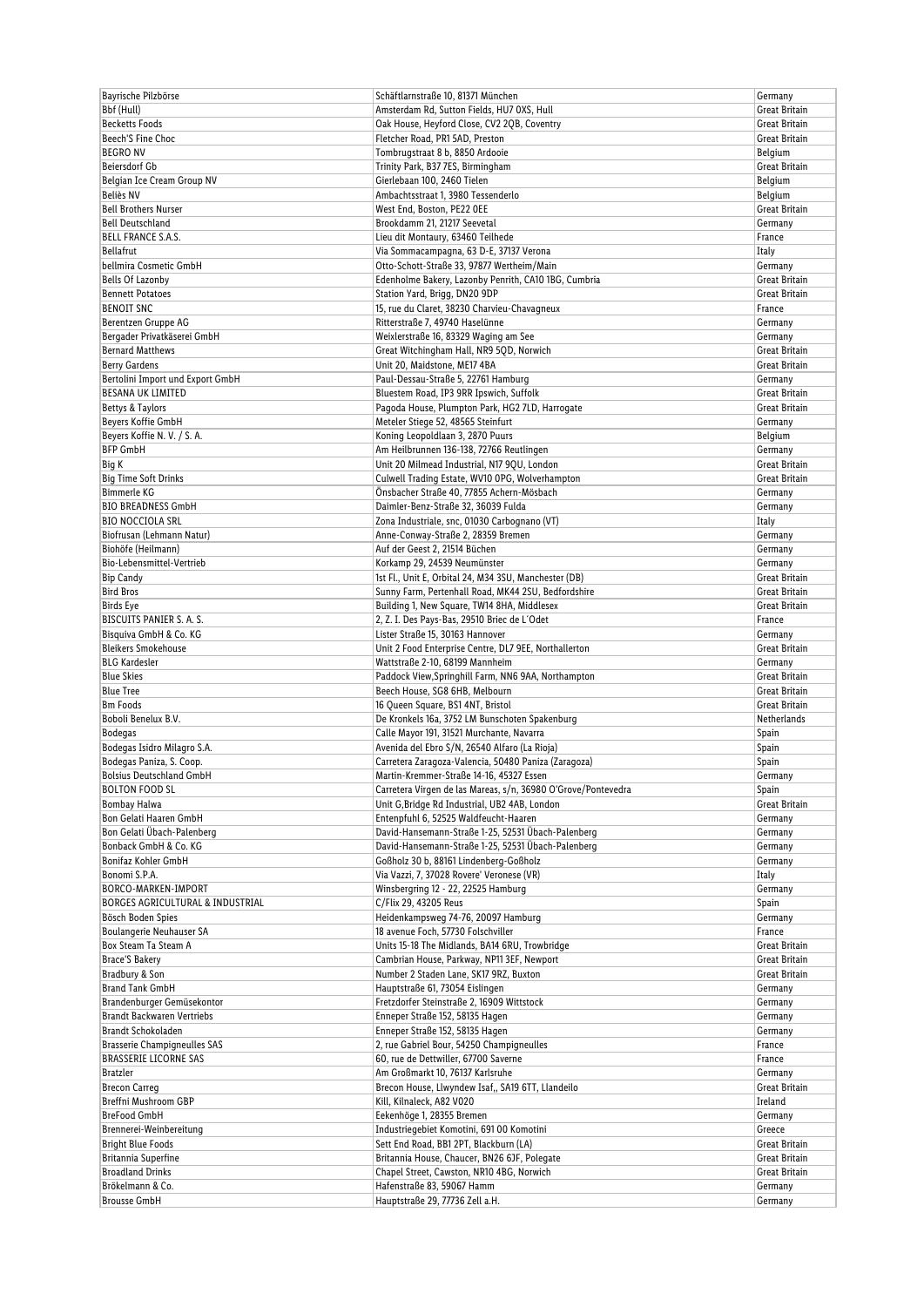| Bayrische Pilzbörse | Schäftlarnstraße 10, 81371 München | Germany |
|---|---|---|
| Bbf (Hull) | Amsterdam Rd, Sutton Fields, HU7 0XS, Hull | Great Britain |
| Becketts Foods | Oak House, Heyford Close, CV2 2QB, Coventry | Great Britain |
| Beech'S Fine Choc | Fletcher Road, PR1 5AD, Preston | Great Britain |
| BEGRO NV | Tombrugstraat 8 b, 8850 Ardooie | Belgium |
| Beiersdorf Gb | Trinity Park, B37 7ES, Birmingham | Great Britain |
| Belgian Ice Cream Group NV | Gierlebaan 100, 2460 Tielen | Belgium |
| Beliès NV | Ambachtsstraat 1, 3980 Tessenderlo | Belgium |
| Bell Brothers Nurser | West End, Boston, PE22 0EE | Great Britain |
| Bell Deutschland | Brookdamm 21, 21217 Seevetal | Germany |
| BELL FRANCE S.A.S. | Lieu dit Montaury, 63460 Teilhede | France |
| Bellafrut | Via Sommacampagna, 63 D-E, 37137 Verona | Italy |
| bellmira Cosmetic GmbH | Otto-Schott-Straße 33, 97877 Wertheim/Main | Germany |
| Bells Of Lazonby | Edenholme Bakery, Lazonby Penrith, CA10 1BG, Cumbria | Great Britain |
| Bennett Potatoes | Station Yard, Brigg, DN20 9DP | Great Britain |
| BENOIT SNC | 15, rue du Claret, 38230 Charvieu-Chavagneux | France |
| Berentzen Gruppe AG | Ritterstraße 7, 49740 Haselünne | Germany |
| Bergader Privatkäserei GmbH | Weixlerstraße 16, 83329 Waging am See | Germany |
| Bernard Matthews | Great Witchingham Hall, NR9 5QD, Norwich | Great Britain |
| Berry Gardens | Unit 20, Maidstone, ME17 4BA | Great Britain |
| Bertolini Import und Export GmbH | Paul-Dessau-Straße 5, 22761 Hamburg | Germany |
| BESANA UK LIMITED | Bluestem Road, IP3 9RR Ipswich, Suffolk | Great Britain |
| Bettys & Taylors | Pagoda House, Plumpton Park, HG2 7LD, Harrogate | Great Britain |
| Beyers Koffie GmbH | Meteler Stiege 52, 48565 Steinfurt | Germany |
| Beyers Koffie N. V. / S. A. | Koning Leopoldlaan 3, 2870 Puurs | Belgium |
| BFP GmbH | Am Heilbrunnen 136-138, 72766 Reutlingen | Germany |
| Big K | Unit 20 Milmead Industrial, N17 9QU, London | Great Britain |
| Big Time Soft Drinks | Culwell Trading Estate, WV10 0PG, Wolverhampton | Great Britain |
| Bimmerle KG | Önsbacher Straße 40, 77855 Achern-Mösbach | Germany |
| BIO BREADNESS GmbH | Daimler-Benz-Straße 32, 36039 Fulda | Germany |
| BIO NOCCIOLA SRL | Zona Industriale, snc, 01030 Carbognano (VT) | Italy |
| Biofrusan (Lehmann Natur) | Anne-Conway-Straße 2, 28359 Bremen | Germany |
| Biohöfe (Heilmann) | Auf der Geest 2, 21514 Büchen | Germany |
| Bio-Lebensmittel-Vertrieb | Korkamp 29, 24539 Neumünster | Germany |
| Bip Candy | 1st Fl., Unit E, Orbital 24, M34 3SU, Manchester (DB) | Great Britain |
| Bird Bros | Sunny Farm, Pertenhall Road, MK44 2SU, Bedfordshire | Great Britain |
| Birds Eye | Building 1, New Square, TW14 8HA, Middlesex | Great Britain |
| BISCUITS PANIER S. A. S. | 2, Z. I. Des Pays-Bas, 29510 Briec de L´Odet | France |
| Bisquiva GmbH & Co. KG | Lister Straße 15, 30163 Hannover | Germany |
| Bleikers Smokehouse | Unit 2 Food Enterprise Centre, DL7 9EE, Northallerton | Great Britain |
| BLG Kardesler | Wattstraße 2-10, 68199 Mannheim | Germany |
| Blue Skies | Paddock View,Springhill Farm, NN6 9AA, Northampton | Great Britain |
| Blue Tree | Beech House, SG8 6HB, Melbourn | Great Britain |
| Bm Foods | 16 Queen Square, BS1 4NT, Bristol | Great Britain |
| Boboli Benelux B.V. | De Kronkels 16a, 3752 LM Bunschoten Spakenburg | Netherlands |
| Bodegas | Calle Mayor 191, 31521 Murchante, Navarra | Spain |
| Bodegas Isidro Milagro S.A. | Avenida del Ebro S/N, 26540 Alfaro (La Rioja) | Spain |
| Bodegas Paniza, S. Coop. | Carretera Zaragoza-Valencia, 50480 Paniza (Zaragoza) | Spain |
| Bolsius Deutschland GmbH | Martin-Kremmer-Straße 14-16, 45327 Essen | Germany |
| BOLTON FOOD SL | Carretera Virgen de las Mareas, s/n, 36980 O'Grove/Pontevedra | Spain |
| Bombay Halwa | Unit G,Bridge Rd Industrial, UB2 4AB, London | Great Britain |
| Bon Gelati Haaren GmbH | Entenpfuhl 6, 52525 Waldfeucht-Haaren | Germany |
| Bon Gelati Übach-Palenberg | David-Hansemann-Straße 1-25, 52531 Übach-Palenberg | Germany |
| Bonback GmbH & Co. KG | David-Hansemann-Straße 1-25, 52531 Übach-Palenberg | Germany |
| Bonifaz Kohler GmbH | Goßholz 30 b, 88161 Lindenberg-Goßholz | Germany |
| Bonomi S.P.A. | Via Vazzi, 7, 37028 Rovere' Veronese (VR) | Italy |
| BORCO-MARKEN-IMPORT | Winsbergring 12 - 22, 22525 Hamburg | Germany |
| BORGES AGRICULTURAL & INDUSTRIAL | C/Flix 29, 43205 Reus | Spain |
| Bösch Boden Spies | Heidenkampsweg 74-76, 20097 Hamburg | Germany |
| Boulangerie Neuhauser SA | 18 avenue Foch, 57730 Folschviller | France |
| Box Steam Ta Steam A | Units 15-18 The Midlands, BA14 6RU, Trowbridge | Great Britain |
| Brace'S Bakery | Cambrian House, Parkway, NP11 3EF, Newport | Great Britain |
| Bradbury & Son | Number 2 Staden Lane, SK17 9RZ, Buxton | Great Britain |
| Brand Tank GmbH | Hauptstraße 61, 73054 Eislingen | Germany |
| Brandenburger Gemüsekontor | Fretzdorfer Steinstraße 2, 16909 Wittstock | Germany |
| Brandt Backwaren Vertriebs | Enneper Straße 152, 58135 Hagen | Germany |
| Brandt Schokoladen | Enneper Straße 152, 58135 Hagen | Germany |
| Brasserie Champigneulles SAS | 2, rue Gabriel Bour, 54250 Champigneulles | France |
| BRASSERIE LICORNE SAS | 60, rue de Dettwiller, 67700 Saverne | France |
| Bratzler | Am Großmarkt 10, 76137 Karlsruhe | Germany |
| Brecon Carreg | Brecon House, Llwyndew Isaf,, SA19 6TT, Llandeilo | Great Britain |
| Breffni Mushroom GBP | Kill, Kilnaleck, A82 V020 | Ireland |
| BreFood GmbH | Eekenhöge 1, 28355 Bremen | Germany |
| Brennerei-Weinbereitung | Industriegebiet Komotini, 691 00 Komotini | Greece |
| Bright Blue Foods | Sett End Road, BB1 2PT, Blackburn (LA) | Great Britain |
| Britannia Superfine | Britannia House, Chaucer, BN26 6JF, Polegate | Great Britain |
| Broadland Drinks | Chapel Street, Cawston, NR10 4BG, Norwich | Great Britain |
| Brökelmann & Co. | Hafenstraße 83, 59067 Hamm | Germany |
| Brousse GmbH | Hauptstraße 29, 77736 Zell a.H. | Germany |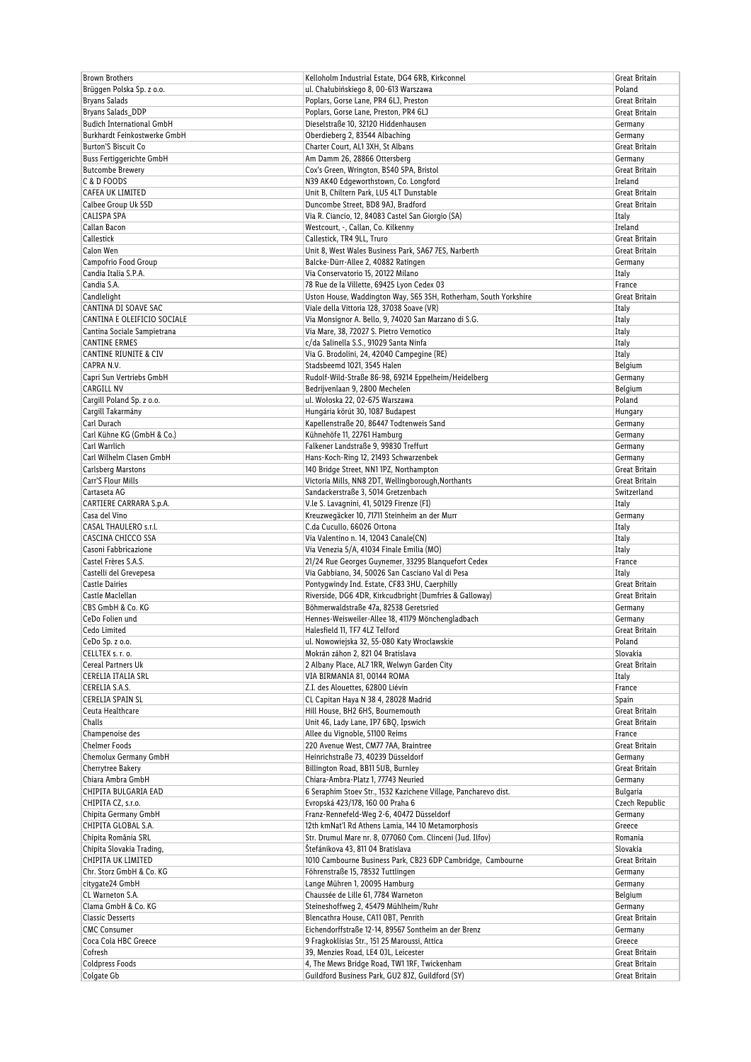| Brown Brothers | Kelloholm Industrial Estate, DG4 6RB, Kirkconnel | Great Britain |
|---|---|---|
| Brüggen Polska Sp. z o.o. | ul. Chałubińskiego 8, 00-613 Warszawa | Poland |
| Bryans Salads | Poplars, Gorse Lane, PR4 6LJ, Preston | Great Britain |
| Bryans Salads_DDP | Poplars, Gorse Lane, Preston, PR4 6LJ | Great Britain |
| Budich International GmbH | Dieselstraße 10, 32120 Hiddenhausen | Germany |
| Burkhardt Feinkostwerke GmbH | Oberdieberg 2, 83544 Albaching | Germany |
| Burton'S Biscuit Co | Charter Court, AL1 3XH, St Albans | Great Britain |
| Buss Fertiggerichte GmbH | Am Damm 26, 28866 Ottersberg | Germany |
| Butcombe Brewery | Cox's Green, Wrington, BS40 5PA, Bristol | Great Britain |
| C & D FOODS | N39 AK40 Edgeworthstown, Co. Longford | Ireland |
| CAFEA UK LIMITED | Unit B, Chiltern Park, LU5 4LT Dunstable | Great Britain |
| Calbee Group Uk 55D | Duncombe Street, BD8 9AJ, Bradford | Great Britain |
| CALISPA SPA | Via R. Ciancio, 12, 84083 Castel San Giorgio (SA) | Italy |
| Callan Bacon | Westcourt, -, Callan, Co. Kilkenny | Ireland |
| Callestick | Callestick, TR4 9LL, Truro | Great Britain |
| Calon Wen | Unit 8, West Wales Business Park, SA67 7ES, Narberth | Great Britain |
| Campofrio Food Group | Balcke-Dürr-Allee 2, 40882 Ratingen | Germany |
| Candia Italia S.P.A. | Via Conservatorio 15, 20122 Milano | Italy |
| Candia S.A. | 78 Rue de la Villette, 69425 Lyon Cedex 03 | France |
| Candlelight | Uston House, Waddington Way, S65 3SH, Rotherham, South Yorkshire | Great Britain |
| CANTINA DI SOAVE SAC | Viale della Vittoria 128, 37038 Soave (VR) | Italy |
| CANTINA E OLEIFICIO SOCIALE | Via Monsignor A. Bello, 9, 74020 San Marzano di S.G. | Italy |
| Cantina Sociale Sampietrana | Via Mare, 38, 72027 S. Pietro Vernotico | Italy |
| CANTINE ERMES | c/da Salinella S.S., 91029 Santa Ninfa | Italy |
| CANTINE RIUNITE & CIV | Via G. Brodolini, 24, 42040 Campegine (RE) | Italy |
| CAPRA N.V. | Stadsbeemd 1021, 3545 Halen | Belgium |
| Capri Sun Vertriebs GmbH | Rudolf-Wild-Straße 86-98, 69214 Eppelheim/Heidelberg | Germany |
| CARGILL NV | Bedrijvenlaan 9, 2800 Mechelen | Belgium |
| Cargill Poland Sp. z o.o. | ul. Wołoska 22, 02-675 Warszawa | Poland |
| Cargill Takarmány | Hungária körút 30, 1087 Budapest | Hungary |
| Carl Durach | Kapellenstraße 20, 86447 Todtenweis Sand | Germany |
| Carl Kühne KG (GmbH & Co.) | Kühnehöfe 11, 22761 Hamburg | Germany |
| Carl Warrlich | Falkener Landstraße 9, 99830 Treffurt | Germany |
| Carl Wilhelm Clasen GmbH | Hans-Koch-Ring 12, 21493 Schwarzenbek | Germany |
| Carlsberg Marstons | 140 Bridge Street, NN1 1PZ, Northampton | Great Britain |
| Carr'S Flour Mills | Victoria Mills, NN8 2DT, Wellingborough,Northants | Great Britain |
| Cartaseta AG | Sandackerstraße 3, 5014 Gretzenbach | Switzerland |
| CARTIERE CARRARA S.p.A. | V.le S. Lavagnini, 41, 50129 Firenze (FI) | Italy |
| Casa del Vino | Kreuzwegäcker 10, 71711 Steinheim an der Murr | Germany |
| CASAL THAULERO s.r.l. | C.da Cucullo, 66026 Ortona | Italy |
| CASCINA CHICCO SSA | Via Valentino n. 14, 12043 Canale(CN) | Italy |
| Casoni Fabbricazione | Via Venezia 5/A, 41034 Finale Emilia (MO) | Italy |
| Castel Frères S.A.S. | 21/24 Rue Georges Guynemer, 33295 Blanquefort Cedex | France |
| Castelli del Grevepesa | Via Gabbiano, 34, 50026 San Casciano Val di Pesa | Italy |
| Castle Dairies | Pontygwindy Ind. Estate, CF83 3HU, Caerphilly | Great Britain |
| Castle Maclellan | Riverside, DG6 4DR, Kirkcudbright (Dumfries & Galloway) | Great Britain |
| CBS GmbH & Co. KG | Böhmerwaldstraße 47a, 82538 Geretsried | Germany |
| CeDo Folien und | Hennes-Weisweiler-Allee 18, 41179 Mönchengladbach | Germany |
| Cedo Limited | Halesfield 11, TF7 4LZ Telford | Great Britain |
| CeDo Sp. z o.o. | ul. Nowowiejska 32, 55-080 Katy Wroclawskie | Poland |
| CELLTEX s. r. o. | Mokrán záhon 2, 821 04 Bratislava | Slovakia |
| Cereal Partners Uk | 2 Albany Place, AL7 1RR, Welwyn Garden City | Great Britain |
| CERELIA ITALIA SRL | VIA BIRMANIA 81, 00144 ROMA | Italy |
| CERELIA S.A.S. | Z.I. des Alouettes, 62800 Liévin | France |
| CERELIA SPAIN SL | CL Capitan Haya N 38 4, 28028 Madrid | Spain |
| Ceuta Healthcare | Hill House, BH2 6HS, Bournemouth | Great Britain |
| Challs | Unit 46, Lady Lane, IP7 6BQ, Ipswich | Great Britain |
| Champenoise des | Allee du Vignoble, 51100 Reims | France |
| Chelmer Foods | 220 Avenue West, CM77 7AA, Braintree | Great Britain |
| Chemolux Germany GmbH | Heinrichstraße 73, 40239 Düsseldorf | Germany |
| Cherrytree Bakery | Billington Road, BB11 5UB, Burnley | Great Britain |
| Chiara Ambra GmbH | Chiara-Ambra-Platz 1, 77743 Neuried | Germany |
| CHIPITA BULGARIA EAD | 6 Seraphim Stoev Str., 1532 Kazichene Village, Pancharevo dist. | Bulgaria |
| CHIPITA CZ, s.r.o. | Evropská 423/178, 160 00 Praha 6 | Czech Republic |
| Chipita Germany GmbH | Franz-Rennefeld-Weg 2-6, 40472 Düsseldorf | Germany |
| CHIPITA GLOBAL S.A. | 12th kmNat'l Rd Athens Lamia, 144 10 Metamorphosis | Greece |
| Chipita România SRL | Str. Drumul Mare nr. 8, 077060 Com. Clinceni (Jud. Ilfov) | Romania |
| Chipita Slovakia Trading, | Štefánikova 43, 811 04 Bratislava | Slovakia |
| CHIPITA UK LIMITED | 1010 Cambourne Business Park, CB23 6DP Cambridge, Cambourne | Great Britain |
| Chr. Storz GmbH & Co. KG | Föhrenstraße 15, 78532 Tuttlingen | Germany |
| citygate24 GmbH | Lange Mühren 1, 20095 Hamburg | Germany |
| CL Warneton S.A. | Chaussée de Lille 61, 7784 Warneton | Belgium |
| Clama GmbH & Co. KG | Steineshoffweg 2, 45479 Mühlheim/Ruhr | Germany |
| Classic Desserts | Blencathra House, CA11 0BT, Penrith | Great Britain |
| CMC Consumer | Eichendorffstraße 12-14, 89567 Sontheim an der Brenz | Germany |
| Coca Cola HBC Greece | 9 Fragkoklisias Str., 151 25 Maroussi, Attica | Greece |
| Cofresh | 39, Menzies Road, LE4 0JL, Leicester | Great Britain |
| Coldpress Foods | 4, The Mews Bridge Road, TW1 1RF, Twickenham | Great Britain |
| Colgate Gb | Guildford Business Park, GU2 8JZ, Guildford (SY) | Great Britain |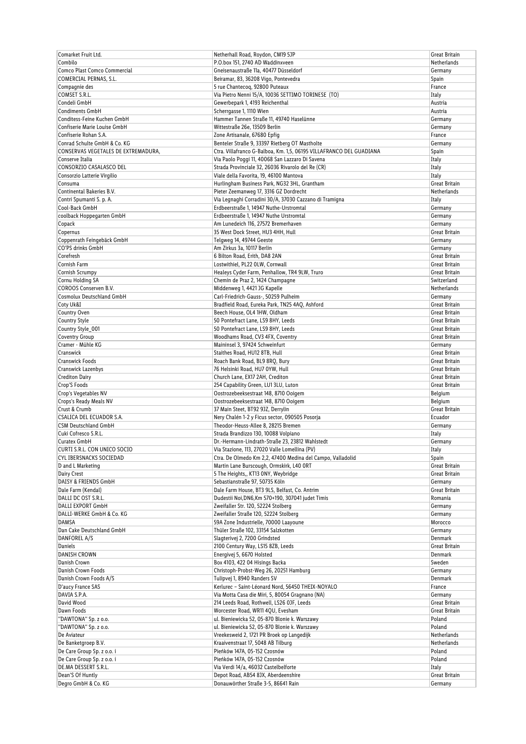| Comarket Fruit Ltd. | Netherhall Road, Roydon, CM19 5JP | Great Britain |
|---|---|---|
| Combilo | P.O.box 151, 2740 AD Waddinxveen | Netherlands |
| Comco Plast Comco Commercial | Gneisenaustraße 11a, 40477 Düsseldorf | Germany |
| COMERCIAL PERNAS, S.L. | Beiramar, 83, 36208 Vigo, Pontevedra | Spain |
| Compagnie des | 5 rue Chantecoq, 92800 Puteaux | France |
| COMSET S.R.L. | Via Pietro Nenni 15/A, 10036 SETTIMO TORINESE (TO) | Italy |
| Condeli GmbH | Gewerbepark 1, 4193 Reichenthal | Austria |
| Condiments GmbH | Scherrgasse 1, 1110 Wien | Austria |
| Conditess-Feine Kuchen GmbH | Hammer Tannen Straße 11, 49740 Haselünne | Germany |
| Confiserie Marie Louise GmbH | Wittestraße 26e, 13509 Berlin | Germany |
| Confiserie Rohan S.A. | Zone Artisanale, 67680 Epfig | France |
| Conrad Schulte GmbH & Co. KG | Benteler Straße 9, 33397 Rietberg OT Mastholte | Germany |
| CONSERVAS VEGETALES DE EXTREMADURA, | Ctra. Villafranco G-Balboa, Km. 1,5, 06195 VILLAFRANCO DEL GUADIANA | Spain |
| Conserve Italia | Via Paolo Poggi 11, 40068 San Lazzaro Di Savena | Italy |
| CONSORZIO CASALASCO DEL | Strada Provinciale 32, 26036 Rivarolo del Re (CR) | Italy |
| Consorzio Latterie Virgilio | Viale della Favorita, 19, 46100 Mantova | Italy |
| Consuma | Hurlingham Business Park, NG32 3HL, Grantham | Great Britain |
| Continental Bakeries B.V. | Pieter Zeemanweg 17, 3316 GZ Dordrecht | Netherlands |
| Contri Spumanti S. p. A. | Via Legnaghi Corradini 30/A, 37030 Cazzano di Tramigna | Italy |
| Cool-Back GmbH | Erdbeerstraße 1, 14947 Nuthe-Urstromtal | Germany |
| coolback Hoppegarten GmbH | Erdbeerstraße 1, 14947 Nuthe Urstromtal | Germany |
| Copack | Am Lunedeich 116, 27572 Bremerhaven | Germany |
| Copernus | 35 West Dock Street, HU3 4HH, Hull | Great Britain |
| Coppenrath Feingebäck GmbH | Telgweg 14, 49744 Geeste | Germany |
| CO'PS drinks GmbH | Am Zirkus 3a, 10117 Berlin | Germany |
| Corefresh | 6 Bilton Road, Erith, DA8 2AN | Great Britain |
| Cornish Farm | Lostwithiel, PL22 0LW, Cornwall | Great Britain |
| Cornish Scrumpy | Healeys Cyder Farm, Penhallow, TR4 9LW, Truro | Great Britain |
| Cornu Holding SA | Chemin de Praz 2, 1424 Champagne | Switzerland |
| COROOS Conserven B.V. | Middenweg 1, 4421 JG Kapelle | Netherlands |
| Cosmolux Deutschland GmbH | Carl-Friedrich-Gauss-, 50259 Pulheim | Germany |
| Coty Uk&I | Bradfield Road, Eureka Park, TN25 4AQ, Ashford | Great Britain |
| Country Oven | Beech House, OL4 1HW, Oldham | Great Britain |
| Country Style | 50 Pontefract Lane, LS9 8HY, Leeds | Great Britain |
| Country Style_001 | 50 Pontefract Lane, LS9 8HY, Leeds | Great Britain |
| Coventry Group | Woodhams Road, CV3 4FX, Coventry | Great Britain |
| Cramer - Mühle KG | Maininsel 3, 97424 Schweinfurt | Germany |
| Cranswick | Staithes Road, HU12 8TB, Hull | Great Britain |
| Cranswick Foods | Roach Bank Road, BL9 8RQ, Bury | Great Britain |
| Cranswick Lazenbys | 76 Helsinki Road, HU7 0YW, Hull | Great Britain |
| Crediton Dairy | Church Lane, EX17 2AH, Crediton | Great Britain |
| Crop'S Foods | 254 Capability Green, LU1 3LU, Luton | Great Britain |
| Crop's Vegetables NV | Oostrozebeeksestraat 148, 8710 Ooigem | Belgium |
| Crops's Ready Meals NV | Oostrozebeeksestraat 148, 8710 Ooigem | Belgium |
| Crust & Crumb | 37 Main Steet, BT92 9JZ, Derrylin | Great Britain |
| CSALICA DEL ECUADOR S.A. | Nery Chalén 1-2 y Ficus sector, 090505 Posorja | Ecuador |
| CSM Deutschland GmbH | Theodor-Heuss-Allee 8, 28215 Bremen | Germany |
| Cuki Cofresco S.R.L. | Strada Brandizzo 130, 10088 Volpiano | Italy |
| Curatex GmbH | Dr.-Hermann-Lindrath-Straße 23, 23812 Wahlstedt | Germany |
| CURTI S.R.L. CON UNICO SOCIO | Via Stazione, 113, 27020 Valle Lomellina (PV) | Italy |
| CYL IBERSNACKS SOCIEDAD | Ctra. De Olmedo Km 2,2, 47400 Medina del Campo, Valladolid | Spain |
| D and L Marketing | Martin Lane Burscough, Ormskirk, L40 0RT | Great Britain |
| Dairy Crest | 5 The Heights,, KT13 0NY, Weybridge | Great Britain |
| DAISY & FRIENDS GmbH | Sebastianstraße 97, 50735 Köln | Germany |
| Dale Farm (Kendal) | Dale Farm House, BT3 9LS, Belfast, Co. Antrim | Great Britain |
| DALLI DC OST S.R.L. | Dudestii Noi,DN6,Km 570+190, 307041 judet Timis | Romania |
| DALLI EXPORT GmbH | Zweifaller Str. 120, 52224 Stolberg | Germany |
| DALLI-WERKE GmbH & Co. KG | Zweifaller Straße 120, 52224 Stolberg | Germany |
| DAMSA | 59A Zone Industrielle, 70000 Laayoune | Morocco |
| Dan Cake Deutschland GmbH | Thüler Straße 102, 33154 Salzkotten | Germany |
| DANFOREL A/S | Slagterivej 2, 7200 Grindsted | Denmark |
| Daniels | 2100 Century Way, LS15 8ZB, Leeds | Great Britain |
| DANISH CROWN | Energivej 5, 6670 Holsted | Denmark |
| Danish Crown | Box 4103, 422 04 Hisings Backa | Sweden |
| Danish Crown Foods | Christoph-Probst-Weg 26, 20251 Hamburg | Germany |
| Danish Crown Foods A/S | Tulipvej 1, 8940 Randers SV | Denmark |
| D'aucy France SAS | Kerlurec – Saint-Léonard Nord, 56450 THEIX-NOYALO | France |
| DAVIA S.P.A. | Via Motta Casa die Miri, 5, 80054 Gragnano (NA) | Germany |
| David Wood | 214 Leeds Road, Rothwell, LS26 0JF, Leeds | Great Britain |
| Dawn Foods | Worcester Road, WR11 4QU, Evesham | Great Britain |
| "DAWTONA" Sp. z o.o. | ul. Bieniewicka 52, 05-870 Blonie k. Warszawy | Poland |
| "DAWTONA" Sp. z o.o. | ul. Bieniewicka 52, 05-870 Blonie k. Warszawy | Poland |
| De Aviateur | Vreekesweid 2, 1721 PR Broek op Langedijk | Netherlands |
| De Banketgroep B.V. | Kraaivenstraat 17, 5048 AB Tilburg | Netherlands |
| De Care Group Sp. z o.o. i | Pieńków 147A, 05-152 Czosnów | Poland |
| De Care Group Sp. z o.o. i | Pieńków 147A, 05-152 Czosnów | Poland |
| DE.MA DESSERT S.R.L. | Via Verdi 14/a, 46032 Castelbelforte | Italy |
| Dean'S Of Huntly | Depot Road, AB54 8JX, Aberdeenshire | Great Britain |
| Degro GmbH & Co. KG | Donauwörther Straße 3-5, 86641 Rain | Germany |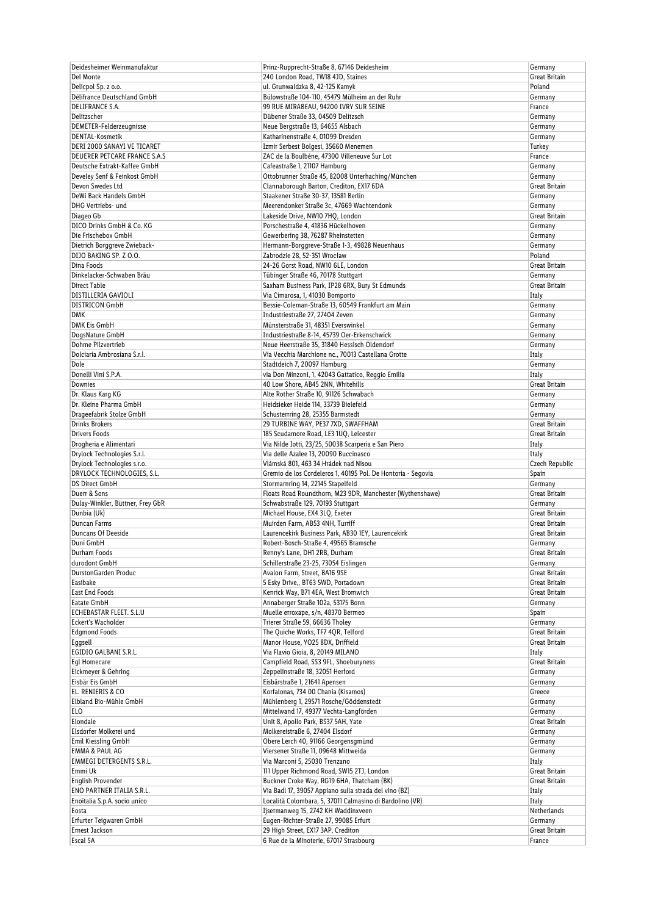| Deidesheimer Weinmanufaktur | Prinz-Rupprecht-Straße 8, 67146 Deidesheim | Germany |
|---|---|---|
| Del Monte | 240 London Road, TW18 4JD, Staines | Great Britain |
| Delicpol Sp. z o.o. | ul. Grunwaldzka 8, 42-125 Kamyk | Poland |
| Délifrance Deutschland GmbH | Bülowstraße 104-110, 45479 Mülheim an der Ruhr | Germany |
| DELIFRANCE S.A. | 99 RUE MIRABEAU, 94200 IVRY SUR SEINE | France |
| Delitzscher | Dübener Straße 33, 04509 Delitzsch | Germany |
| DEMETER-Felderzeugnisse | Neue Bergstraße 13, 64655 Alsbach | Germany |
| DENTAL-Kosmetik | Katharinenstraße 4, 01099 Dresden | Germany |
| DERI 2000 SANAYI VE TICARET | Izmir Serbest Bolgesi, 35660 Menemen | Turkey |
| DEUERER PETCARE FRANCE S.A.S | ZAC de la Boulbène, 47300 Villeneuve Sur Lot | France |
| Deutsche Extrakt-Kaffee GmbH | Cafeastraße 1, 21107 Hamburg | Germany |
| Develey Senf & Feinkost GmbH | Ottobrunner Straße 45, 82008 Unterhaching/München | Germany |
| Devon Swedes Ltd | Clannaborough Barton, Crediton, EX17 6DA | Great Britain |
| DeWi Back Handels GmbH | Staakener Straße 30-37, 13581 Berlin | Germany |
| DHG Vertriebs- und | Meerendonker Straße 3c, 47669 Wachtendonk | Germany |
| Diageo Gb | Lakeside Drive, NW10 7HQ, London | Great Britain |
| DICO Drinks GmbH & Co. KG | Porschestraße 4, 41836 Hückelhoven | Germany |
| Die Frischebox GmbH | Gewerbering 38, 76287 Rheinstetten | Germany |
| Dietrich Borggreve Zwieback- | Hermann-Borggreve-Straße 1-3, 49828 Neuenhaus | Germany |
| DIJO BAKING SP. Z O.O. | Zabrodzie 28, 52-351 Wrocław | Poland |
| Dina Foods | 24-26 Gorst Road, NW10 6LE, London | Great Britain |
| Dinkelacker-Schwaben Bräu | Tübinger Straße 46, 70178 Stuttgart | Germany |
| Direct Table | Saxham Business Park, IP28 6RX, Bury St Edmunds | Great Britain |
| DISTILLERIA GAVIOLI | Via Cimarosa, 1, 41030 Bomporto | Italy |
| DISTRICON GmbH | Bessie-Coleman-Straße 13, 60549 Frankfurt am Main | Germany |
| DMK | Industriestraße 27, 27404 Zeven | Germany |
| DMK Eis GmbH | Münsterstraße 31, 48351 Everswinkel | Germany |
| DogsNature GmbH | Industriestraße 8-14, 45739 Oer-Erkenschwick | Germany |
| Dohme Pilzvertrieb | Neue Heerstraße 35, 31840 Hessisch Oldendorf | Germany |
| Dolciaria Ambrosiana S.r.l. | Via Vecchia Marchione nc., 70013 Castellana Grotte | Italy |
| Dole | Stadtdeich 7, 20097 Hamburg | Germany |
| Donelli Vini S.P.A. | via Don Minzoni, 1, 42043 Gattatico, Reggio Emilia | Italy |
| Downies | 40 Low Shore, AB45 2NN, Whitehills | Great Britain |
| Dr. Klaus Karg KG | Alte Rother Straße 10, 91126 Schwabach | Germany |
| Dr. Kleine Pharma GmbH | Heidsieker Heide 114, 33739 Bielefeld | Germany |
| Drageefabrik Stolze GmbH | Schusterrring 28, 25355 Barmstedt | Germany |
| Drinks Brokers | 29 TURBINE WAY, PE37 7XD, SWAFFHAM | Great Britain |
| Drivers Foods | 185 Scudamore Road, LE3 1UQ, Leicester | Great Britain |
| Drogheria e Alimentari | Via Nilde Iotti, 23/25, 50038 Scarperia e San Piero | Italy |
| Drylock Technologies S.r.l. | Via delle Azalee 13, 20090 Buccinasco | Italy |
| Drylock Technologies s.r.o. | Vlámská 801, 463 34 Hrádek nad Nisou | Czech Republic |
| DRYLOCK TECHNOLOGIES, S.L. | Gremio de los Cordeleros 1, 40195 Pol. De Hontoria - Segovia | Spain |
| DS Direct GmbH | Stormarnring 14, 22145 Stapelfeld | Germany |
| Duerr & Sons | Floats Road Roundthorn, M23 9DR, Manchester (Wythenshawe) | Great Britain |
| Dulay-Winkler, Büttner, Frey GbR | Schwabstraße 129, 70193 Stuttgart | Germany |
| Dunbia (Uk) | Michael House, EX4 3LQ, Exeter | Great Britain |
| Duncan Farms | Muirden Farm, AB53 4NH, Turriff | Great Britain |
| Duncans Of Deeside | Laurencekirk Business Park, AB30 1EY, Laurencekirk | Great Britain |
| Duni GmbH | Robert-Bosch-Straße 4, 49565 Bramsche | Germany |
| Durham Foods | Renny's Lane, DH1 2RB, Durham | Great Britain |
| durodont GmbH | Schillerstraße 23-25, 73054 Eislingen | Germany |
| DurstonGarden Produc | Avalon Farm, Street, BA16 9SE | Great Britain |
| Easibake | 5 Esky Drive,, BT63 5WD, Portadown | Great Britain |
| East End Foods | Kenrick Way, B71 4EA, West Bromwich | Great Britain |
| Eatate GmbH | Annaberger Straße 102a, 53175 Bonn | Germany |
| ECHEBASTAR FLEET. S.L.U | Muelle erroxape, s/n, 48370 Bermeo | Spain |
| Eckert's Wacholder | Trierer Straße 59, 66636 Tholey | Germany |
| Edgmond Foods | The Quiche Works, TF7 4QR, Telford | Great Britain |
| Eggsell | Manor House, YO25 8DX, Driffield | Great Britain |
| EGIDIO GALBANI S.R.L. | Via Flavio Gioia, 8, 20149 MILANO | Italy |
| Egl Homecare | Campfield Road, SS3 9FL, Shoeburyness | Great Britain |
| Eickmeyer & Gehring | Zeppelinstraße 18, 32051 Herford | Germany |
| Eisbär Eis GmbH | Eisbärstraße 1, 21641 Apensen | Germany |
| EL. RENIERIS & CO | Korfalonas, 734 00 Chania (Kisamos) | Greece |
| Elbland Bio-Mühle GmbH | Mühlenberg 1, 29571 Rosche/Göddenstedt | Germany |
| ELO | Mittelwand 17, 49377 Vechta-Langförden | Germany |
| Elondale | Unit 8, Apollo Park, BS37 5AH, Yate | Great Britain |
| Elsdorfer Molkerei und | Molkereistraße 6, 27404 Elsdorf | Germany |
| Emil Kiessling GmbH | Obere Lerch 40, 91166 Georgensgmünd | Germany |
| EMMA & PAUL AG | Viersener Straße 11, 09648 Mittweida | Germany |
| EMMEGI DETERGENTS S.R.L. | Via Marconi 5, 25030 Trenzano | Italy |
| Emmi Uk | 111 Upper Richmond Road, SW15 2TJ, London | Great Britain |
| English Provender | Buckner Croke Way, RG19 6HA, Thatcham (BK) | Great Britain |
| ENO PARTNER ITALIA S.R.L. | Via Badl 17, 39057 Appiano sulla strada del vino (BZ) | Italy |
| Enoitalia S.p.A. socio unico | Località Colombara, 5, 37011 Calmasino di Bardolino (VR) | Italy |
| Eosta | Ijsermanweg 15, 2742 KH Waddinxveen | Netherlands |
| Erfurter Teigwaren GmbH | Eugen-Richter-Straße 27, 99085 Erfurt | Germany |
| Ernest Jackson | 29 High Street, EX17 3AP, Crediton | Great Britain |
| Escal SA | 6 Rue de la Minoterie, 67017 Strasbourg | France |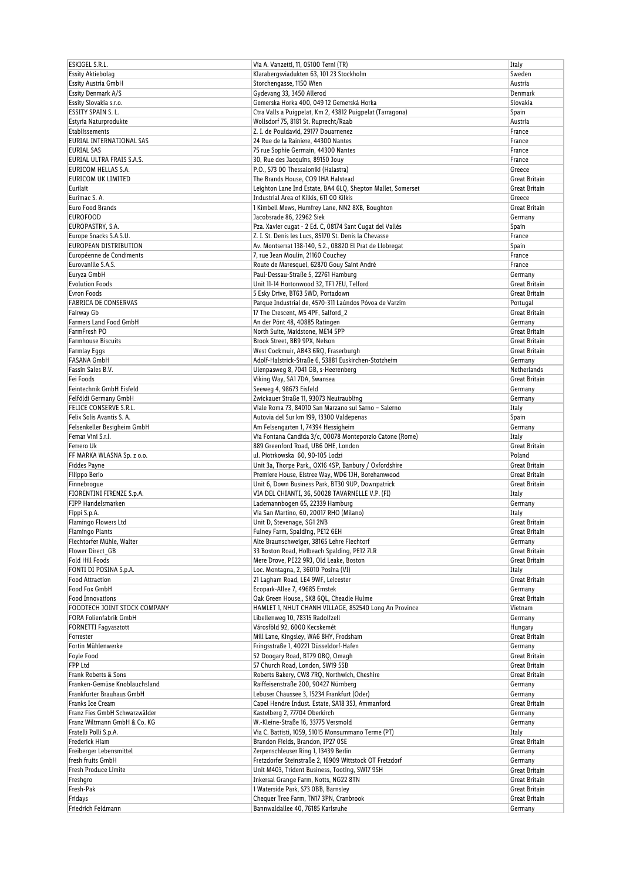| ESKIGEL S.R.L. | Via A. Vanzetti, 11, 05100 Terni (TR) | Italy |
|---|---|---|
| Essity Aktiebolag | Klarabergsviadukten 63, 101 23 Stockholm | Sweden |
| Essity Austria GmbH | Storchengasse, 1150 Wien | Austria |
| Essity Denmark A/S | Gydevang 33, 3450 Allerod | Denmark |
| Essity Slovakia s.r.o. | Gemerska Horka 400, 049 12 Gemerská Horka | Slovakia |
| ESSITY SPAIN S. L. | Ctra Valls a Puigpelat, Km 2, 43812 Puigpelat (Tarragona) | Spain |
| Estyria Naturprodukte | Wollsdorf 75, 8181 St. Ruprecht/Raab | Austria |
| Etablissements | Z. I. de Pouldavid, 29177 Douarnenez | France |
| EURIAL INTERNATIONAL SAS | 24 Rue de la Rainiere, 44300 Nantes | France |
| EURIAL SAS | 75 rue Sophie Germain, 44300 Nantes | France |
| EURIAL ULTRA FRAIS S.A.S. | 30, Rue des Jacquins, 89150 Jouy | France |
| EURICOM HELLAS S.A. | P.O., 573 00 Thessaloniki (Halastra) | Greece |
| EURICOM UK LIMITED | The Brands House, CO9 1HA Halstead | Great Britain |
| Eurilait | Leighton Lane Ind Estate, BA4 6LQ, Shepton Mallet, Somerset | Great Britain |
| Eurimac S. A. | Industrial Area of Kilkis, 611 00 Kilkis | Greece |
| Euro Food Brands | 1 Kimbell Mews, Humfrey Lane, NN2 8XB, Boughton | Great Britain |
| EUROFOOD | Jacobsrade 86, 22962 Siek | Germany |
| EUROPASTRY, S.A. | Pza. Xavier cugat - 2 Ed. C, 08174 Sant Cugat del Vallés | Spain |
| Europe Snacks S.A.S.U. | Z. I. St. Denis les Lucs, 85170 St. Denis la Chevasse | France |
| EUROPEAN DISTRIBUTION | Av. Montserrat 138-140, 5.2., 08820 El Prat de Llobregat | Spain |
| Européenne de Condiments | 7, rue Jean Moulin, 21160 Couchey | France |
| Eurovanille S.A.S. | Route de Maresquel, 62870 Gouy Saint André | France |
| Euryza GmbH | Paul-Dessau-Straße 5, 22761 Hamburg | Germany |
| Evolution Foods | Unit 11-14 Hortonwood 32, TF1 7EU, Telford | Great Britain |
| Evron Foods | 5 Esky Drive, BT63 5WD, Portadown | Great Britain |
| FABRICA DE CONSERVAS | Parque Industrial de, 4570-311 Laúndos Póvoa de Varzim | Portugal |
| Fairway Gb | 17 The Crescent, M5 4PF, Salford_2 | Great Britain |
| Farmers Land Food GmbH | An der Pönt 48, 40885 Ratingen | Germany |
| FarmFresh PO | North Suite, Maidstone, ME14 5PP | Great Britain |
| Farmhouse Biscuits | Brook Street, BB9 9PX, Nelson | Great Britain |
| Farmlay Eggs | West Cockmuir, AB43 6RQ, Fraserburgh | Great Britain |
| FASANA GmbH | Adolf-Halstrick-Straße 6, 53881 Euskirchen-Stotzheim | Germany |
| Fassin Sales B.V. | Ulenpasweg 8, 7041 GB, s-Heerenberg | Netherlands |
| Fei Foods | Viking Way, SA1 7DA, Swansea | Great Britain |
| Feintechnik GmbH Eisfeld | Seeweg 4, 98673 Eisfeld | Germany |
| Felföldi Germany GmbH | Zwickauer Straße 11, 93073 Neutraubling | Germany |
| FELICE CONSERVE S.R.L. | Viale Roma 73, 84010 San Marzano sul Sarno – Salerno | Italy |
| Felix Solis Avantis S. A. | Autovia del Sur km 199, 13300 Valdepenas | Spain |
| Felsenkeller Besigheim GmbH | Am Felsengarten 1, 74394 Hessigheim | Germany |
| Femar Vini S.r.l. | Via Fontana Candida 3/c, 00078 Monteporzio Catone (Rome) | Italy |
| Ferrero Uk | 889 Greenford Road, UB6 0HE, London | Great Britain |
| FF MARKA WLASNA Sp. z o.o. | ul. Piotrkowska 60, 90-105 Lodzi | Poland |
| Fiddes Payne | Unit 3a, Thorpe Park,, OX16 4SP, Banbury / Oxfordshire | Great Britain |
| Filippo Berio | Premiere House, Elstree Way, WD6 1JH, Borehamwood | Great Britain |
| Finnebrogue | Unit 6, Down Business Park, BT30 9UP, Downpatrick | Great Britain |
| FIORENTINI FIRENZE S.p.A. | VIA DEL CHIANTI, 36, 50028 TAVARNELLE V.P. (FI) | Italy |
| FIPP Handelsmarken | Lademannbogen 65, 22339 Hamburg | Germany |
| Fippi S.p.A. | Via San Martino, 60, 20017 RHO (Milano) | Italy |
| Flamingo Flowers Ltd | Unit D, Stevenage, SG1 2NB | Great Britain |
| Flamingo Plants | Fulney Farm, Spalding, PE12 6EH | Great Britain |
| Flechtorfer Mühle, Walter | Alte Braunschweiger, 38165 Lehre Flechtorf | Germany |
| Flower Direct_GB | 33 Boston Road, Holbeach Spalding, PE12 7LR | Great Britain |
| Fold Hill Foods | Mere Drove, PE22 9RJ, Old Leake, Boston | Great Britain |
| FONTI DI POSINA S.p.A. | Loc. Montagna, 2, 36010 Posina (VI) | Italy |
| Food Attraction | 21 Lagham Road, LE4 9WF, Leicester | Great Britain |
| Food Fox GmbH | Ecopark-Allee 7, 49685 Emstek | Germany |
| Food Innovations | Oak Green House,, SK8 6QL, Cheadle Hulme | Great Britain |
| FOODTECH JOINT STOCK COMPANY | HAMLET 1, NHUT CHANH VILLAGE, 852540 Long An Province | Vietnam |
| FORA Folienfabrik GmbH | Libellenweg 10, 78315 Radolfzell | Germany |
| FORNETTI Fagyasztott | Városföld 92, 6000 Kecskemét | Hungary |
| Forrester | Mill Lane, Kingsley, WA6 8HY, Frodsham | Great Britain |
| Fortin Mühlenwerke | Fringsstraße 1, 40221 Düsseldorf-Hafen | Germany |
| Foyle Food | 52 Doogary Road, BT79 0BQ, Omagh | Great Britain |
| FPP Ltd | 57 Church Road, London, SW19 5SB | Great Britain |
| Frank Roberts & Sons | Roberts Bakery, CW8 7RQ, Northwich, Cheshire | Great Britain |
| Franken-Gemüse Knoblauchsland | Raiffeisenstraße 200, 90427 Nürnberg | Germany |
| Frankfurter Brauhaus GmbH | Lebuser Chaussee 3, 15234 Frankfurt (Oder) | Germany |
| Franks Ice Cream | Capel Hendre Indust. Estate, SA18 3SJ, Ammanford | Great Britain |
| Franz Fies GmbH Schwarzwälder | Kastelberg 2, 77704 Oberkirch | Germany |
| Franz Wiltmann GmbH & Co. KG | W.-Kleine-Straße 16, 33775 Versmold | Germany |
| Fratelli Polli S.p.A. | Via C. Battisti, 1059, 51015 Monsummano Terme (PT) | Italy |
| Frederick Hiam | Brandon Fields, Brandon, IP27 0SE | Great Britain |
| Freiberger Lebensmittel | Zerpenschleuser Ring 1, 13439 Berlin | Germany |
| fresh fruits GmbH | Fretzdorfer Steinstraße 2, 16909 Wittstock OT Fretzdorf | Germany |
| Fresh Produce Limite | Unit M403, Trident Business, Tooting, SW17 9SH | Great Britain |
| Freshgro | Inkersal Grange Farm, Notts, NG22 8TN | Great Britain |
| Fresh-Pak | 1 Waterside Park, S73 0BB, Barnsley | Great Britain |
| Fridays | Chequer Tree Farm, TN17 3PN, Cranbrook | Great Britain |
| Friedrich Feldmann | Bannwaldallee 40, 76185 Karlsruhe | Germany |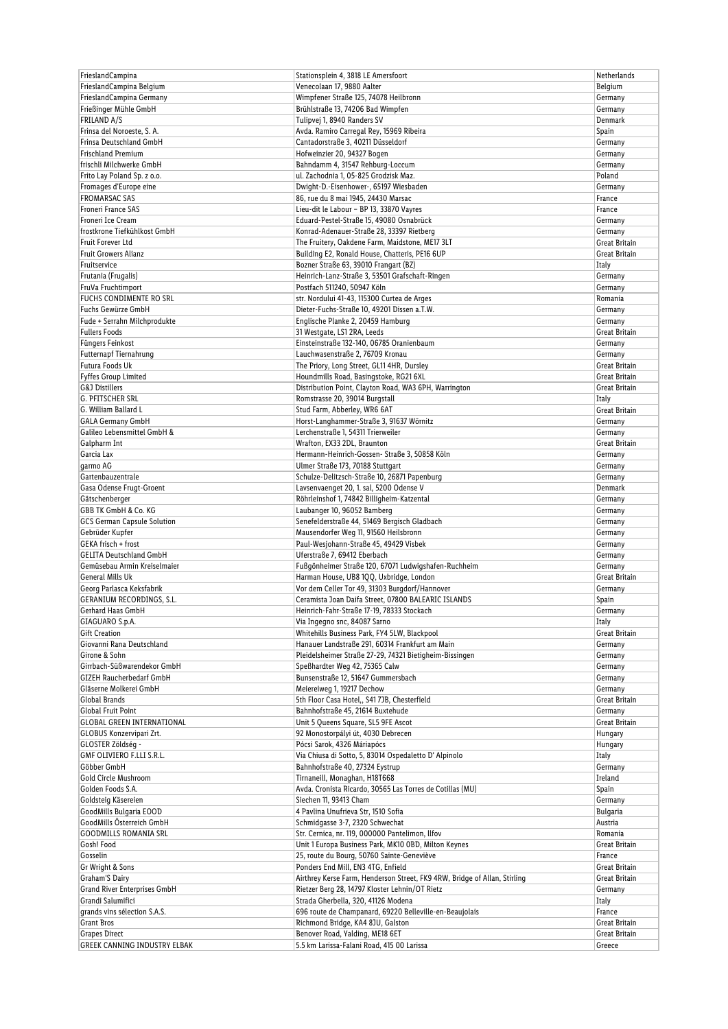| FrieslandCampina | Stationsplein 4, 3818 LE Amersfoort | Netherlands |
|---|---|---|
| FrieslandCampina Belgium | Venecolaan 17, 9880 Aalter | Belgium |
| FrieslandCampina Germany | Wimpfener Straße 125, 74078 Heilbronn | Germany |
| Frießinger Mühle GmbH | Brühlstraße 13, 74206 Bad Wimpfen | Germany |
| FRILAND A/S | Tulipvej 1, 8940 Randers SV | Denmark |
| Frinsa del Noroeste, S. A. | Avda. Ramiro Carregal Rey, 15969 Ribeira | Spain |
| Frinsa Deutschland GmbH | Cantadorstraße 3, 40211 Düsseldorf | Germany |
| Frischland Premium | Hofweinzier 20, 94327 Bogen | Germany |
| frischli Milchwerke GmbH | Bahndamm 4, 31547 Rehburg-Loccum | Germany |
| Frito Lay Poland Sp. z o.o. | ul. Zachodnia 1, 05-825 Grodzisk Maz. | Poland |
| Fromages d'Europe eine | Dwight-D.-Eisenhower-, 65197 Wiesbaden | Germany |
| FROMARSAC SAS | 86, rue du 8 mai 1945, 24430 Marsac | France |
| Froneri France SAS | Lieu-dit le Labour – BP 13, 33870 Vayres | France |
| Froneri Ice Cream | Eduard-Pestel-Straße 15, 49080 Osnabrück | Germany |
| frostkrone Tiefkühlkost GmbH | Konrad-Adenauer-Straße 28, 33397 Rietberg | Germany |
| Fruit Forever Ltd | The Fruitery, Oakdene Farm, Maidstone, ME17 3LT | Great Britain |
| Fruit Growers Alianz | Building E2, Ronald House, Chatteris, PE16 6UP | Great Britain |
| Fruitservice | Bozner Straße 63, 39010 Frangart (BZ) | Italy |
| Frutania (Frugalis) | Heinrich-Lanz-Straße 3, 53501 Grafschaft-Ringen | Germany |
| FruVa Fruchtimport | Postfach 511240, 50947 Köln | Germany |
| FUCHS CONDIMENTE RO SRL | str. Nordului 41-43, 115300 Curtea de Arges | Romania |
| Fuchs Gewürze GmbH | Dieter-Fuchs-Straße 10, 49201 Dissen a.T.W. | Germany |
| Fude + Serrahn Milchprodukte | Englische Planke 2, 20459 Hamburg | Germany |
| Fullers Foods | 31 Westgate, LS1 2RA, Leeds | Great Britain |
| Füngers Feinkost | Einsteinstraße 132-140, 06785 Oranienbaum | Germany |
| Futternapf Tiernahrung | Lauchwasenstraße 2, 76709 Kronau | Germany |
| Futura Foods Uk | The Priory, Long Street, GL11 4HR, Dursley | Great Britain |
| Fyffes Group Limited | Houndmills Road, Basingstoke, RG21 6XL | Great Britain |
| G&J Distillers | Distribution Point, Clayton Road, WA3 6PH, Warrington | Great Britain |
| G. PFITSCHER SRL | Romstrasse 20, 39014 Burgstall | Italy |
| G. William Ballard L | Stud Farm, Abberley, WR6 6AT | Great Britain |
| GALA Germany GmbH | Horst-Langhammer-Straße 3, 91637 Wörnitz | Germany |
| Galileo Lebensmittel GmbH & | Lerchenstraße 1, 54311 Trierweiler | Germany |
| Galpharm Int | Wrafton, EX33 2DL, Braunton | Great Britain |
| Garcia Lax | Hermann-Heinrich-Gossen- Straße 3, 50858 Köln | Germany |
| garmo AG | Ulmer Straße 173, 70188 Stuttgart | Germany |
| Gartenbauzentrale | Schulze-Delitzsch-Straße 10, 26871 Papenburg | Germany |
| Gasa Odense Frugt-Groent | Lavsenvaenget 20, 1. sal, 5200 Odense V | Denmark |
| Gätschenberger | Röhrleinshof 1, 74842 Billigheim-Katzental | Germany |
| GBB TK GmbH & Co. KG | Laubanger 10, 96052 Bamberg | Germany |
| GCS German Capsule Solution | Senefelderstraße 44, 51469 Bergisch Gladbach | Germany |
| Gebrüder Kupfer | Mausendorfer Weg 11, 91560 Heilsbronn | Germany |
| GEKA frisch + frost | Paul-Wesjohann-Straße 45, 49429 Visbek | Germany |
| GELITA Deutschland GmbH | Uferstraße 7, 69412 Eberbach | Germany |
| Gemüsebau Armin Kreiselmaier | Fußgönheimer Straße 120, 67071 Ludwigshafen-Ruchheim | Germany |
| General Mills Uk | Harman House, UB8 1QQ, Uxbridge, London | Great Britain |
| Georg Parlasca Keksfabrik | Vor dem Celler Tor 49, 31303 Burgdorf/Hannover | Germany |
| GERANIUM RECORDINGS, S.L. | Ceramista Joan Daifa Street, 07800 BALEARIC ISLANDS | Spain |
| Gerhard Haas GmbH | Heinrich-Fahr-Straße 17-19, 78333 Stockach | Germany |
| GIAGUARO S.p.A. | Via Ingegno snc, 84087 Sarno | Italy |
| Gift Creation | Whitehills Business Park, FY4 5LW, Blackpool | Great Britain |
| Giovanni Rana Deutschland | Hanauer Landstraße 291, 60314 Frankfurt am Main | Germany |
| Girone & Sohn | Pleidelsheimer Straße 27-29, 74321 Bietigheim-Bissingen | Germany |
| Girrbach-Süßwarendekor GmbH | Speßhardter Weg 42, 75365 Calw | Germany |
| GIZEH Raucherbedarf GmbH | Bunsenstraße 12, 51647 Gummersbach | Germany |
| Gläserne Molkerei GmbH | Meiereiweg 1, 19217 Dechow | Germany |
| Global Brands | 5th Floor Casa Hotel,, S41 7JB, Chesterfield | Great Britain |
| Global Fruit Point | Bahnhofstraße 45, 21614 Buxtehude | Germany |
| GLOBAL GREEN INTERNATIONAL | Unit 5 Queens Square, SL5 9FE Ascot | Great Britain |
| GLOBUS Konzervipari Zrt. | 92 Monostorpályi út, 4030 Debrecen | Hungary |
| GLOSTER Zöldség - | Pócsi Sarok, 4326 Máriapócs | Hungary |
| GMF OLIVIERO F.LLI S.R.L. | Via Chiusa di Sotto, 5, 83014 Ospedaletto D' Alpinolo | Italy |
| Göbber GmbH | Bahnhofstraße 40, 27324 Eystrup | Germany |
| Gold Circle Mushroom | Tirnaneill, Monaghan, H18T668 | Ireland |
| Golden Foods S.A. | Avda. Cronista Ricardo, 30565 Las Torres de Cotillas (MU) | Spain |
| Goldsteig Käsereien | Siechen 11, 93413 Cham | Germany |
| GoodMills Bulgaria EOOD | 4 Pavlina Unufrieva Str, 1510 Sofia | Bulgaria |
| GoodMills Österreich GmbH | Schmidgasse 3-7, 2320 Schwechat | Austria |
| GOODMILLS ROMANIA SRL | Str. Cernica, nr. 119, 000000 Pantelimon, Ilfov | Romania |
| Gosh! Food | Unit 1 Europa Business Park, MK10 0BD, Milton Keynes | Great Britain |
| Gosselin | 25, route du Bourg, 50760 Sainte-Geneviève | France |
| Gr Wright & Sons | Ponders End Mill, EN3 4TG, Enfield | Great Britain |
| Graham'S Dairy | Airthrey Kerse Farm, Henderson Street, FK9 4RW, Bridge of Allan, Stirling | Great Britain |
| Grand River Enterprises GmbH | Rietzer Berg 28, 14797 Kloster Lehnin/OT Rietz | Germany |
| Grandi Salumifici | Strada Gherbella, 320, 41126 Modena | Italy |
| grands vins sélection S.A.S. | 696 route de Champanard, 69220 Belleville-en-Beaujolais | France |
| Grant Bros | Richmond Bridge, KA4 8JU, Galston | Great Britain |
| Grapes Direct | Benover Road, Yalding, ME18 6ET | Great Britain |
| GREEK CANNING INDUSTRY ELBAK | 5.5 km Larissa-Falani Road, 415 00 Larissa | Greece |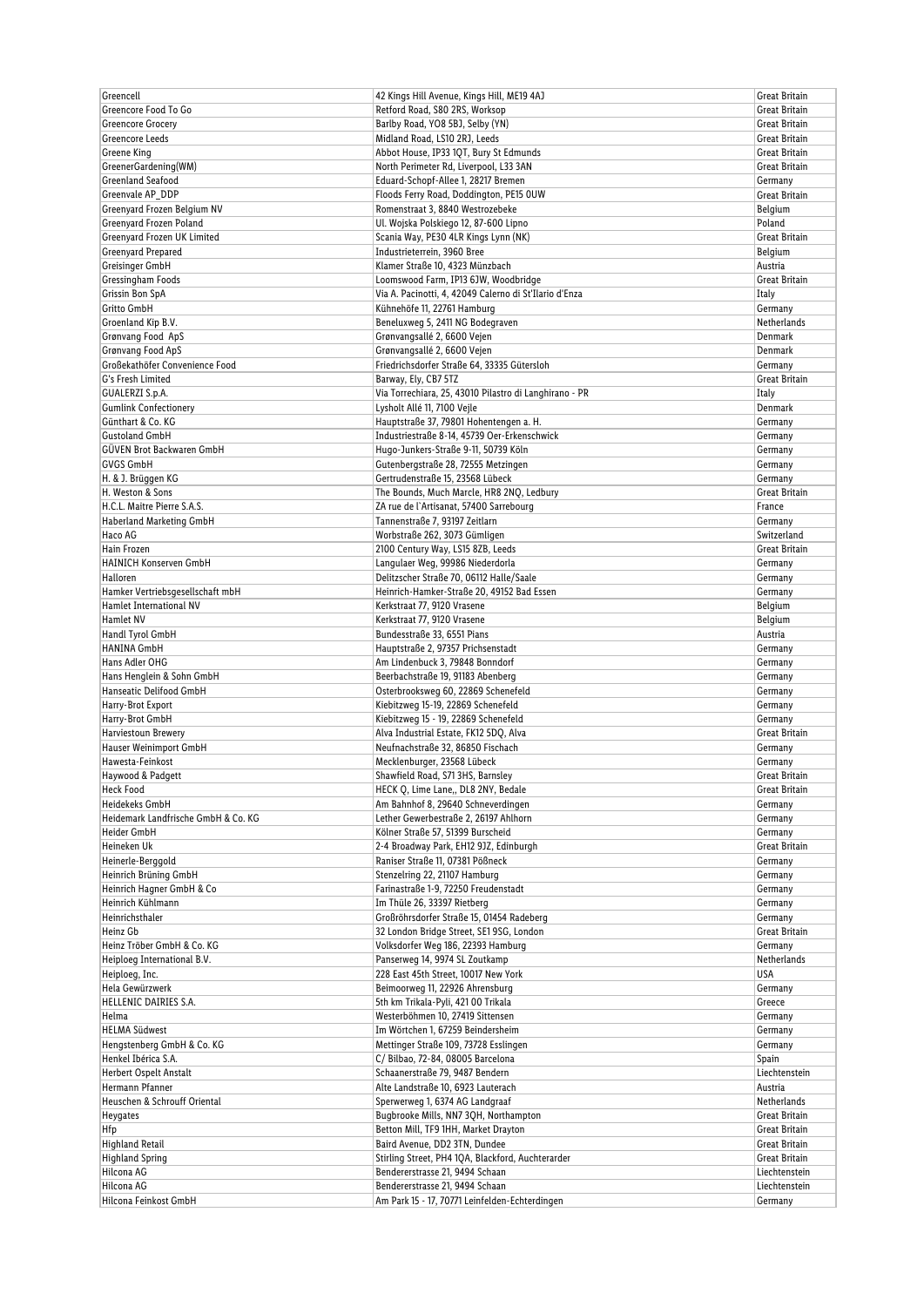| Greencell | 42 Kings Hill Avenue, Kings Hill, ME19 4AJ | Great Britain |
|---|---|---|
| Greencore Food To Go | Retford Road, S80 2RS, Worksop | Great Britain |
| Greencore Grocery | Barlby Road, YO8 5BJ, Selby (YN) | Great Britain |
| Greencore Leeds | Midland Road, LS10 2RJ, Leeds | Great Britain |
| Greene King | Abbot House, IP33 1QT, Bury St Edmunds | Great Britain |
| GreenerGardening(WM) | North Perimeter Rd, Liverpool, L33 3AN | Great Britain |
| Greenland Seafood | Eduard-Schopf-Allee 1, 28217 Bremen | Germany |
| Greenvale AP_DDP | Floods Ferry Road, Doddington, PE15 0UW | Great Britain |
| Greenyard Frozen Belgium NV | Romenstraat 3, 8840 Westrozebeke | Belgium |
| Greenyard Frozen Poland | Ul. Wojska Polskiego 12, 87-600 Lipno | Poland |
| Greenyard Frozen UK Limited | Scania Way, PE30 4LR Kings Lynn (NK) | Great Britain |
| Greenyard Prepared | Industrieterrein, 3960 Bree | Belgium |
| Greisinger GmbH | Klamer Straße 10, 4323 Münzbach | Austria |
| Gressingham Foods | Loomswood Farm, IP13 6JW, Woodbridge | Great Britain |
| Grissin Bon SpA | Via A. Pacinotti, 4, 42049 Calerno di St'Ilario d'Enza | Italy |
| Gritto GmbH | Kühnehöfe 11, 22761 Hamburg | Germany |
| Groenland Kip B.V. | Beneluxweg 5, 2411 NG Bodegraven | Netherlands |
| Grønvang Food ApS | Grønvangsallé 2, 6600 Vejen | Denmark |
| Grønvang Food ApS | Grønvangsallé 2, 6600 Vejen | Denmark |
| Großekathöfer Convenience Food | Friedrichsdorfer Straße 64, 33335 Gütersloh | Germany |
| G's Fresh Limited | Barway, Ely, CB7 5TZ | Great Britain |
| GUALERZI S.p.A. | Via Torrechiara, 25, 43010 Pilastro di Langhirano - PR | Italy |
| Gumlink Confectionery | Lysholt Allé 11, 7100 Vejle | Denmark |
| Günthart & Co. KG | Hauptstraße 37, 79801 Hohentengen a. H. | Germany |
| Gustoland GmbH | Industriestraße 8-14, 45739 Oer-Erkenschwick | Germany |
| GÜVEN Brot Backwaren GmbH | Hugo-Junkers-Straße 9-11, 50739 Köln | Germany |
| GVGS GmbH | Gutenbergstraße 28, 72555 Metzingen | Germany |
| H. & J. Brüggen KG | Gertrudenstraße 15, 23568 Lübeck | Germany |
| H. Weston & Sons | The Bounds, Much Marcle, HR8 2NQ, Ledbury | Great Britain |
| H.C.L. Maitre Pierre S.A.S. | ZA rue de l`Artisanat, 57400 Sarrebourg | France |
| Haberland Marketing GmbH | Tannenstraße 7, 93197 Zeitlarn | Germany |
| Haco AG | Worbstraße 262, 3073 Gümligen | Switzerland |
| Hain Frozen | 2100 Century Way, LS15 8ZB, Leeds | Great Britain |
| HAINICH Konserven GmbH | Langulaer Weg, 99986 Niederdorla | Germany |
| Halloren | Delitzscher Straße 70, 06112 Halle/Saale | Germany |
| Hamker Vertriebsgesellschaft mbH | Heinrich-Hamker-Straße 20, 49152 Bad Essen | Germany |
| Hamlet International NV | Kerkstraat 77, 9120 Vrasene | Belgium |
| Hamlet NV | Kerkstraat 77, 9120 Vrasene | Belgium |
| Handl Tyrol GmbH | Bundesstraße 33, 6551 Pians | Austria |
| HANINA GmbH | Hauptstraße 2, 97357 Prichsenstadt | Germany |
| Hans Adler OHG | Am Lindenbuck 3, 79848 Bonndorf | Germany |
| Hans Henglein & Sohn GmbH | Beerbachstraße 19, 91183 Abenberg | Germany |
| Hanseatic Delifood GmbH | Osterbrooksweg 60, 22869 Schenefeld | Germany |
| Harry-Brot Export | Kiebitzweg 15-19, 22869 Schenefeld | Germany |
| Harry-Brot GmbH | Kiebitzweg 15 - 19, 22869 Schenefeld | Germany |
| Harviestoun Brewery | Alva Industrial Estate, FK12 5DQ, Alva | Great Britain |
| Hauser Weinimport GmbH | Neufnachstraße 32, 86850 Fischach | Germany |
| Hawesta-Feinkost | Mecklenburger, 23568 Lübeck | Germany |
| Haywood & Padgett | Shawfield Road, S71 3HS, Barnsley | Great Britain |
| Heck Food | HECK Q, Lime Lane,, DL8 2NY, Bedale | Great Britain |
| Heidekeks GmbH | Am Bahnhof 8, 29640 Schneverdingen | Germany |
| Heidemark Landfrische GmbH & Co. KG | Lether Gewerbestraße 2, 26197 Ahlhorn | Germany |
| Heider GmbH | Kölner Straße 57, 51399 Burscheid | Germany |
| Heineken Uk | 2-4 Broadway Park, EH12 9JZ, Edinburgh | Great Britain |
| Heinerle-Berggold | Raniser Straße 11, 07381 Pößneck | Germany |
| Heinrich Brüning GmbH | Stenzelring 22, 21107 Hamburg | Germany |
| Heinrich Hagner GmbH & Co | Farinastraße 1-9, 72250 Freudenstadt | Germany |
| Heinrich Kühlmann | Im Thüle 26, 33397 Rietberg | Germany |
| Heinrichsthaler | Großröhrsdorfer Straße 15, 01454 Radeberg | Germany |
| Heinz Gb | 32 London Bridge Street, SE1 9SG, London | Great Britain |
| Heinz Tröber GmbH & Co. KG | Volksdorfer Weg 186, 22393 Hamburg | Germany |
| Heiploeg International B.V. | Panserweg 14, 9974 SL Zoutkamp | Netherlands |
| Heiploeg, Inc. | 228 East 45th Street, 10017 New York | USA |
| Hela Gewürzwerk | Beimoorweg 11, 22926 Ahrensburg | Germany |
| HELLENIC DAIRIES S.A. | 5th km Trikala-Pyli, 421 00 Trikala | Greece |
| Helma | Westerböhmen 10, 27419 Sittensen | Germany |
| HELMA Südwest | Im Wörtchen 1, 67259 Beindersheim | Germany |
| Hengstenberg GmbH & Co. KG | Mettinger Straße 109, 73728 Esslingen | Germany |
| Henkel Ibérica S.A. | C/ Bilbao, 72-84, 08005 Barcelona | Spain |
| Herbert Ospelt Anstalt | Schaanerstraße 79, 9487 Bendern | Liechtenstein |
| Hermann Pfanner | Alte Landstraße 10, 6923 Lauterach | Austria |
| Heuschen & Schrouff Oriental | Sperwerweg 1, 6374 AG Landgraaf | Netherlands |
| Heygates | Bugbrooke Mills, NN7 3QH, Northampton | Great Britain |
| Hfp | Betton Mill, TF9 1HH, Market Drayton | Great Britain |
| Highland Retail | Baird Avenue, DD2 3TN, Dundee | Great Britain |
| Highland Spring | Stirling Street, PH4 1QA, Blackford, Auchterarder | Great Britain |
| Hilcona AG | Bendererstrasse 21, 9494 Schaan | Liechtenstein |
| Hilcona AG | Bendererstrasse 21, 9494 Schaan | Liechtenstein |
| Hilcona Feinkost GmbH | Am Park 15 - 17, 70771 Leinfelden-Echterdingen | Germany |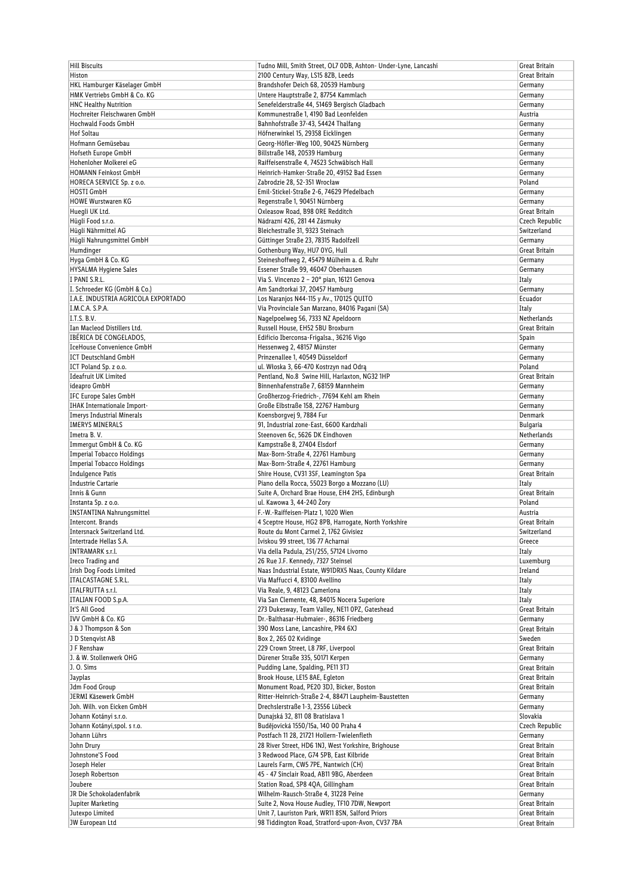| Hill Biscuits | Tudno Mill, Smith Street, OL7 0DB, Ashton- Under-Lyne, Lancashi | Great Britain |
|---|---|---|
| Histon | 2100 Century Way, LS15 8ZB, Leeds | Great Britain |
| HKL Hamburger Käselager GmbH | Brandshofer Deich 68, 20539 Hamburg | Germany |
| HMK Vertriebs GmbH & Co. KG | Untere Hauptstraße 2, 87754 Kammlach | Germany |
| HNC Healthy Nutrition | Senefelderstraße 44, 51469 Bergisch Gladbach | Germany |
| Hochreiter Fleischwaren GmbH | Kommunestraße 1, 4190 Bad Leonfelden | Austria |
| Hochwald Foods GmbH | Bahnhofstraße 37-43, 54424 Thalfang | Germany |
| Hof Soltau | Höfnerwinkel 15, 29358 Eicklingen | Germany |
| Hofmann Gemüsebau | Georg-Höfler-Weg 100, 90425 Nürnberg | Germany |
| Hofseth Europe GmbH | Billstraße 148, 20539 Hamburg | Germany |
| Hohenloher Molkerei eG | Raiffeisenstraße 4, 74523 Schwäbisch Hall | Germany |
| HOMANN Feinkost GmbH | Heinrich-Hamker-Straße 20, 49152 Bad Essen | Germany |
| HORECA SERVICE Sp. z o.o. | Zabrodzie 28, 52-351 Wrocław | Poland |
| HOSTI GmbH | Emil-Stickel-Straße 2-6, 74629 Pfedelbach | Germany |
| HOWE Wurstwaren KG | Regenstraße 1, 90451 Nürnberg | Germany |
| Huegli UK Ltd. | Oxleasow Road, B98 0RE Redditch | Great Britain |
| Hügli Food s.r.o. | Nádrazní 426, 281 44 Zásmuky | Czech Republic |
| Hügli Nährmittel AG | Bleichestraße 31, 9323 Steinach | Switzerland |
| Hügli Nahrungsmittel GmbH | Güttinger Straße 23, 78315 Radolfzell | Germany |
| Humdinger | Gothenburg Way, HU7 0YG, Hull | Great Britain |
| Hyga GmbH & Co. KG | Steineshoffweg 2, 45479 Mülheim a. d. Ruhr | Germany |
| HYSALMA Hygiene Sales | Essener Straße 99, 46047 Oberhausen | Germany |
| I PANI S.R.L. | Via S. Vincenzo 2 – 20° pian, 16121 Genova | Italy |
| I. Schroeder KG (GmbH & Co.) | Am Sandtorkai 37, 20457 Hamburg | Germany |
| I.A.E. INDUSTRIA AGRICOLA EXPORTADO | Los Naranjos N44-115 y Av., 170125 QUITO | Ecuador |
| I.M.C.A. S.P.A. | Via Provinciale San Marzano, 84016 Pagani (SA) | Italy |
| I.T.S. B.V. | Nagelpoelweg 56, 7333 NZ Apeldoorn | Netherlands |
| Ian Macleod Distillers Ltd. | Russell House, EH52 5BU Broxburn | Great Britain |
| IBÉRICA DE CONGELADOS, | Edificio Iberconsa-Frigalsa., 36216 Vigo | Spain |
| IceHouse Convenience GmbH | Hessenweg 2, 48157 Münster | Germany |
| ICT Deutschland GmbH | Prinzenallee 1, 40549 Düsseldorf | Germany |
| ICT Poland Sp. z o.o. | ul. Włoska 3, 66-470 Kostrzyn nad Odrą | Poland |
| Ideafruit UK Limited | Pentland, No.8 Swine Hill, Harlaxton, NG32 1HP | Great Britain |
| ideapro GmbH | Binnenhafenstraße 7, 68159 Mannheim | Germany |
| IFC Europe Sales GmbH | Großherzog-Friedrich-, 77694 Kehl am Rhein | Germany |
| IHAK Internationale Import- | Große Elbstraße 158, 22767 Hamburg | Germany |
| Imerys Industrial Minerals | Koensborgvej 9, 7884 Fur | Denmark |
| IMERYS MINERALS | 91, Industrial zone-East, 6600 Kardzhali | Bulgaria |
| Imetra B. V. | Steenoven 6c, 5626 DK Eindhoven | Netherlands |
| Immergut GmbH & Co. KG | Kampstraße 8, 27404 Elsdorf | Germany |
| Imperial Tobacco Holdings | Max-Born-Straße 4, 22761 Hamburg | Germany |
| Imperial Tobacco Holdings | Max-Born-Straße 4, 22761 Hamburg | Germany |
| Indulgence Patis | Shire House, CV31 3SF, Leamington Spa | Great Britain |
| Industrie Cartarie | Piano della Rocca, 55023 Borgo a Mozzano (LU) | Italy |
| Innis & Gunn | Suite A, Orchard Brae House, EH4 2HS, Edinburgh | Great Britain |
| Instanta Sp. z o.o. | ul. Kawowa 3, 44-240 Żory | Poland |
| INSTANTINA Nahrungsmittel | F.-W.-Raiffeisen-Platz 1, 1020 Wien | Austria |
| Intercont. Brands | 4 Sceptre House, HG2 8PB, Harrogate, North Yorkshire | Great Britain |
| Intersnack Switzerland Ltd. | Route du Mont Carmel 2, 1762 Givisiez | Switzerland |
| Intertrade Hellas S.A. | Iviskou 99 street, 136 77 Acharnai | Greece |
| INTRAMARK s.r.l. | Via della Padula, 251/255, 57124 Livorno | Italy |
| Ireco Trading and | 26 Rue J.F. Kennedy, 7327 Steinsel | Luxemburg |
| Irish Dog Foods Limited | Naas Industrial Estate, W91DRX5 Naas, County Kildare | Ireland |
| ITALCASTAGNE S.R.L. | Via Maffucci 4, 83100 Avellino | Italy |
| ITALFRUTTA s.r.l. | Via Reale, 9, 48123 Camerlona | Italy |
| ITALIAN FOOD S.p.A. | Via San Clemente, 48, 84015 Nocera Superiore | Italy |
| It'S All Good | 273 Dukesway, Team Valley, NE11 0PZ, Gateshead | Great Britain |
| IVV GmbH & Co. KG | Dr.-Balthasar-Hubmaier-, 86316 Friedberg | Germany |
| J & J Thompson & Son | 390 Moss Lane, Lancashire, PR4 6XJ | Great Britain |
| J D Stenqvist AB | Box 2, 265 02 Kvidinge | Sweden |
| J F Renshaw | 229 Crown Street, L8 7RF, Liverpool | Great Britain |
| J. & W. Stollenwerk OHG | Dürener Straße 335, 50171 Kerpen | Germany |
| J. O. Sims | Pudding Lane, Spalding, PE11 3TJ | Great Britain |
| Jayplas | Brook House, LE15 8AE, Egleton | Great Britain |
| Jdm Food Group | Monument Road, PE20 3DJ, Bicker, Boston | Great Britain |
| JERMI Käsewerk GmbH | Ritter-Heinrich-Straße 2-4, 88471 Laupheim-Baustetten | Germany |
| Joh. Wilh. von Eicken GmbH | Drechslerstraße 1-3, 23556 Lübeck | Germany |
| Johann Kotányi s.r.o. | Dunajská 32, 811 08 Bratislava 1 | Slovakia |
| Johann Kotányi,spol. s r.o. | Budějovická 1550/15a, 140 00 Praha 4 | Czech Republic |
| Johann Lührs | Postfach 11 28, 21721 Hollern-Twielenfleth | Germany |
| John Drury | 28 River Street, HD6 1NJ, West Yorkshire, Brighouse | Great Britain |
| Johnstone'S Food | 3 Redwood Place, G74 5PB, East Kilbride | Great Britain |
| Joseph Heler | Laurels Farm, CW5 7PE, Nantwich (CH) | Great Britain |
| Joseph Robertson | 45 - 47 Sinclair Road, AB11 9BG, Aberdeen | Great Britain |
| Joubere | Station Road, SP8 4QA, Gillingham | Great Britain |
| JR Die Schokoladenfabrik | Wilhelm-Rausch-Straße 4, 31228 Peine | Germany |
| Jupiter Marketing | Suite 2, Nova House Audley, TF10 7DW, Newport | Great Britain |
| Jutexpo Limited | Unit 7, Lauriston Park, WR11 8SN, Salford Priors | Great Britain |
| JW European Ltd | 98 Tiddington Road, Stratford-upon-Avon, CV37 7BA | Great Britain |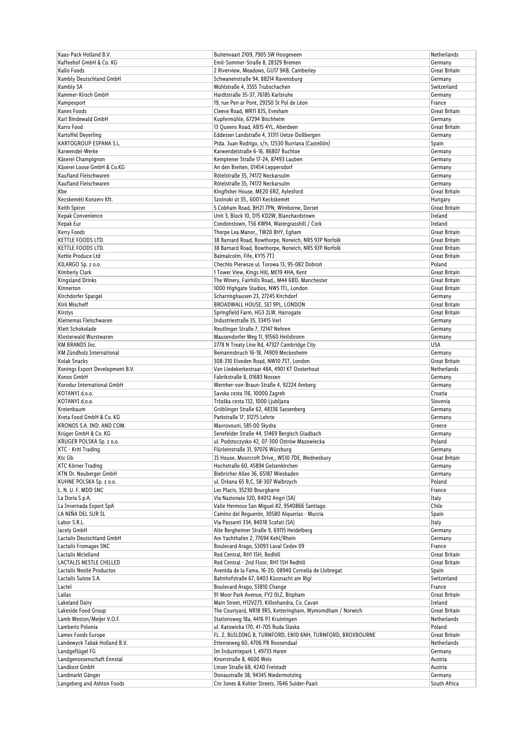| Kaas-Pack Holland B.V. | Buitenvaart 2109, 7905 SW Hoogeveen | Netherlands |
|---|---|---|
| Kaffeehof GmbH & Co. KG | Emil-Sommer-Straße 8, 28329 Bremen | Germany |
| Kallo Foods | 2 Riverview, Meadows, GU17 9AB, Camberley | Great Britain |
| Kambly Deutschland GmbH | Schwanenstraße 94, 88214 Ravensburg | Germany |
| Kambly SA | Mühlstraße 4, 3555 Trubschachen | Switzerland |
| Kammer-Kirsch GmbH | Hardtstraße 35-37, 76185 Karlsruhe | Germany |
| Kampexport | 19, rue Pen ar Pont, 29250 St Pol de Léon | France |
| Kanes Foods | Cleeve Road, WR11 8JS, Evesham | Great Britain |
| Karl Bindewald GmbH | Kupfermühle, 67294 Bischheim | Germany |
| Karro Food | 13 Queens Road, AB15 4YL, Aberdeen | Great Britain |
| Kartoffel Deyerling | Eddesser Landstraße 4, 31311 Uetze-Dollbergen | Germany |
| KARTOGROUP ESPANA S.L. | Ptda. Juan Rodrigo, s/n, 12530 Burriana (Castellón) | Spain |
| Karwendel-Werke | Karwendelstraße 6-16, 86807 Buchloe | Germany |
| Käserei Champignon | Kemptener Straße 17-24, 87493 Lauben | Germany |
| Käserei Loose GmbH & Co.KG | An den Breiten, 01454 Leppersdorf | Germany |
| Kaufland Fleischwaren | Rötelstraße 35, 74172 Neckarsulm | Germany |
| Kaufland Fleischwaren | Rötelstraße 35, 74172 Neckarsulm | Germany |
| Kbe | Kingfisher House, ME20 6RZ, Aylesford | Great Britain |
| Kecskeméti Konzerv Kft. | Szolnoki út 35., 6001 Kecskemét | Hungary |
| Keith Spicer | 5 Cobham Road, BH21 7PN, Wimborne, Dorset | Great Britain |
| Kepak Convenience | Unit 3, Block 10, D15 KD2W, Blanchardstown | Ireland |
| Kepak Eur | Condonstown, T56 KW94, Watergrasshill / Cork | Ireland |
| Kerry Foods | Thorpe Lea Manor,, TW20 8HY, Egham | Great Britain |
| KETTLE FOODS LTD. | 38 Barnard Road, Bowthorpe, Norwich, NR5 9JP Norfolk | Great Britain |
| KETTLE FOODS LTD. | 38 Barnard Road, Bowthorpe, Norwich, NR5 9JP Norfolk | Great Britain |
| Kettle Produce Ltd | Balmalcolm, Fife, KY15 7TJ | Great Britain |
| KILARGO Sp. z o.o. | Chechło Pierwsze ul. Torowa 13, 95-082 Dobroń | Poland |
| Kimberly Clark | 1 Tower View, Kings Hill, ME19 4HA, Kent | Great Britain |
| Kingsland Drinks | The Winery, Fairhills Road,, M44 6BD, Manchester | Great Britain |
| Kinnerton | 1000 Highgate Studios, NW5 1TL, London | Great Britain |
| Kirchdorfer Spargel | Scharringhausen 23, 27245 Kirchdorf | Germany |
| Kiril Mischeff | BROADWALL HOUSE, SE1 9PL, LONDON | Great Britain |
| Kirstys | Springfield Farm, HG3 2LW, Harrogate | Great Britain |
| Kleinemas Fleischwaren | Industriestraße 35, 33415 Verl | Germany |
| Klett Schokolade | Reutlinger Straße 7, 72147 Nehren | Germany |
| Klosterwald Wurstwaren | Mausendorfer Weg 11, 91560 Heilsbronn | Germany |
| KM BRANDS Inc. | 2778 N Treaty Line Rd, 47327 Cambridge City | USA |
| KM Zündholz International | Bemannsbruch 16-18, 74909 Meckesheim | Germany |
| Kolak Snacks | 308-310 Elveden Road, NW10 7ST, London | Great Britain |
| Konings Export Development B.V. | Van Liedekerkestraat 48A, 4901 KT Oosterhout | Netherlands |
| Konos GmbH | Fabrikstraße 8, 01683 Nossen | Germany |
| Korodur International GmbH | Wernher-von-Braun-Straße 4, 92224 Amberg | Germany |
| KOTANYI d.o.o. | Savska cesta 116, 10000 Zagreb | Croatia |
| KOTANYI d.o.o. | Tržaška cesta 132, 1000 Ljubljana | Slovenia |
| Kreienbaum | Gröblinger Straße 62, 48336 Sassenberg | Germany |
| Kreta Food GmbH & Co. KG | Parkstraße 11, 31275 Lehrte | Germany |
| KRONOS S.A. IND. AND COM. | Mavrovouni, 585 00 Skydra | Greece |
| Krüger GmbH & Co. KG | Senefelder Straße 44, 51469 Bergisch Gladbach | Germany |
| KRUGER POLSKA Sp. z o.o. | ul. Podstoczysko 42, 07-300 Ostrów Mazowiecka | Poland |
| KTC - Kriti Trading | Flürleinstraße 31, 97076 Würzburg | Germany |
| Ktc Gb | JS House, Moorcroft Drive,, WS10 7DE, Wednesbury | Great Britain |
| KTC Körner Trading | Hochstraße 60, 45894 Gelsenkirchen | Germany |
| KTN Dr. Neuberger GmbH | Biebricher Allee 36, 65187 Wiesbaden | Germany |
| KUHNE POLSKA Sp. z o.o. | ul. Orkana 65 B,C, 58-307 Walbrzych | Poland |
| L. N. U. F. MDD SNC | Les Placis, 35230 Bourgbarre | France |
| La Doria S.p.A. | Via Nazionale 320, 84012 Angri (SA) | Italy |
| La Invernada Export SpA | Valle Hermoso San Miguel #2, 9540866 Santiago | Chile |
| LA NIÑA DEL SUR SL | Camino del Reguerón, 30580 Alquerias - Murcia | Spain |
| Labor S.R.L. | Via Passanti 334, 84018 Scafati (SA) | Italy |
| lacely GmbH | Alte Bergheimer Straße 9, 69115 Heidelberg | Germany |
| Lactalis Deutschland GmbH | Am Yachthafen 2, 77694 Kehl/Rhein | Germany |
| Lactalis Fromages SNC | Boulevard Arago, 53093 Laval Cedex 09 | France |
| Lactalis Mclelland | Red Central, RH1 1SH, Redhill | Great Britain |
| LACTALIS NESTLE CHILLED | Red Central - 2nd Floor, RH1 1SH Redhill | Great Britain |
| Lactalis Nestlé Productos | Avenida de la Fama, 16-20, 08940 Cornella de Llobregat | Spain |
| Lactalis Suisse S.A. | Bahnhofstraße 67, 6403 Küssnacht am Rigi | Switzerland |
| Lactel | Boulevard Arago, 53810 Change | France |
| Lailas | 91 Moor Park Avenue, FY2 0LZ, Bispham | Great Britain |
| Lakeland Dairy | Main Street, H12V273, Killeshandra, Co. Cavan | Ireland |
| Lakeside Food Group | The Courtyard, NR18 9RS, Ketteringham, Wymomdham / Norwich | Great Britain |
| Lamb Weston/Meijer V.O.F. | Stationsweg 18a, 4416 PJ Kruiningen | Netherlands |
| Lambertz Polonia | ul. Katowicka 170, 41-705 Ruda Slaska | Poland |
| Lamex Foods Europe | FL. 2, BUILDING B, TURNFORD, EN10 6NH, TURNFORD, BROXBOURNE | Great Britain |
| Landewyck Tabak Holland B.V. | Ettenseweg 60, 4706 PB Roosendaal | Netherlands |
| Landgeflügel FG | Im Industriepark 1, 49733 Haren | Germany |
| Landgenossenschaft Ennstal | Knorrstraße 8, 4600 Wels | Austria |
| Landkost GmbH | Linzer Straße 68, 4240 Freistadt | Austria |
| Landmarkt Gänger | Donaustraße 38, 94345 Niedermotzing | Germany |
| Langeberg and Ashton Foods | Cnr Jones & Kohler Streets, 7646 Suider-Paarl | South Africa |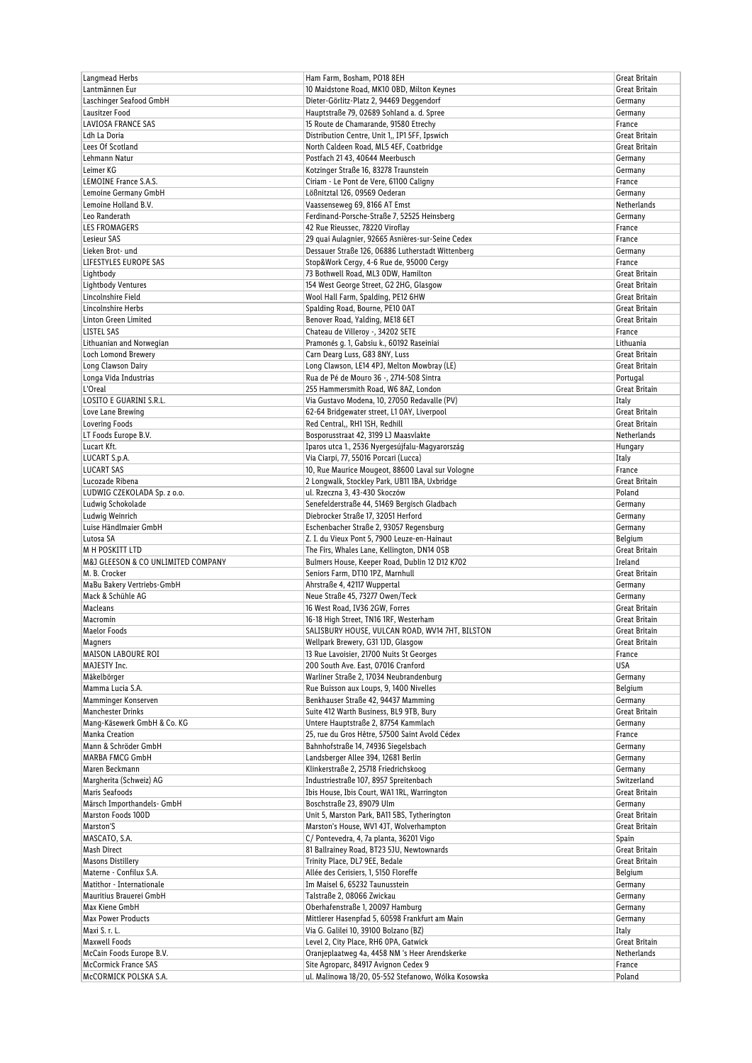| Langmead Herbs | Ham Farm, Bosham, PO18 8EH | Great Britain |
|---|---|---|
| Lantmännen Eur | 10 Maidstone Road, MK10 0BD, Milton Keynes | Great Britain |
| Laschinger Seafood GmbH | Dieter-Görlitz-Platz 2, 94469 Deggendorf | Germany |
| Lausitzer Food | Hauptstraße 79, 02689 Sohland a. d. Spree | Germany |
| LAVIOSA FRANCE SAS | 15 Route de Chamarande, 91580 Etrechy | France |
| Ldh La Doria | Distribution Centre, Unit 1,, IP1 5FF, Ipswich | Great Britain |
| Lees Of Scotland | North Caldeen Road, ML5 4EF, Coatbridge | Great Britain |
| Lehmann Natur | Postfach 21 43, 40644 Meerbusch | Germany |
| Leimer KG | Kotzinger Straße 16, 83278 Traunstein | Germany |
| LEMOINE France S.A.S. | Ciriam - Le Pont de Vere, 61100 Caligny | France |
| Lemoine Germany GmbH | Lößnitztal 126, 09569 Oederan | Germany |
| Lemoine Holland B.V. | Vaassenseweg 69, 8166 AT Emst | Netherlands |
| Leo Randerath | Ferdinand-Porsche-Straße 7, 52525 Heinsberg | Germany |
| LES FROMAGERS | 42 Rue Rieussec, 78220 Viroflay | France |
| Lesieur SAS | 29 quai Aulagnier, 92665 Asnières-sur-Seine Cedex | France |
| Lieken Brot- und | Dessauer Straße 126, 06886 Lutherstadt Wittenberg | Germany |
| LIFESTYLES EUROPE SAS | Stop&Work Cergy, 4-6 Rue de, 95000 Cergy | France |
| Lightbody | 73 Bothwell Road, ML3 0DW, Hamilton | Great Britain |
| Lightbody Ventures | 154 West George Street, G2 2HG, Glasgow | Great Britain |
| Lincolnshire Field | Wool Hall Farm, Spalding, PE12 6HW | Great Britain |
| Lincolnshire Herbs | Spalding Road, Bourne, PE10 0AT | Great Britain |
| Linton Green Limited | Benover Road, Yalding, ME18 6ET | Great Britain |
| LISTEL SAS | Chateau de Villeroy -, 34202 SETE | France |
| Lithuanian and Norwegian | Pramonės g. 1, Gabsiu k., 60192 Raseiniai | Lithuania |
| Loch Lomond Brewery | Carn Dearg Luss, G83 8NY, Luss | Great Britain |
| Long Clawson Dairy | Long Clawson, LE14 4PJ, Melton Mowbray (LE) | Great Britain |
| Longa Vida Industrias | Rua de Pé de Mouro 36 -, 2714-508 Sintra | Portugal |
| L'Oreal | 255 Hammersmith Road, W6 8AZ, London | Great Britain |
| LOSITO E GUARINI S.R.L. | Via Gustavo Modena, 10, 27050 Redavalle (PV) | Italy |
| Love Lane Brewing | 62-64 Bridgewater street, L1 0AY, Liverpool | Great Britain |
| Lovering Foods | Red Central,, RH1 1SH, Redhill | Great Britain |
| LT Foods Europe B.V. | Bosporusstraat 42, 3199 LJ Maasvlakte | Netherlands |
| Lucart Kft. | Iparos utca 1., 2536 Nyergesújfalu-Magyarország | Hungary |
| LUCART S.p.A. | Via Ciarpi, 77, 55016 Porcari (Lucca) | Italy |
| LUCART SAS | 10, Rue Maurice Mougeot, 88600 Laval sur Vologne | France |
| Lucozade Ribena | 2 Longwalk, Stockley Park, UB11 1BA, Uxbridge | Great Britain |
| LUDWIG CZEKOLADA Sp. z o.o. | ul. Rzeczna 3, 43-430 Skoczów | Poland |
| Ludwig Schokolade | Senefelderstraße 44, 51469 Bergisch Gladbach | Germany |
| Ludwig Weinrich | Diebrocker Straße 17, 32051 Herford | Germany |
| Luise Händlmaier GmbH | Eschenbacher Straße 2, 93057 Regensburg | Germany |
| Lutosa SA | Z. I. du Vieux Pont 5, 7900 Leuze-en-Hainaut | Belgium |
| M H POSKITT LTD | The Firs, Whales Lane, Kellington, DN14 0SB | Great Britain |
| M&J GLEESON & CO UNLIMITED COMPANY | Bulmers House, Keeper Road, Dublin 12 D12 K702 | Ireland |
| M. B. Crocker | Seniors Farm, DT10 1PZ, Marnhull | Great Britain |
| MaBu Bakery Vertriebs-GmbH | Ahrstraße 4, 42117 Wuppertal | Germany |
| Mack & Schühle AG | Neue Straße 45, 73277 Owen/Teck | Germany |
| Macleans | 16 West Road, IV36 2GW, Forres | Great Britain |
| Macromin | 16-18 High Street, TN16 1RF, Westerham | Great Britain |
| Maelor Foods | SALISBURY HOUSE, VULCAN ROAD, WV14 7HT, BILSTON | Great Britain |
| Magners | Wellpark Brewery, G31 1JD, Glasgow | Great Britain |
| MAISON LABOURE ROI | 13 Rue Lavoisier, 21700 Nuits St Georges | France |
| MAJESTY Inc. | 200 South Ave. East, 07016 Cranford | USA |
| Mäkelbörger | Warliner Straße 2, 17034 Neubrandenburg | Germany |
| Mamma Lucia S.A. | Rue Buisson aux Loups, 9, 1400 Nivelles | Belgium |
| Mamminger Konserven | Benkhauser Straße 42, 94437 Mamming | Germany |
| Manchester Drinks | Suite 412 Warth Business, BL9 9TB, Bury | Great Britain |
| Mang-Käsewerk GmbH & Co. KG | Untere Hauptstraße 2, 87754 Kammlach | Germany |
| Manka Creation | 25, rue du Gros Hêtre, 57500 Saint Avold Cédex | France |
| Mann & Schröder GmbH | Bahnhofstraße 14, 74936 Siegelsbach | Germany |
| MARBA FMCG GmbH | Landsberger Allee 394, 12681 Berlin | Germany |
| Maren Beckmann | Klinkerstraße 2, 25718 Friedrichskoog | Germany |
| Margherita (Schweiz) AG | Industriestraße 107, 8957 Spreitenbach | Switzerland |
| Maris Seafoods | Ibis House, Ibis Court, WA1 1RL, Warrington | Great Britain |
| Märsch Importhandels- GmbH | Boschstraße 23, 89079 Ulm | Germany |
| Marston Foods 100D | Unit 5, Marston Park, BA11 5BS, Tytherington | Great Britain |
| Marston'S | Marston's House, WV1 4JT, Wolverhampton | Great Britain |
| MASCATO, S.A. | C/ Pontevedra, 4, 7a planta, 36201 Vigo | Spain |
| Mash Direct | 81 Ballrainey Road, BT23 5JU, Newtownards | Great Britain |
| Masons Distillery | Trinity Place, DL7 9EE, Bedale | Great Britain |
| Materne - Confilux S.A. | Allée des Cerisiers, 1, 5150 Floreffe | Belgium |
| Matithor - Internationale | Im Maisel 6, 65232 Taunusstein | Germany |
| Mauritius Brauerei GmbH | Talstraße 2, 08066 Zwickau | Germany |
| Max Kiene GmbH | Oberhafenstraße 1, 20097 Hamburg | Germany |
| Max Power Products | Mittlerer Hasenpfad 5, 60598 Frankfurt am Main | Germany |
| Maxi S. r. L. | Via G. Galilei 10, 39100 Bolzano (BZ) | Italy |
| Maxwell Foods | Level 2, City Place, RH6 0PA, Gatwick | Great Britain |
| McCain Foods Europe B.V. | Oranjeplaatweg 4a, 4458 NM 's Heer Arendskerke | Netherlands |
| McCormick France SAS | Site Agroparc, 84917 Avignon Cedex 9 | France |
| McCORMICK POLSKA S.A. | ul. Malinowa 18/20, 05-552 Stefanowo, Wólka Kosowska | Poland |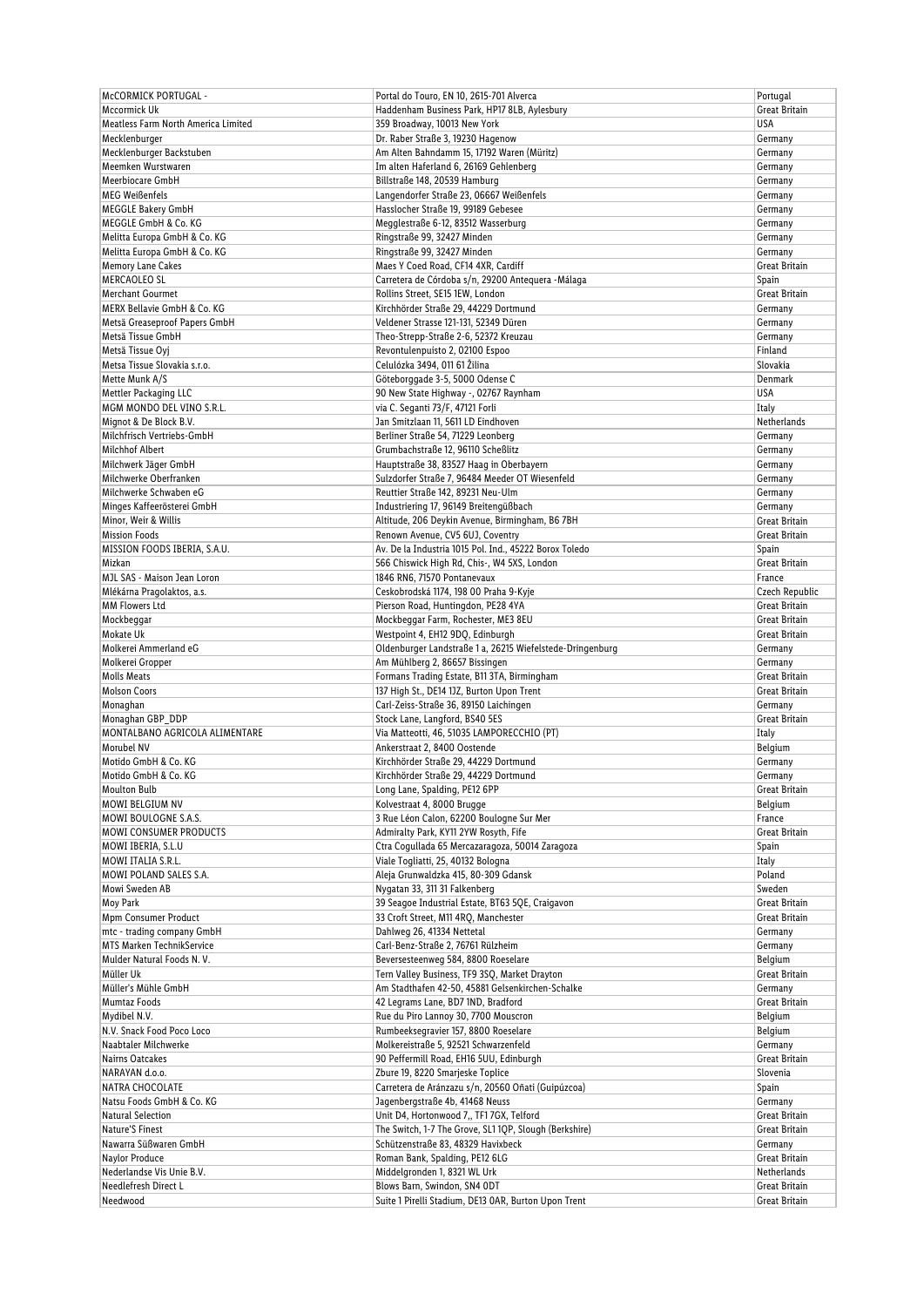| McCORMICK PORTUGAL - | Portal do Touro, EN 10, 2615-701 Alverca | Portugal |
|---|---|---|
| Mccormick Uk | Haddenham Business Park, HP17 8LB, Aylesbury | Great Britain |
| Meatless Farm North America Limited | 359 Broadway, 10013 New York | USA |
| Mecklenburger | Dr. Raber Straße 3, 19230 Hagenow | Germany |
| Mecklenburger Backstuben | Am Alten Bahndamm 15, 17192 Waren (Müritz) | Germany |
| Meemken Wurstwaren | Im alten Haferland 6, 26169 Gehlenberg | Germany |
| Meerbiocare GmbH | Billstraße 148, 20539 Hamburg | Germany |
| MEG Weißenfels | Langendorfer Straße 23, 06667 Weißenfels | Germany |
| MEGGLE Bakery GmbH | Hasslocher Straße 19, 99189 Gebesee | Germany |
| MEGGLE GmbH & Co. KG | Megglestraße 6-12, 83512 Wasserburg | Germany |
| Melitta Europa GmbH & Co. KG | Ringstraße 99, 32427 Minden | Germany |
| Melitta Europa GmbH & Co. KG | Ringstraße 99, 32427 Minden | Germany |
| Memory Lane Cakes | Maes Y Coed Road, CF14 4XR, Cardiff | Great Britain |
| MERCAOLEO SL | Carretera de Córdoba s/n, 29200 Antequera -Málaga | Spain |
| Merchant Gourmet | Rollins Street, SE15 1EW, London | Great Britain |
| MERX Bellavie GmbH & Co. KG | Kirchhörder Straße 29, 44229 Dortmund | Germany |
| Metsä Greaseproof Papers GmbH | Veldener Strasse 121-131, 52349 Düren | Germany |
| Metsä Tissue GmbH | Theo-Strepp-Straße 2-6, 52372 Kreuzau | Germany |
| Metsä Tissue Oyj | Revontulenpuisto 2, 02100 Espoo | Finland |
| Metsa Tissue Slovakia s.r.o. | Celulózka 3494, 011 61 Žilina | Slovakia |
| Mette Munk A/S | Göteborggade 3-5, 5000 Odense C | Denmark |
| Mettler Packaging LLC | 90 New State Highway -, 02767 Raynham | USA |
| MGM MONDO DEL VINO S.R.L. | via C. Seganti 73/F, 47121 Forli | Italy |
| Mignot & De Block B.V. | Jan Smitzlaan 11, 5611 LD Eindhoven | Netherlands |
| Milchfrisch Vertriebs-GmbH | Berliner Straße 54, 71229 Leonberg | Germany |
| Milchhof Albert | Grumbachstraße 12, 96110 Scheßlitz | Germany |
| Milchwerk Jäger GmbH | Hauptstraße 38, 83527 Haag in Oberbayern | Germany |
| Milchwerke Oberfranken | Sulzdorfer Straße 7, 96484 Meeder OT Wiesenfeld | Germany |
| Milchwerke Schwaben eG | Reuttier Straße 142, 89231 Neu-Ulm | Germany |
| Minges Kaffeerösterei GmbH | Industriering 17, 96149 Breitengüßbach | Germany |
| Minor, Weir & Willis | Altitude, 206 Deykin Avenue, Birmingham, B6 7BH | Great Britain |
| Mission Foods | Renown Avenue, CV5 6UJ, Coventry | Great Britain |
| MISSION FOODS IBERIA, S.A.U. | Av. De la Industria 1015 Pol. Ind., 45222 Borox Toledo | Spain |
| Mizkan | 566 Chiswick High Rd, Chis-, W4 5XS, London | Great Britain |
| MJL SAS - Maison Jean Loron | 1846 RN6, 71570 Pontanevaux | France |
| Mlékárna Pragolaktos, a.s. | Ceskobrodská 1174, 198 00 Praha 9-Kyje | Czech Republic |
| MM Flowers Ltd | Pierson Road, Huntingdon, PE28 4YA | Great Britain |
| Mockbeggar | Mockbeggar Farm, Rochester, ME3 8EU | Great Britain |
| Mokate Uk | Westpoint 4, EH12 9DQ, Edinburgh | Great Britain |
| Molkerei Ammerland eG | Oldenburger Landstraße 1 a, 26215 Wiefelstede-Dringenburg | Germany |
| Molkerei Gropper | Am Mühlberg 2, 86657 Bissingen | Germany |
| Molls Meats | Formans Trading Estate, B11 3TA, Birmingham | Great Britain |
| Molson Coors | 137 High St., DE14 1JZ, Burton Upon Trent | Great Britain |
| Monaghan | Carl-Zeiss-Straße 36, 89150 Laichingen | Germany |
| Monaghan GBP_DDP | Stock Lane, Langford, BS40 5ES | Great Britain |
| MONTALBANO AGRICOLA ALIMENTARE | Via Matteotti, 46, 51035 LAMPORECCHIO (PT) | Italy |
| Morubel NV | Ankerstraat 2, 8400 Oostende | Belgium |
| Motido GmbH & Co. KG | Kirchhörder Straße 29, 44229 Dortmund | Germany |
| Motido GmbH & Co. KG | Kirchhörder Straße 29, 44229 Dortmund | Germany |
| Moulton Bulb | Long Lane, Spalding, PE12 6PP | Great Britain |
| MOWI BELGIUM NV | Kolvestraat 4, 8000 Brugge | Belgium |
| MOWI BOULOGNE S.A.S. | 3 Rue Léon Calon, 62200 Boulogne Sur Mer | France |
| MOWI CONSUMER PRODUCTS | Admiralty Park, KY11 2YW Rosyth, Fife | Great Britain |
| MOWI IBERIA, S.L.U | Ctra Cogullada 65 Mercazaragoza, 50014 Zaragoza | Spain |
| MOWI ITALIA S.R.L. | Viale Togliatti, 25, 40132 Bologna | Italy |
| MOWI POLAND SALES S.A. | Aleja Grunwaldzka 415, 80-309 Gdansk | Poland |
| Mowi Sweden AB | Nygatan 33, 311 31 Falkenberg | Sweden |
| Moy Park | 39 Seagoe Industrial Estate, BT63 5QE, Craigavon | Great Britain |
| Mpm Consumer Product | 33 Croft Street, M11 4RQ, Manchester | Great Britain |
| mtc - trading company GmbH | Dahlweg 26, 41334 Nettetal | Germany |
| MTS Marken TechnikService | Carl-Benz-Straße 2, 76761 Rülzheim | Germany |
| Mulder Natural Foods N. V. | Beversesteenweg 584, 8800 Roeselare | Belgium |
| Müller Uk | Tern Valley Business, TF9 3SQ, Market Drayton | Great Britain |
| Müller's Mühle GmbH | Am Stadthafen 42-50, 45881 Gelsenkirchen-Schalke | Germany |
| Mumtaz Foods | 42 Legrams Lane, BD7 1ND, Bradford | Great Britain |
| Mydibel N.V. | Rue du Piro Lannoy 30, 7700 Mouscron | Belgium |
| N.V. Snack Food Poco Loco | Rumbeeksegravier 157, 8800 Roeselare | Belgium |
| Naabtaler Milchwerke | Molkereistraße 5, 92521 Schwarzenfeld | Germany |
| Nairns Oatcakes | 90 Peffermill Road, EH16 5UU, Edinburgh | Great Britain |
| NARAYAN d.o.o. | Zbure 19, 8220 Smarjeske Toplice | Slovenia |
| NATRA CHOCOLATE | Carretera de Aránzazu s/n, 20560 Oñati (Guipúzcoa) | Spain |
| Natsu Foods GmbH & Co. KG | Jagenbergstraße 4b, 41468 Neuss | Germany |
| Natural Selection | Unit D4, Hortonwood 7,, TF1 7GX, Telford | Great Britain |
| Nature'S Finest | The Switch, 1-7 The Grove, SL1 1QP, Slough (Berkshire) | Great Britain |
| Nawarra Süßwaren GmbH | Schützenstraße 83, 48329 Havixbeck | Germany |
| Naylor Produce | Roman Bank, Spalding, PE12 6LG | Great Britain |
| Nederlandse Vis Unie B.V. | Middelgronden 1, 8321 WL Urk | Netherlands |
| Needlefresh Direct L | Blows Barn, Swindon, SN4 0DT | Great Britain |
| Needwood | Suite 1 Pirelli Stadium, DE13 0AR, Burton Upon Trent | Great Britain |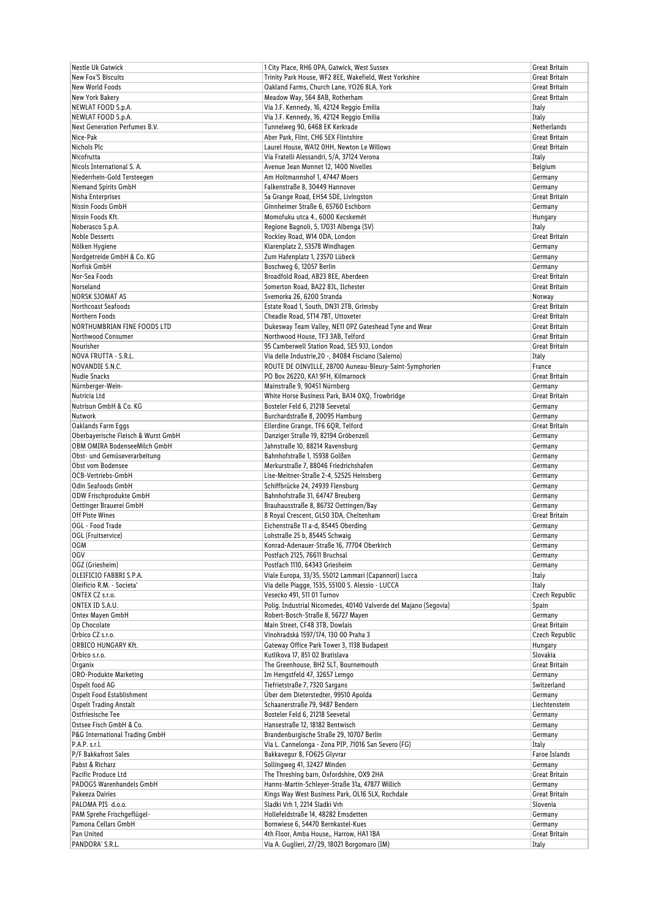| | | |
|---|---|---|
| Nestle Uk Gatwick | 1 City Place, RH6 0PA, Gatwick, West Sussex | Great Britain |
| New Fox'S Biscuits | Trinity Park House, WF2 8EE, Wakefield, West Yorkshire | Great Britain |
| New World Foods | Oakland Farms, Church Lane, YO26 8LA, York | Great Britain |
| New York Bakery | Meadow Way, S64 8AB, Rotherham | Great Britain |
| NEWLAT FOOD S.p.A. | Via J.F. Kennedy, 16, 42124 Reggio Emilia | Italy |
| NEWLAT FOOD S.p.A. | Via J.F. Kennedy, 16, 42124 Reggio Emilia | Italy |
| Next Generation Perfumes B.V. | Tunnelweg 90, 6468 EK Kerkrade | Netherlands |
| Nice-Pak | Aber Park, Flint, CH6 5EX Flintshire | Great Britain |
| Nichols Plc | Laurel House, WA12 0HH, Newton Le Willows | Great Britain |
| Nicofrutta | Via Fratelli Alessandri, 5/A, 37124 Verona | Italy |
| Nicols International S. A. | Avenue Jean Monnet 12, 1400 Nivelles | Belgium |
| Niederrhein-Gold Tersteegen | Am Holtmannshof 1, 47447 Moers | Germany |
| Niemand Spirits GmbH | Falkenstraße 8, 30449 Hannover | Germany |
| Nisha Enterprises | 5a Grange Road, EH54 5DE, Livingston | Great Britain |
| Nissin Foods GmbH | Ginnheimer Straße 6, 65760 Eschborn | Germany |
| Nissin Foods Kft. | Momofuku utca 4., 6000 Kecskemét | Hungary |
| Noberasco S.p.A. | Regione Bagnoli, 5, 17031 Albenga (SV) | Italy |
| Noble Desserts | Rockley Road, W14 0DA, London | Great Britain |
| Nölken Hygiene | Klarenplatz 2, 53578 Windhagen | Germany |
| Nordgetreide GmbH & Co. KG | Zum Hafenplatz 1, 23570 Lübeck | Germany |
| Norfisk GmbH | Boschweg 6, 12057 Berlin | Germany |
| Nor-Sea Foods | Broadfold Road, AB23 8EE, Aberdeen | Great Britain |
| Norseland | Somerton Road, BA22 8JL, Ilchester | Great Britain |
| NORSK SJOMAT AS | Svemorka 26, 6200 Stranda | Norway |
| Northcoast Seafoods | Estate Road 1, South, DN31 2TB, Grimsby | Great Britain |
| Northern Foods | Cheadle Road, ST14 7BT, Uttoxeter | Great Britain |
| NORTHUMBRIAN FINE FOODS LTD | Dukesway Team Valley, NE11 0PZ Gateshead Tyne and Wear | Great Britain |
| Northwood Consumer | Northwood House, TF3 3AB, Telford | Great Britain |
| Nourisher | 95 Camberwell Station Road, SE5 9JJ, London | Great Britain |
| NOVA FRUTTA - S.R.L. | Via delle Industrie,20 -, 84084 Fisciano (Salerno) | Italy |
| NOVANDIE S.N.C. | ROUTE DE OINVILLE, 28700 Auneau-Bleury-Saint-Symphorien | France |
| Nudie Snacks | PO Box 26220, KA1 9FH, Kilmarnock | Great Britain |
| Nürnberger-Wein- | Mainstraße 9, 90451 Nürnberg | Germany |
| Nutricia Ltd | White Horse Business Park, BA14 0XQ, Trowbridge | Great Britain |
| Nutrisun GmbH & Co. KG | Bosteler Feld 6, 21218 Seevetal | Germany |
| Nutwork | Burchardstraße 8, 20095 Hamburg | Germany |
| Oaklands Farm Eggs | Ellerdine Grange, TF6 6QR, Telford | Great Britain |
| Oberbayerische Fleisch & Wurst GmbH | Danziger Straße 19, 82194 Gröbenzell | Germany |
| OBM OMIRA BodenseeMilch GmbH | Jahnstraße 10, 88214 Ravensburg | Germany |
| Obst- und Gemüseverarbeitung | Bahnhofstraße 1, 15938 Golßen | Germany |
| Obst vom Bodensee | Merkurstraße 7, 88046 Friedrichshafen | Germany |
| OCB-Vertriebs-GmbH | Lise-Meitner-Straße 2-4, 52525 Heinsberg | Germany |
| Odin Seafoods GmbH | Schiffbrücke 24, 24939 Flensburg | Germany |
| ODW Frischprodukte GmbH | Bahnhofstraße 31, 64747 Breuberg | Germany |
| Oettinger Brauerei GmbH | Brauhausstraße 8, 86732 Oettingen/Bay | Germany |
| Off Piste Wines | 8 Royal Crescent, GL50 3DA, Cheltenham | Great Britain |
| OGL - Food Trade | Eichenstraße 11 a-d, 85445 Oberding | Germany |
| OGL (Fruitservice) | Lohstraße 25 b, 85445 Schwaig | Germany |
| OGM | Konrad-Adenauer-Straße 16, 77704 Oberkirch | Germany |
| OGV | Postfach 2125, 76611 Bruchsal | Germany |
| OGZ (Griesheim) | Postfach 1110, 64343 Griesheim | Germany |
| OLEIFICIO FABBRI S.P.A. | Viale Europa, 33/35, 55012 Lammari (Capannori) Lucca | Italy |
| Oleificio R.M. - Societa' | Via delle Piagge, 1535, 55100 S. Alessio - LUCCA | Italy |
| ONTEX CZ s.r.o. | Vesecko 491, 511 01 Turnov | Czech Republic |
| ONTEX ID S.A.U. | Polig. Industrial Nicomedes, 40140 Valverde del Majano (Segovia) | Spain |
| Ontex Mayen GmbH | Robert-Bosch-Straße 8, 56727 Mayen | Germany |
| Op Chocolate | Main Street, CF48 3TB, Dowlais | Great Britain |
| Orbico CZ s.r.o. | Vinohradská 1597/174, 130 00 Praha 3 | Czech Republic |
| ORBICO HUNGARY Kft. | Gateway Office Park Tower 3, 1138 Budapest | Hungary |
| Orbico s.r.o. | Kutlíkova 17, 851 02 Bratislava | Slovakia |
| Organix | The Greenhouse, BH2 5LT, Bournemouth | Great Britain |
| ORO-Produkte Marketing | Im Hengstfeld 47, 32657 Lemgo | Germany |
| Ospelt food AG | Tiefrietstraße 7, 7320 Sargans | Switzerland |
| Ospelt Food Establishment | Über dem Dieterstedter, 99510 Apolda | Germany |
| Ospelt Trading Anstalt | Schaanerstraße 79, 9487 Bendern | Liechtenstein |
| Ostfriesische Tee | Bosteler Feld 6, 21218 Seevetal | Germany |
| Ostsee Fisch GmbH & Co. | Hansestraße 12, 18182 Bentwisch | Germany |
| P&G International Trading GmbH | Brandenburgische Straße 29, 10707 Berlin | Germany |
| P.A.P. s.r.l. | Via L. Cannelonga - Zona PIP, 71016 San Severo (FG) | Italy |
| P/F Bakkafrost Sales | Bakkavegur 8, FO625 Glyvrar | Faroe Islands |
| Pabst & Richarz | Sollingweg 41, 32427 Minden | Germany |
| Pacific Produce Ltd | The Threshing barn, Oxfordshire, OX9 2HA | Great Britain |
| PADOGS Warenhandels GmbH | Hanns-Martin-Schleyer-Straße 31a, 47877 Willich | Germany |
| Pakeeza Dairies | Kings Way West Business Park, OL16 5LX, Rochdale | Great Britain |
| PALOMA PIS d.o.o. | Sladki Vrh 1, 2214 Sladki Vrh | Slovenia |
| PAM Sprehe Frischgeflügel- | Hollefeldstraße 14, 48282 Emsdetten | Germany |
| Pamona Cellars GmbH | Bornwiese 6, 54470 Bernkastel-Kues | Germany |
| Pan United | 4th Floor, Amba House,, Harrow, HA1 1BA | Great Britain |
| PANDORA' S.R.L. | Via A. Guglieri, 27/29, 18021 Borgomaro (IM) | Italy |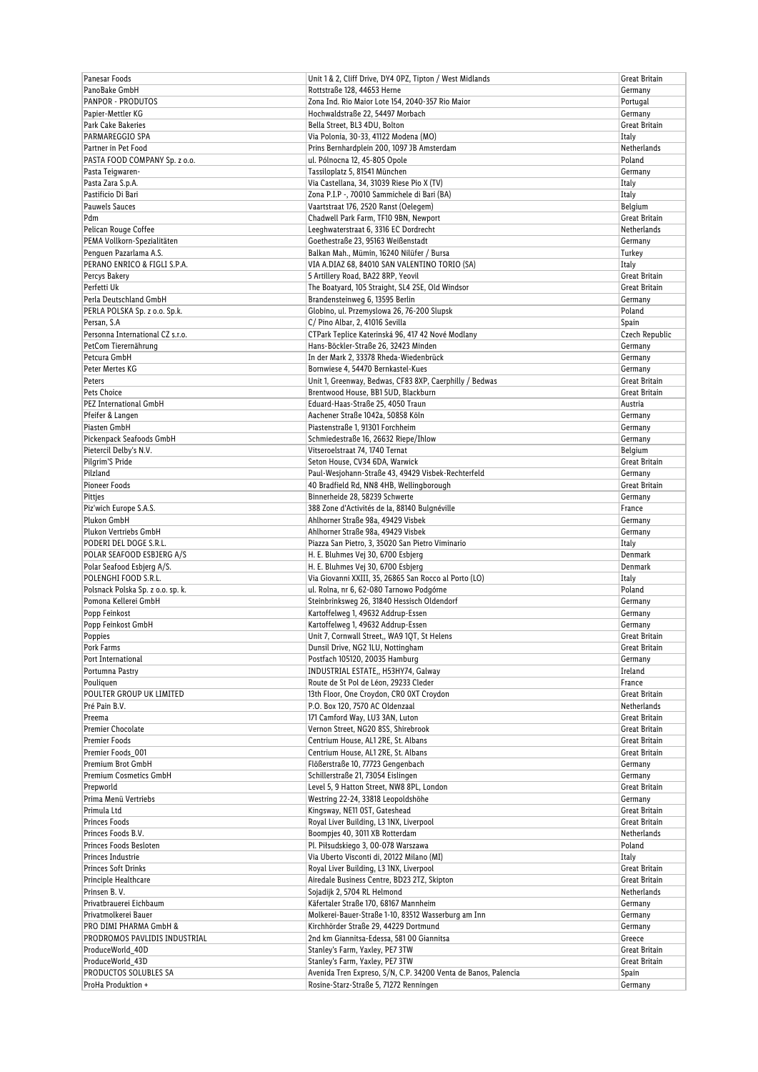| | | |
|---|---|---|
| Panesar Foods | Unit 1 & 2, Cliff Drive, DY4 0PZ, Tipton / West Midlands | Great Britain |
| PanoBake GmbH | Rottstraße 128, 44653 Herne | Germany |
| PANPOR - PRODUTOS | Zona Ind. Rio Maior Lote 154, 2040-357 Rio Maior | Portugal |
| Papier-Mettler KG | Hochwaldstraße 22, 54497 Morbach | Germany |
| Park Cake Bakeries | Bella Street, BL3 4DU, Bolton | Great Britain |
| PARMAREGGIO SPA | Via Polonia, 30-33, 41122 Modena (MO) | Italy |
| Partner in Pet Food | Prins Bernhardplein 200, 1097 JB Amsterdam | Netherlands |
| PASTA FOOD COMPANY Sp. z o.o. | ul. Pólnocna 12, 45-805 Opole | Poland |
| Pasta Teigwaren- | Tassiloplatz 5, 81541 München | Germany |
| Pasta Zara S.p.A. | Via Castellana, 34, 31039 Riese Pio X (TV) | Italy |
| Pastificio Di Bari | Zona P.I.P -, 70010 Sammichele di Bari (BA) | Italy |
| Pauwels Sauces | Vaartstraat 176, 2520 Ranst (Oelegem) | Belgium |
| Pdm | Chadwell Park Farm, TF10 9BN, Newport | Great Britain |
| Pelican Rouge Coffee | Leeghwaterstraat 6, 3316 EC Dordrecht | Netherlands |
| PEMA Vollkorn-Spezialitäten | Goethestraße 23, 95163 Weißenstadt | Germany |
| Penguen Pazarlama A.S. | Balkan Mah., Mümin, 16240 Nilüfer / Bursa | Turkey |
| PERANO ENRICO & FIGLI S.P.A. | VIA A.DIAZ 68, 84010 SAN VALENTINO TORIO (SA) | Italy |
| Percys Bakery | 5 Artillery Road, BA22 8RP, Yeovil | Great Britain |
| Perfetti Uk | The Boatyard, 105 Straight, SL4 2SE, Old Windsor | Great Britain |
| Perla Deutschland GmbH | Brandensteinweg 6, 13595 Berlin | Germany |
| PERLA POLSKA Sp. z o.o. Sp.k. | Globino, ul. Przemyslowa 26, 76-200 Slupsk | Poland |
| Persan, S.A | C/ Pino Albar, 2, 41016 Sevilla | Spain |
| Personna International CZ s.r.o. | CTPark Teplice Katerinská 96, 417 42 Nové Modlany | Czech Republic |
| PetCom Tierernährung | Hans-Böckler-Straße 26, 32423 Minden | Germany |
| Petcura GmbH | In der Mark 2, 33378 Rheda-Wiedenbrück | Germany |
| Peter Mertes KG | Bornwiese 4, 54470 Bernkastel-Kues | Germany |
| Peters | Unit 1, Greenway, Bedwas, CF83 8XP, Caerphilly / Bedwas | Great Britain |
| Pets Choice | Brentwood House, BB1 5UD, Blackburn | Great Britain |
| PEZ International GmbH | Eduard-Haas-Straße 25, 4050 Traun | Austria |
| Pfeifer & Langen | Aachener Straße 1042a, 50858 Köln | Germany |
| Piasten GmbH | Piastenstraße 1, 91301 Forchheim | Germany |
| Pickenpack Seafoods GmbH | Schmiedestraße 16, 26632 Riepe/Ihlow | Germany |
| Pietercil Delby's N.V. | Vitseroelstraat 74, 1740 Ternat | Belgium |
| Pilgrim'S Pride | Seton House, CV34 6DA, Warwick | Great Britain |
| Pilzland | Paul-Wesjohann-Straße 43, 49429 Visbek-Rechterfeld | Germany |
| Pioneer Foods | 40 Bradfield Rd, NN8 4HB, Wellingborough | Great Britain |
| Pittjes | Binnerheide 28, 58239 Schwerte | Germany |
| Piz'wich Europe S.A.S. | 388 Zone d'Activités de la, 88140 Bulgnéville | France |
| Plukon GmbH | Ahlhorner Straße 98a, 49429 Visbek | Germany |
| Plukon Vertriebs GmbH | Ahlhorner Straße 98a, 49429 Visbek | Germany |
| PODERI DEL DOGE S.R.L. | Piazza San Pietro, 3, 35020 San Pietro Viminario | Italy |
| POLAR SEAFOOD ESBJERG A/S | H. E. Bluhmes Vej 30, 6700 Esbjerg | Denmark |
| Polar Seafood Esbjerg A/S. | H. E. Bluhmes Vej 30, 6700 Esbjerg | Denmark |
| POLENGHI FOOD S.R.L. | Via Giovanni XXIII, 35, 26865 San Rocco al Porto (LO) | Italy |
| Polsnack Polska Sp. z o.o. sp. k. | ul. Rolna, nr 6, 62-080 Tarnowo Podgórne | Poland |
| Pomona Kellerei GmbH | Steinbrinksweg 26, 31840 Hessisch Oldendorf | Germany |
| Popp Feinkost | Kartoffelweg 1, 49632 Addrup-Essen | Germany |
| Popp Feinkost GmbH | Kartoffelweg 1, 49632 Addrup-Essen | Germany |
| Poppies | Unit 7, Cornwall Street,, WA9 1QT, St Helens | Great Britain |
| Pork Farms | Dunsil Drive, NG2 1LU, Nottingham | Great Britain |
| Port International | Postfach 105120, 20035 Hamburg | Germany |
| Portumna Pastry | INDUSTRIAL ESTATE,, H53HY74, Galway | Ireland |
| Pouliquen | Route de St Pol de Léon, 29233 Cleder | France |
| POULTER GROUP UK LIMITED | 13th Floor, One Croydon, CR0 0XT Croydon | Great Britain |
| Pré Pain B.V. | P.O. Box 120, 7570 AC Oldenzaal | Netherlands |
| Preema | 171 Camford Way, LU3 3AN, Luton | Great Britain |
| Premier Chocolate | Vernon Street, NG20 8SS, Shirebrook | Great Britain |
| Premier Foods | Centrium House, AL1 2RE, St. Albans | Great Britain |
| Premier Foods_001 | Centrium House, AL1 2RE, St. Albans | Great Britain |
| Premium Brot GmbH | Flößerstraße 10, 77723 Gengenbach | Germany |
| Premium Cosmetics GmbH | Schillerstraße 21, 73054 Eislingen | Germany |
| Prepworld | Level 5, 9 Hatton Street, NW8 8PL, London | Great Britain |
| Prima Menü Vertriebs | Westring 22-24, 33818 Leopoldshöhe | Germany |
| Primula Ltd | Kingsway, NE11 0ST, Gateshead | Great Britain |
| Princes Foods | Royal Liver Building, L3 1NX, Liverpool | Great Britain |
| Princes Foods B.V. | Boompjes 40, 3011 XB Rotterdam | Netherlands |
| Princes Foods Besloten | Pl. Piłsudskiego 3, 00-078 Warszawa | Poland |
| Princes Industrie | Via Uberto Visconti di, 20122 Milano (MI) | Italy |
| Princes Soft Drinks | Royal Liver Building, L3 1NX, Liverpool | Great Britain |
| Principle Healthcare | Airedale Business Centre, BD23 2TZ, Skipton | Great Britain |
| Prinsen B. V. | Sojadijk 2, 5704 RL Helmond | Netherlands |
| Privatbrauerei Eichbaum | Käfertaler Straße 170, 68167 Mannheim | Germany |
| Privatmolkerei Bauer | Molkerei-Bauer-Straße 1-10, 83512 Wasserburg am Inn | Germany |
| PRO DIMI PHARMA GmbH & | Kirchhörder Straße 29, 44229 Dortmund | Germany |
| PRODROMOS PAVLIDIS INDUSTRIAL | 2nd km Giannitsa-Edessa, 581 00 Giannitsa | Greece |
| ProduceWorld_40D | Stanley's Farm, Yaxley, PE7 3TW | Great Britain |
| ProduceWorld_43D | Stanley's Farm, Yaxley, PE7 3TW | Great Britain |
| PRODUCTOS SOLUBLES SA | Avenida Tren Expreso, S/N, C.P. 34200 Venta de Banos, Palencia | Spain |
| ProHa Produktion + | Rosine-Starz-Straße 5, 71272 Renningen | Germany |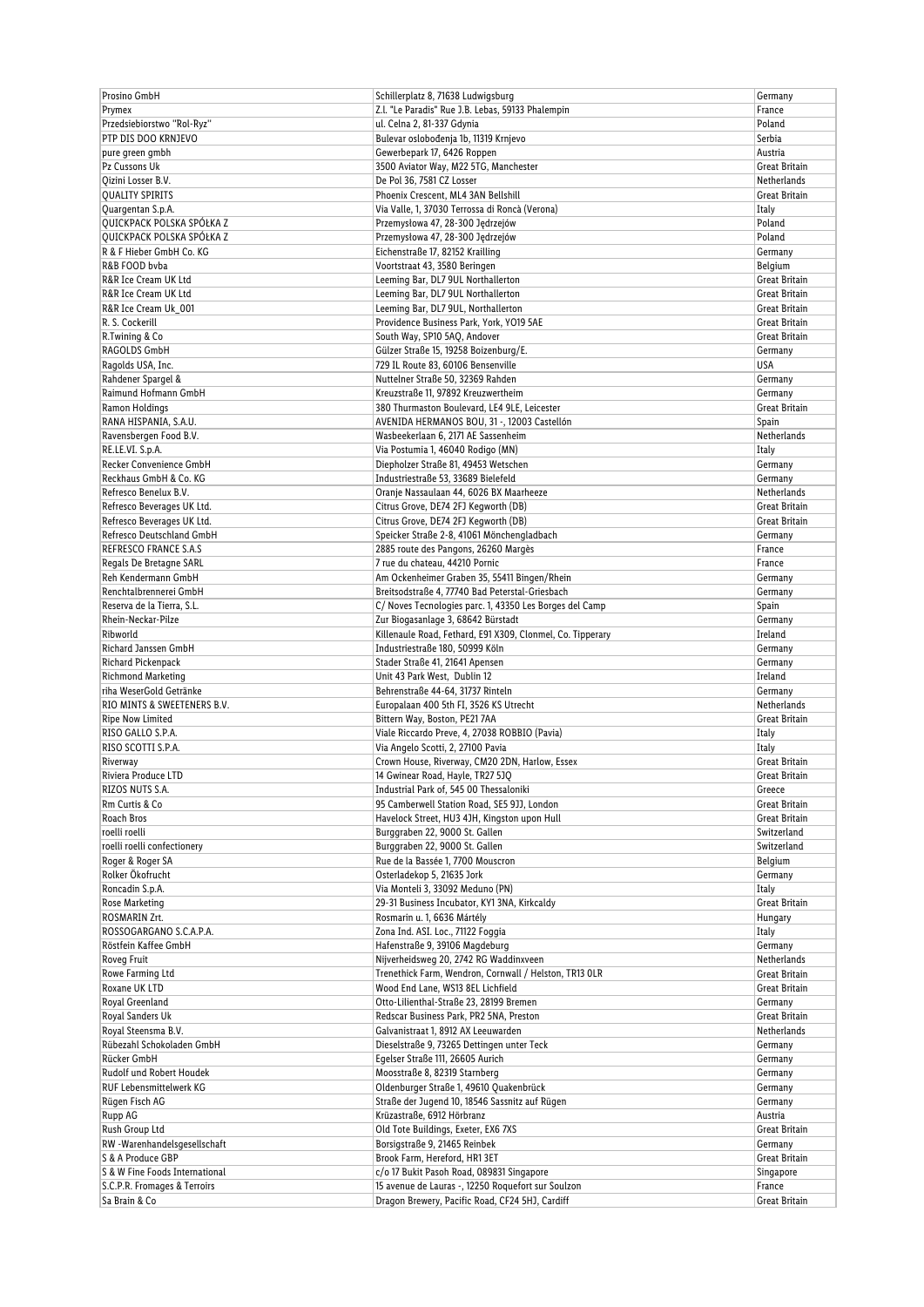| Prosino GmbH | Schillerplatz 8, 71638 Ludwigsburg | Germany |
|---|---|---|
| Prymex | Z.I. "Le Paradis" Rue J.B. Lebas, 59133 Phalempin | France |
| Przedsiebiorstwo "Rol-Ryz" | ul. Celna 2, 81-337 Gdynia | Poland |
| PTP DIS DOO KRNJEVO | Bulevar oslobođenja 1b, 11319 Krnjevo | Serbia |
| pure green gmbh | Gewerbepark 17, 6426 Roppen | Austria |
| Pz Cussons Uk | 3500 Aviator Way, M22 5TG, Manchester | Great Britain |
| Qizini Losser B.V. | De Pol 36, 7581 CZ Losser | Netherlands |
| QUALITY SPIRITS | Phoenix Crescent, ML4 3AN Bellshill | Great Britain |
| Quargentan S.p.A. | Via Valle, 1, 37030 Terrossa di Roncà (Verona) | Italy |
| QUICKPACK POLSKA SPÓŁKA Z | Przemysłowa 47, 28-300 Jędrzejów | Poland |
| QUICKPACK POLSKA SPÓŁKA Z | Przemysłowa 47, 28-300 Jędrzejów | Poland |
| R & F Hieber GmbH Co. KG | Eichenstraße 17, 82152 Krailling | Germany |
| R&B FOOD bvba | Voortstraat 43, 3580 Beringen | Belgium |
| R&R Ice Cream UK Ltd | Leeming Bar, DL7 9UL Northallerton | Great Britain |
| R&R Ice Cream UK Ltd | Leeming Bar, DL7 9UL Northallerton | Great Britain |
| R&R Ice Cream Uk_001 | Leeming Bar, DL7 9UL, Northallerton | Great Britain |
| R. S. Cockerill | Providence Business Park, York, YO19 5AE | Great Britain |
| R.Twining & Co | South Way, SP10 5AQ, Andover | Great Britain |
| RAGOLDS GmbH | Gülzer Straße 15, 19258 Boizenburg/E. | Germany |
| Ragolds USA, Inc. | 729 IL Route 83, 60106 Bensenville | USA |
| Rahdener Spargel & | Nuttelner Straße 50, 32369 Rahden | Germany |
| Raimund Hofmann GmbH | Kreuzstraße 11, 97892 Kreuzwertheim | Germany |
| Ramon Holdings | 380 Thurmaston Boulevard, LE4 9LE, Leicester | Great Britain |
| RANA HISPANIA, S.A.U. | AVENIDA HERMANOS BOU, 31 -, 12003 Castellón | Spain |
| Ravensbergen Food B.V. | Wasbeekerlaan 6, 2171 AE Sassenheim | Netherlands |
| RE.LE.VI. S.p.A. | Via Postumia 1, 46040 Rodigo (MN) | Italy |
| Recker Convenience GmbH | Diepholzer Straße 81, 49453 Wetschen | Germany |
| Reckhaus GmbH & Co. KG | Industriestraße 53, 33689 Bielefeld | Germany |
| Refresco Benelux B.V. | Oranje Nassaulaan 44, 6026 BX Maarheeze | Netherlands |
| Refresco Beverages UK Ltd. | Citrus Grove, DE74 2FJ Kegworth (DB) | Great Britain |
| Refresco Beverages UK Ltd. | Citrus Grove, DE74 2FJ Kegworth (DB) | Great Britain |
| Refresco Deutschland GmbH | Speicker Straße 2-8, 41061 Mönchengladbach | Germany |
| REFRESCO FRANCE S.A.S | 2885 route des Pangons, 26260 Margès | France |
| Regals De Bretagne SARL | 7 rue du chateau, 44210 Pornic | France |
| Reh Kendermann GmbH | Am Ockenheimer Graben 35, 55411 Bingen/Rhein | Germany |
| Renchtalbrennerei GmbH | Breitsodstraße 4, 77740 Bad Peterstal-Griesbach | Germany |
| Reserva de la Tierra, S.L. | C/ Noves Tecnologies parc. 1, 43350 Les Borges del Camp | Spain |
| Rhein-Neckar-Pilze | Zur Biogasanlage 3, 68642 Bürstadt | Germany |
| Ribworld | Killenaule Road, Fethard, E91 X309, Clonmel, Co. Tipperary | Ireland |
| Richard Janssen GmbH | Industriestraße 180, 50999 Köln | Germany |
| Richard Pickenpack | Stader Straße 41, 21641 Apensen | Germany |
| Richmond Marketing | Unit 43 Park West, Dublin 12 | Ireland |
| riha WeserGold Getränke | Behrenstraße 44-64, 31737 Rinteln | Germany |
| RIO MINTS & SWEETENERS B.V. | Europalaan 400 5th Fl, 3526 KS Utrecht | Netherlands |
| Ripe Now Limited | Bittern Way, Boston, PE21 7AA | Great Britain |
| RISO GALLO S.P.A. | Viale Riccardo Preve, 4, 27038 ROBBIO (Pavia) | Italy |
| RISO SCOTTI S.P.A. | Via Angelo Scotti, 2, 27100 Pavia | Italy |
| Riverway | Crown House, Riverway, CM20 2DN, Harlow, Essex | Great Britain |
| Riviera Produce LTD | 14 Gwinear Road, Hayle, TR27 5JQ | Great Britain |
| RIZOS NUTS S.A. | Industrial Park of, 545 00 Thessaloniki | Greece |
| Rm Curtis & Co | 95 Camberwell Station Road, SE5 9JJ, London | Great Britain |
| Roach Bros | Havelock Street, HU3 4JH, Kingston upon Hull | Great Britain |
| roelli roelli | Burggraben 22, 9000 St. Gallen | Switzerland |
| roelli roelli confectionery | Burggraben 22, 9000 St. Gallen | Switzerland |
| Roger & Roger SA | Rue de la Bassée 1, 7700 Mouscron | Belgium |
| Rolker Ökofrucht | Osterladekop 5, 21635 Jork | Germany |
| Roncadin S.p.A. | Via Monteli 3, 33092 Meduno (PN) | Italy |
| Rose Marketing | 29-31 Business Incubator, KY1 3NA, Kirkcaldy | Great Britain |
| ROSMARIN Zrt. | Rosmarin u. 1, 6636 Mártély | Hungary |
| ROSSOGARGANO S.C.A.P.A. | Zona Ind. ASI. Loc., 71122 Foggia | Italy |
| Röstfein Kaffee GmbH | Hafenstraße 9, 39106 Magdeburg | Germany |
| Roveg Fruit | Nijverheidsweg 20, 2742 RG Waddinxveen | Netherlands |
| Rowe Farming Ltd | Trenethick Farm, Wendron, Cornwall / Helston, TR13 0LR | Great Britain |
| Roxane UK LTD | Wood End Lane, WS13 8EL Lichfield | Great Britain |
| Royal Greenland | Otto-Lilienthal-Straße 23, 28199 Bremen | Germany |
| Royal Sanders Uk | Redscar Business Park, PR2 5NA, Preston | Great Britain |
| Royal Steensma B.V. | Galvanistraat 1, 8912 AX Leeuwarden | Netherlands |
| Rübezahl Schokoladen GmbH | Dieselstraße 9, 73265 Dettingen unter Teck | Germany |
| Rücker GmbH | Egelser Straße 111, 26605 Aurich | Germany |
| Rudolf und Robert Houdek | Moosstraße 8, 82319 Starnberg | Germany |
| RUF Lebensmittelwerk KG | Oldenburger Straße 1, 49610 Quakenbrück | Germany |
| Rügen Fisch AG | Straße der Jugend 10, 18546 Sassnitz auf Rügen | Germany |
| Rupp AG | Krüzastraße, 6912 Hörbranz | Austria |
| Rush Group Ltd | Old Tote Buildings, Exeter, EX6 7XS | Great Britain |
| RW -Warenhandelsgesellschaft | Borsigstraße 9, 21465 Reinbek | Germany |
| S & A Produce GBP | Brook Farm, Hereford, HR1 3ET | Great Britain |
| S & W Fine Foods International | c/o 17 Bukit Pasoh Road, 089831 Singapore | Singapore |
| S.C.P.R. Fromages & Terroirs | 15 avenue de Lauras -, 12250 Roquefort sur Soulzon | France |
| Sa Brain & Co | Dragon Brewery, Pacific Road, CF24 5HJ, Cardiff | Great Britain |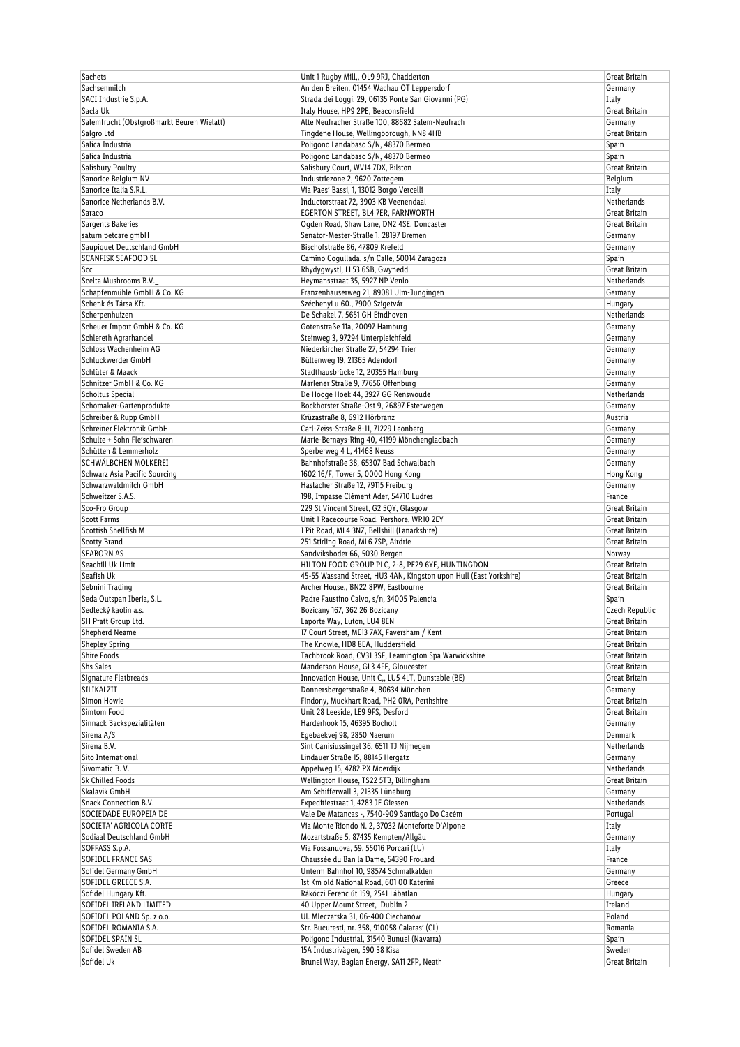| Sachets | Unit 1 Rugby Mill,, OL9 9RJ, Chadderton | Great Britain |
|---|---|---|
| Sachsenmilch | An den Breiten, 01454 Wachau OT Leppersdorf | Germany |
| SACI Industrie S.p.A. | Strada dei Loggi, 29, 06135 Ponte San Giovanni (PG) | Italy |
| Sacla Uk | Italy House, HP9 2PE, Beaconsfield | Great Britain |
| Salemfrucht (Obstgroßmarkt Beuren Wielatt) | Alte Neufracher Straße 100, 88682 Salem-Neufrach | Germany |
| Salgro Ltd | Tingdene House, Wellingborough, NN8 4HB | Great Britain |
| Salica Industria | Poligono Landabaso S/N, 48370 Bermeo | Spain |
| Salica Industria | Poligono Landabaso S/N, 48370 Bermeo | Spain |
| Salisbury Poultry | Salisbury Court, WV14 7DX, Bilston | Great Britain |
| Sanorice Belgium NV | Industriezone 2, 9620 Zottegem | Belgium |
| Sanorice Italia S.R.L. | Via Paesi Bassi, 1, 13012 Borgo Vercelli | Italy |
| Sanorice Netherlands B.V. | Inductorstraat 72, 3903 KB Veenendaal | Netherlands |
| Saraco | EGERTON STREET, BL4 7ER, FARNWORTH | Great Britain |
| Sargents Bakeries | Ogden Road, Shaw Lane, DN2 4SE, Doncaster | Great Britain |
| saturn petcare gmbH | Senator-Mester-Straße 1, 28197 Bremen | Germany |
| Saupiquet Deutschland GmbH | Bischofstraße 86, 47809 Krefeld | Germany |
| SCANFISK SEAFOOD SL | Camino Cogullada, s/n Calle, 50014 Zaragoza | Spain |
| Scc | Rhydygwystl, LL53 6SB, Gwynedd | Great Britain |
| Scelta Mushrooms B.V._ | Heymansstraat 35, 5927 NP Venlo | Netherlands |
| Schapfenmühle GmbH & Co. KG | Franzenhauserweg 21, 89081 Ulm-Jungingen | Germany |
| Schenk és Társa Kft. | Széchenyi u 60., 7900 Szigetvár | Hungary |
| Scherpenhuizen | De Schakel 7, 5651 GH Eindhoven | Netherlands |
| Scheuer Import GmbH & Co. KG | Gotenstraße 11a, 20097 Hamburg | Germany |
| Schlereth Agrarhandel | Steinweg 3, 97294 Unterpleichfeld | Germany |
| Schloss Wachenheim AG | Niederkircher Straße 27, 54294 Trier | Germany |
| Schluckwerder GmbH | Bültenweg 19, 21365 Adendorf | Germany |
| Schlüter & Maack | Stadthausbrücke 12, 20355 Hamburg | Germany |
| Schnitzer GmbH & Co. KG | Marlener Straße 9, 77656 Offenburg | Germany |
| Scholtus Special | De Hooge Hoek 44, 3927 GG Renswoude | Netherlands |
| Schomaker-Gartenprodukte | Bockhorster Straße-Ost 9, 26897 Esterwegen | Germany |
| Schreiber & Rupp GmbH | Krüzastraße 8, 6912 Hörbranz | Austria |
| Schreiner Elektronik GmbH | Carl-Zeiss-Straße 8-11, 71229 Leonberg | Germany |
| Schulte + Sohn Fleischwaren | Marie-Bernays-Ring 40, 41199 Mönchengladbach | Germany |
| Schütten & Lemmerholz | Sperberweg 4 L, 41468 Neuss | Germany |
| SCHWÄLBCHEN MOLKEREI | Bahnhofstraße 38, 65307 Bad Schwalbach | Germany |
| Schwarz Asia Pacific Sourcing | 1602 16/F, Tower 5, 0000 Hong Kong | Hong Kong |
| Schwarzwaldmilch GmbH | Haslacher Straße 12, 79115 Freiburg | Germany |
| Schweitzer S.A.S. | 198, Impasse Clément Ader, 54710 Ludres | France |
| Sco-Fro Group | 229 St Vincent Street, G2 5QY, Glasgow | Great Britain |
| Scott Farms | Unit 1 Racecourse Road, Pershore, WR10 2EY | Great Britain |
| Scottish Shellfish M | 1 Pit Road, ML4 3NZ, Bellshill (Lanarkshire) | Great Britain |
| Scotty Brand | 251 Stirling Road, ML6 7SP, Airdrie | Great Britain |
| SEABORN AS | Sandviksboder 66, 5030 Bergen | Norway |
| Seachill Uk Limit | HILTON FOOD GROUP PLC, 2-8, PE29 6YE, HUNTINGDON | Great Britain |
| Seafish Uk | 45-55 Wassand Street, HU3 4AN, Kingston upon Hull (East Yorkshire) | Great Britain |
| Sebnini Trading | Archer House,, BN22 8PW, Eastbourne | Great Britain |
| Seda Outspan Iberia, S.L. | Padre Faustino Calvo, s/n, 34005 Palencia | Spain |
| Sedlecký kaolin a.s. | Bozicany 167, 362 26 Bozicany | Czech Republic |
| SH Pratt Group Ltd. | Laporte Way, Luton, LU4 8EN | Great Britain |
| Shepherd Neame | 17 Court Street, ME13 7AX, Faversham / Kent | Great Britain |
| Shepley Spring | The Knowle, HD8 8EA, Huddersfield | Great Britain |
| Shire Foods | Tachbrook Road, CV31 3SF, Leamington Spa Warwickshire | Great Britain |
| Shs Sales | Manderson House, GL3 4FE, Gloucester | Great Britain |
| Signature Flatbreads | Innovation House, Unit C,, LU5 4LT, Dunstable (BE) | Great Britain |
| SILIKALZIT | Donnersbergerstraße 4, 80634 München | Germany |
| Simon Howie | Findony, Muckhart Road, PH2 0RA, Perthshire | Great Britain |
| Simtom Food | Unit 28 Leeside, LE9 9FS, Desford | Great Britain |
| Sinnack Backspezialitäten | Harderhook 15, 46395 Bocholt | Germany |
| Sirena A/S | Egebaekvej 98, 2850 Naerum | Denmark |
| Sirena B.V. | Sint Canisiussingel 36, 6511 TJ Nijmegen | Netherlands |
| Sito International | Lindauer Straße 15, 88145 Hergatz | Germany |
| Sivomatic B. V. | Appelweg 15, 4782 PX Moerdijk | Netherlands |
| Sk Chilled Foods | Wellington House, TS22 5TB, Billingham | Great Britain |
| Skalavik GmbH | Am Schifferwall 3, 21335 Lüneburg | Germany |
| Snack Connection B.V. | Expeditiestraat 1, 4283 JE Giessen | Netherlands |
| SOCIEDADE EUROPEIA DE | Vale De Matancas -, 7540-909 Santiago Do Cacém | Portugal |
| SOCIETA' AGRICOLA CORTE | Via Monte Riondo N. 2, 37032 Monteforte D'Alpone | Italy |
| Sodiaal Deutschland GmbH | Mozartstraße 5, 87435 Kempten/Allgäu | Germany |
| SOFFASS S.p.A. | Via Fossanuova, 59, 55016 Porcari (LU) | Italy |
| SOFIDEL FRANCE SAS | Chaussée du Ban la Dame, 54390 Frouard | France |
| Sofidel Germany GmbH | Unterm Bahnhof 10, 98574 Schmalkalden | Germany |
| SOFIDEL GREECE S.A. | 1st Km old National Road, 601 00 Katerini | Greece |
| Sofidel Hungary Kft. | Rákóczi Ferenc út 159, 2541 Lábatlan | Hungary |
| SOFIDEL IRELAND LIMITED | 40 Upper Mount Street, Dublin 2 | Ireland |
| SOFIDEL POLAND Sp. z o.o. | Ul. Mleczarska 31, 06-400 Ciechanów | Poland |
| SOFIDEL ROMANIA S.A. | Str. Bucuresti, nr. 358, 910058 Calarasi (CL) | Romania |
| SOFIDEL SPAIN SL | Poligono Industrial, 31540 Bunuel (Navarra) | Spain |
| Sofidel Sweden AB | 15A Industrivägen, 590 38 Kisa | Sweden |
| Sofidel Uk | Brunel Way, Baglan Energy, SA11 2FP, Neath | Great Britain |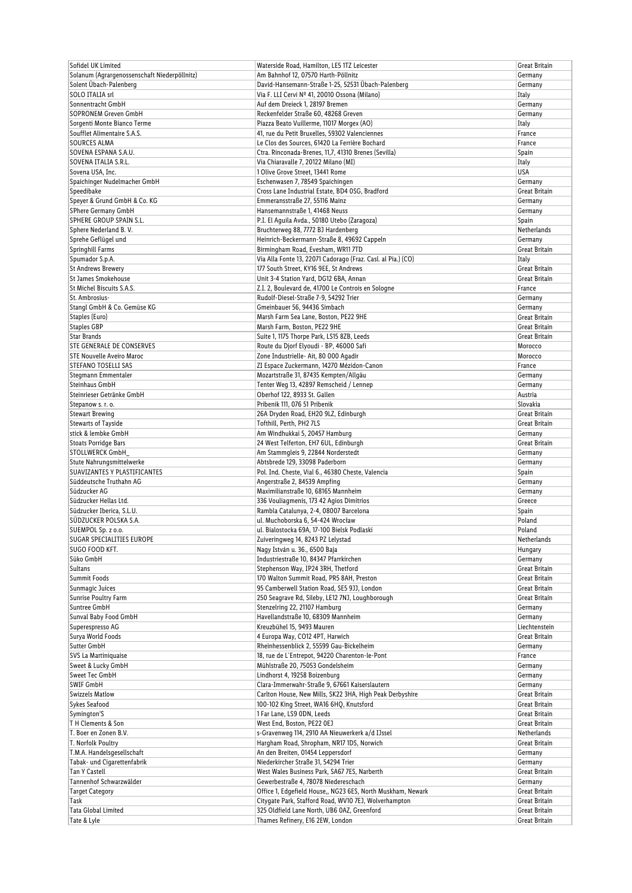| Sofidel UK Limited | Waterside Road, Hamilton, LE5 1TZ Leicester | Great Britain |
|---|---|---|
| Solanum (Agrargenossenschaft Niederpöllnitz) | Am Bahnhof 12, 07570 Harth-Pöllnitz | Germany |
| Solent Übach-Palenberg | David-Hansemann-Straße 1-25, 52531 Übach-Palenberg | Germany |
| SOLO ITALIA srl | Via F. LLI Cervi Nº 41, 20010 Ossona (Milano) | Italy |
| Sonnentracht GmbH | Auf dem Dreieck 1, 28197 Bremen | Germany |
| SOPRONEM Greven GmbH | Reckenfelder Straße 60, 48268 Greven | Germany |
| Sorgenti Monte Bianco Terme | Piazza Beato Vuillerme, 11017 Morgex (AO) | Italy |
| Soufflet Alimentaire S.A.S. | 41, rue du Petit Bruxelles, 59302 Valenciennes | France |
| SOURCES ALMA | Le Clos des Sources, 61420 La Ferrière Bochard | France |
| SOVENA ESPANA S.A.U. | Ctra. Rinconada-Brenes, 11,7, 41310 Brenes (Sevilla) | Spain |
| SOVENA ITALIA S.R.L. | Via Chiaravalle 7, 20122 Milano (MI) | Italy |
| Sovena USA, Inc. | 1 Olive Grove Street, 13441 Rome | USA |
| Spaichinger Nudelmacher GmbH | Eschenwasen 7, 78549 Spaichingen | Germany |
| Speedibake | Cross Lane Industrial Estate, BD4 0SG, Bradford | Great Britain |
| Speyer & Grund GmbH & Co. KG | Emmeransstraße 27, 55116 Mainz | Germany |
| SPhere Germany GmbH | Hansemannstraße 1, 41468 Neuss | Germany |
| SPHERE GROUP SPAIN S.L. | P.I. El Aguila Avda., 50180 Utebo (Zaragoza) | Spain |
| Sphere Nederland B. V. | Bruchterweg 88, 7772 BJ Hardenberg | Netherlands |
| Sprehe Geflügel und | Heinrich-Beckermann-Straße 8, 49692 Cappeln | Germany |
| Springhill Farms | Birmingham Road, Evesham, WR11 7TD | Great Britain |
| Spumador S.p.A. | Via Alla Fonte 13, 22071 Cadorago (Fraz. Casl. al Pia.) (CO) | Italy |
| St Andrews Brewery | 177 South Street, KY16 9EE, St Andrews | Great Britain |
| St James Smokehouse | Unit 3-4 Station Yard, DG12 6BA, Annan | Great Britain |
| St Michel Biscuits S.A.S. | Z.I. 2, Boulevard de, 41700 Le Controis en Sologne | France |
| St. Ambrosius- | Rudolf-Diesel-Straße 7-9, 54292 Trier | Germany |
| Stangl GmbH & Co. Gemüse KG | Gmeinbauer 56, 94436 Simbach | Germany |
| Staples (Euro) | Marsh Farm Sea Lane, Boston, PE22 9HE | Great Britain |
| Staples GBP | Marsh Farm, Boston, PE22 9HE | Great Britain |
| Star Brands | Suite 1, 1175 Thorpe Park, LS15 8ZB, Leeds | Great Britain |
| STE GENERALE DE CONSERVES | Route du Djorf Elyoudi - BP, 46000 Safi | Morocco |
| STE Nouvelle Aveiro Maroc | Zone Industrielle- Ait, 80 000 Agadir | Morocco |
| STEFANO TOSELLI SAS | ZI Espace Zuckermann, 14270 Mézidon-Canon | France |
| Stegmann Emmentaler | Mozartstraße 31, 87435 Kempten/Allgäu | Germany |
| Steinhaus GmbH | Tenter Weg 13, 42897 Remscheid / Lennep | Germany |
| Steinrieser Getränke GmbH | Oberhof 122, 8933 St. Gallen | Austria |
| Stepanow s. r. o. | Pribenik 111, 076 51 Pribenik | Slovakia |
| Stewart Brewing | 26A Dryden Road, EH20 9LZ, Edinburgh | Great Britain |
| Stewarts of Tayside | Tofthill, Perth, PH2 7LS | Great Britain |
| stick & lembke GmbH | Am Windhukkai 5, 20457 Hamburg | Germany |
| Stoats Porridge Bars | 24 West Telferton, EH7 6UL, Edinburgh | Great Britain |
| STOLLWERCK GmbH_ | Am Stammgleis 9, 22844 Norderstedt | Germany |
| Stute Nahrungsmittelwerke | Abtsbrede 129, 33098 Paderborn | Germany |
| SUAVIZANTES Y PLASTIFICANTES | Pol. Ind. Cheste, Vial 6., 46380 Cheste, Valencia | Spain |
| Süddeutsche Truthahn AG | Angerstraße 2, 84539 Ampfing | Germany |
| Südzucker AG | Maximilianstraße 10, 68165 Mannheim | Germany |
| Südzucker Hellas Ltd. | 336 Vouliagmenis, 173 42 Agios Dimitrios | Greece |
| Südzucker Iberica, S.L.U. | Rambla Catalunya, 2-4, 08007 Barcelona | Spain |
| SÜDZUCKER POLSKA S.A. | ul. Muchoborska 6, 54-424 Wrocław | Poland |
| SUEMPOL Sp. z o.o. | ul. Białostocka 69A, 17-100 Bielsk Podlaski | Poland |
| SUGAR SPECIALITIES EUROPE | Zuiveringweg 14, 8243 PZ Lelystad | Netherlands |
| SUGO FOOD KFT. | Nagy István u. 36., 6500 Baja | Hungary |
| Süko GmbH | Industriestraße 10, 84347 Pfarrkirchen | Germany |
| Sultans | Stephenson Way, IP24 3RH, Thetford | Great Britain |
| Summit Foods | 170 Walton Summit Road, PR5 8AH, Preston | Great Britain |
| Sunmagic Juices | 95 Camberwell Station Road, SE5 9JJ, London | Great Britain |
| Sunrise Poultry Farm | 250 Seagrave Rd, Sileby, LE12 7NJ, Loughborough | Great Britain |
| Suntree GmbH | Stenzelring 22, 21107 Hamburg | Germany |
| Sunval Baby Food GmbH | Havellandstraße 10, 68309 Mannheim | Germany |
| Superespresso AG | Kreuzbühel 15, 9493 Mauren | Liechtenstein |
| Surya World Foods | 4 Europa Way, CO12 4PT, Harwich | Great Britain |
| Sutter GmbH | Rheinhessenblick 2, 55599 Gau-Bickelheim | Germany |
| SVS La Martiniquaise | 18, rue de L`Entrepot, 94220 Charenton-le-Pont | France |
| Sweet & Lucky GmbH | Mühlstraße 20, 75053 Gondelsheim | Germany |
| Sweet Tec GmbH | Lindhorst 4, 19258 Boizenburg | Germany |
| SWIF GmbH | Clara-Immerwahr-Straße 9, 67661 Kaiserslautern | Germany |
| Swizzels Matlow | Carlton House, New Mills, SK22 3HA, High Peak Derbyshire | Great Britain |
| Sykes Seafood | 100-102 King Street, WA16 6HQ, Knutsford | Great Britain |
| Symington'S | 1 Far Lane, LS9 0DN, Leeds | Great Britain |
| T H Clements & Son | West End, Boston, PE22 0EJ | Great Britain |
| T. Boer en Zonen B.V. | s-Gravenweg 114, 2910 AA Nieuwerkerk a/d IJssel | Netherlands |
| T. Norfolk Poultry | Hargham Road, Shropham, NR17 1DS, Norwich | Great Britain |
| T.M.A. Handelsgesellschaft | An den Breiten, 01454 Leppersdorf | Germany |
| Tabak- und Cigarettenfabrik | Niederkircher Straße 31, 54294 Trier | Germany |
| Tan Y Castell | West Wales Business Park, SA67 7ES, Narberth | Great Britain |
| Tannenhof Schwarzwälder | Gewerbestraße 4, 78078 Niedereschach | Germany |
| Target Category | Office 1, Edgefield House,, NG23 6ES, North Muskham, Newark | Great Britain |
| Task | Citygate Park, Stafford Road, WV10 7EJ, Wolverhampton | Great Britain |
| Tata Global Limited | 325 Oldfield Lane North, UB6 0AZ, Greenford | Great Britain |
| Tate & Lyle | Thames Refinery, E16 2EW, London | Great Britain |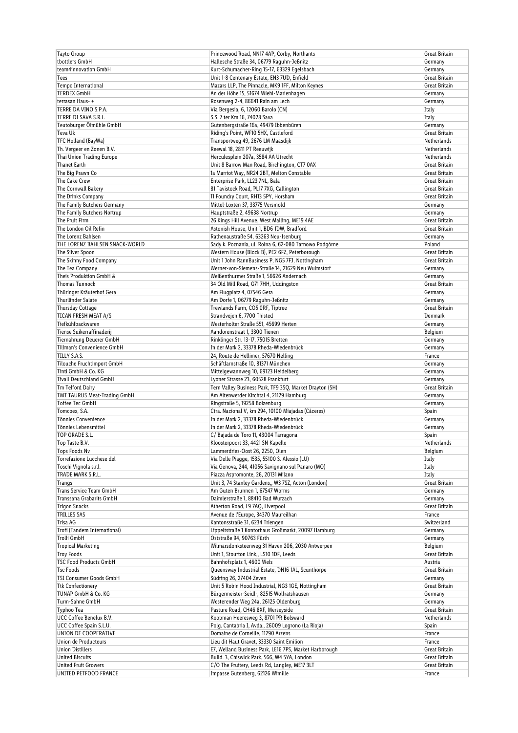| Tayto Group | Princewood Road, NN17 4AP, Corby, Northants | Great Britain |
|---|---|---|
| tbottlers GmbH | Hallesche Straße 34, 06779 Raguhn-Jeßnitz | Germany |
| team4innovation GmbH | Kurt-Schumacher-Ring 15-17, 63329 Egelsbach | Germany |
| Tees | Unit 1-8 Centenary Estate, EN3 7UD, Enfield | Great Britain |
| Tempo International | Mazars LLP, The Pinnacle, MK9 1FF, Milton Keynes | Great Britain |
| TERDEX GmbH | An der Höhe 15, 51674 Wiehl-Marienhagen | Germany |
| terrasan Haus- + | Rosenweg 2-4, 86641 Rain am Lech | Germany |
| TERRE DA VINO S.P.A. | Via Bergesia, 6, 12060 Barolo (CN) | Italy |
| TERRE DI SAVA S.R.L. | S.S. 7 ter Km 16, 74028 Sava | Italy |
| Teutoburger Ölmühle GmbH | Gutenbergstraße 16a, 49479 Ibbenbüren | Germany |
| Teva Uk | Riding's Point, WF10 5HX, Castleford | Great Britain |
| TFC Holland (BayWa) | Transportweg 49, 2676 LM Maasdijk | Netherlands |
| Th. Vergeer en Zonen B.V. | Reewal 18, 2811 PT Reeuwijk | Netherlands |
| Thai Union Trading Europe | Herculesplein 207a, 3584 AA Utrecht | Netherlands |
| Thanet Earth | Unit 8 Barrow Man Road, Birchington, CT7 0AX | Great Britain |
| The Big Prawn Co | 1a Marriot Way, NR24 2BT, Melton Constable | Great Britain |
| The Cake Crew | Enterprise Park, LL23 7NL, Bala | Great Britain |
| The Cornwall Bakery | 81 Tavistock Road, PL17 7XG, Callington | Great Britain |
| The Drinks Company | 11 Foundry Court, RH13 5PY, Horsham | Great Britain |
| The Family Butchers Germany | Mittel-Loxten 37, 33775 Versmold | Germany |
| The Family Butchers Nortrup | Hauptstraße 2, 49638 Nortrup | Germany |
| The Fruit Firm | 26 Kings Hill Avenue, West Malling, ME19 4AE | Great Britain |
| The London Oil Refin | Astonish House, Unit 1, BD6 1DW, Bradford | Great Britain |
| The Lorenz Bahlsen | Rathenaustraße 54, 63263 Neu-Isenburg | Germany |
| THE LORENZ BAHLSEN SNACK-WORLD | Sady k. Poznania, ul. Rolna 6, 62-080 Tarnowo Podgórne | Poland |
| The Silver Spoon | Western House (Block B), PE2 6FZ, Peterborough | Great Britain |
| The Skinny Food Company | Unit 1 John RannBusiness P, NG5 7FJ, Nottingham | Great Britain |
| The Tea Company | Werner-von-Siemens-Straße 14, 21629 Neu Wulmstorf | Germany |
| Theis Produktion GmbH & | Weißenthurmer Straße 1, 56626 Andernach | Germany |
| Thomas Tunnock | 34 Old Mill Road, G71 7HH, Uddingston | Great Britain |
| Thüringer Kräuterhof Gera | Am Flugplatz 4, 07546 Gera | Germany |
| Thurländer Salate | Am Dorfe 1, 06779 Raguhn-Jeßnitz | Germany |
| Thursday Cottage | Trewlands Farm, CO5 0RF, Tiptree | Great Britain |
| TICAN FRESH MEAT A/S | Strandvejen 6, 7700 Thisted | Denmark |
| Tiefkühlbackwaren | Westerholter Straße 551, 45699 Herten | Germany |
| Tiense Suikerraffinaderij | Aandorenstraat 1, 3300 Tienen | Belgium |
| Tiernahrung Deuerer GmbH | Rinklinger Str. 13-17, 75015 Bretten | Germany |
| Tillman's Convenience GmbH | In der Mark 2, 33378 Rheda-Wiedenbrück | Germany |
| TILLY S.A.S. | 24, Route de Hellimer, 57670 Nelling | France |
| Tilouche Fruchtimport GmbH | Schäftlarnstraße 10, 81371 München | Germany |
| Tinti GmbH & Co. KG | Mittelgewannweg 10, 69123 Heidelberg | Germany |
| Tivall Deutschland GmbH | Lyoner Strasse 23, 60528 Frankfurt | Germany |
| Tm Telford Dairy | Tern Valley Business Park, TF9 3SQ, Market Drayton (SH) | Great Britain |
| TMT TAURUS Meat-Trading GmbH | Am Altenwerder Kirchtal 4, 21129 Hamburg | Germany |
| Toffee Tec GmbH | Ringstraße 5, 19258 Boizenburg | Germany |
| Tomcoex, S.A. | Ctra. Nacional V, km 294, 10100 Miajadas (Cáceres) | Spain |
| Tönnies Convenience | In der Mark 2, 33378 Rheda-Wiedenbrück | Germany |
| Tönnies Lebensmittel | In der Mark 2, 33378 Rheda-Wiedenbrück | Germany |
| TOP GRADE S.L. | C/ Bajada de Toro 11, 43004 Tarragona | Spain |
| Top Taste B.V. | Kloosterpoort 33, 4421 SN Kapelle | Netherlands |
| Tops Foods Nv | Lammerdries-Oost 26, 2250, Olen | Belgium |
| Torrefazione Lucchese del | Via Delle Piagge, 1535, 55100 S. Alessio (LU) | Italy |
| Toschi Vignola s.r.l. | Via Genova, 244, 41056 Savignano sul Panaro (MO) | Italy |
| TRADE MARK S.R.L. | Piazza Aspromonte, 26, 20131 Milano | Italy |
| Trangs | Unit 3, 74 Stanley Gardens,, W3 7SZ, Acton (London) | Great Britain |
| Trans Service Team GmbH | Am Guten Brunnen 1, 67547 Worms | Germany |
| Transsana Grabarits GmbH | Daimlerstraße 1, 88410 Bad Wurzach | Germany |
| Trigon Snacks | Atherton Road, L9 7AQ, Liverpool | Great Britain |
| TRILLES SAS | Avenue de l'Europe, 34370 Maureilhan | France |
| Trisa AG | Kantonsstraße 31, 6234 Triengen | Switzerland |
| Trofi (Tandem International) | Lippeltstraße 1 Kontorhaus Großmarkt, 20097 Hamburg | Germany |
| Trolli GmbH | Oststraße 94, 90763 Fürth | Germany |
| Tropical Marketing | Wilmarsdonksteenweg 31 Haven 206, 2030 Antwerpen | Belgium |
| Troy Foods | Unit 1, Stourton Link,, LS10 1DF, Leeds | Great Britain |
| TSC Food Products GmbH | Bahnhofsplatz 1, 4600 Wels | Austria |
| Tsc Foods | Queensway Industrial Estate, DN16 1AL, Scunthorpe | Great Britain |
| TSI Consumer Goods GmbH | Südring 26, 27404 Zeven | Germany |
| Ttk Confectionery | Unit 5 Robin Hood Industrial, NG3 1GE, Nottingham | Great Britain |
| TUNAP GmbH & Co. KG | Bürgermeister-Seidl-, 82515 Wolfratshausen | Germany |
| Turm-Sahne GmbH | Westerender Weg 24a, 26125 Oldenburg | Germany |
| Typhoo Tea | Pasture Road, CH46 8XF, Merseyside | Great Britain |
| UCC Coffee Benelux B.V. | Koopman Heeresweg 3, 8701 PR Bolsward | Netherlands |
| UCC Coffee Spain S.L.U. | Polg. Cantabria I, Avda., 26009 Logrono (La Rioja) | Spain |
| UNION DE COOPERATIVE | Domaine de Corneille, 11290 Arzens | France |
| Union de Producteurs | Lieu dit Haut Gravet, 33330 Saint Emilion | France |
| Union Distillers | E7, Welland Business Park, LE16 7PS, Market Harborough | Great Britain |
| United Biscuits | Build. 3, Chiswick Park, 566, W4 5YA, London | Great Britain |
| United Fruit Growers | C/O The Fruitery, Leeds Rd, Langley, ME17 3LT | Great Britain |
| UNITED PETFOOD FRANCE | Impasse Gutenberg, 62126 Wimille | France |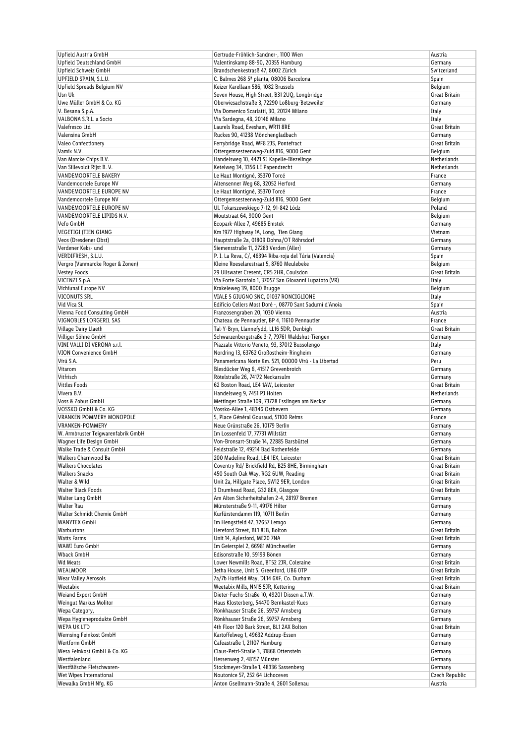| Upfield Austria GmbH | Gertrude-Fröhlich-Sandner-, 1100 Wien | Austria |
|---|---|---|
| Upfield Deutschland GmbH | Valentinskamp 88-90, 20355 Hamburg | Germany |
| Upfield Schweiz GmbH | Brandschenkestraß 47, 8002 Zürich | Switzerland |
| UPFIELD SPAIN, S.L.U. | C. Balmes 268 5ª planta, 08006 Barcelona | Spain |
| Upfield Spreads Belgium NV | Keizer Karellaan 586, 1082 Brussels | Belgium |
| Usn Uk | Seven House, High Street, B31 2UQ, Longbridge | Great Britain |
| Uwe Müller GmbH & Co. KG | Oberwiesachstraße 3, 72290 Loßburg-Betzweiler | Germany |
| V. Besana S.p.A. | Via Domenico Scarlatti, 30, 20124 Milano | Italy |
| VALBONA S.R.L. a Socio | Via Sardegna, 48, 20146 Milano | Italy |
| Valefresco Ltd | Laurels Road, Evesham, WR11 8RE | Great Britain |
| Valensina GmbH | Ruckes 90, 41238 Mönchengladbach | Germany |
| Valeo Confectionery | Ferrybridge Road, WF8 2JS, Pontefract | Great Britain |
| Vamix N.V. | Ottergemsesteenweg-Zuid 816, 9000 Gent | Belgium |
| Van Marcke Chips B.V. | Handelsweg 10, 4421 SJ Kapelle-Biezelinge | Netherlands |
| Van Sillevoldt Rijst B. V. | Ketelweg 34, 3356 LE Papendrecht | Netherlands |
| VANDEMOORTELE BAKERY | Le Haut Montigné, 35370 Torcé | France |
| Vandemoortele Europe NV | Altensenner Weg 68, 32052 Herford | Germany |
| VANDEMOORTELE EUROPE NV | Le Haut Montigné, 35370 Torcé | France |
| Vandemoortele Europe NV | Ottergemsesteenweg-Zuid 816, 9000 Gent | Belgium |
| VANDEMOORTELE EUROPE NV | Ul. Tokarszewskiego 7-12, 91-842 Lódz | Poland |
| VANDEMOORTELE LIPIDS N.V. | Moutstraat 64, 9000 Gent | Belgium |
| Vefo GmbH | Ecopark-Allee 7, 49685 Emstek | Germany |
| VEGETIGI (TIEN GIANG | Km 1977 Highway 1A, Long, Tien Giang | Vietnam |
| Veos (Dresdener Obst) | Hauptstraße 2a, 01809 Dohna/OT Röhrsdorf | Germany |
| Verdener Keks- und | Siemensstraße 11, 27283 Verden (Aller) | Germany |
| VERDIFRESH, S.L.U. | P. I. La Reva, C/, 46394 Riba-roja del Túria (Valencia) | Spain |
| Vergro (Vanmarcke Roger & Zonen) | Kleine Roeselarestraat 5, 8760 Meulebeke | Belgium |
| Vestey Foods | 29 Ullswater Cresent, CR5 2HR, Coulsdon | Great Britain |
| VICENZI S.p.A. | Via Forte Garofolo 1, 37057 San Giovanni Lupatoto (VR) | Italy |
| Vichiunai Europe NV | Krakeleweg 39, 8000 Brugge | Belgium |
| VICONUTS SRL | VIALE 5 GIUGNO SNC, 01037 RONCIGLIONE | Italy |
| Vid Vica SL | Edificio Cellers Most Doré -, 08770 Sant Sadurní d'Anoia | Spain |
| Vienna Food Consulting GmbH | Franzosengraben 20, 1030 Vienna | Austria |
| VIGNOBLES LORGERIL SAS | Chateau de Pennautier, BP 4, 11610 Pennautier | France |
| Village Dairy Llaeth | Tal-Y-Bryn, Llannefydd, LL16 5DR, Denbigh | Great Britain |
| Villiger Söhne GmbH | Schwarzenbergstraße 3-7, 79761 Waldshut-Tiengen | Germany |
| VINI VALLI DÌ VERONA s.r.l. | Piazzale Vittorio Veneto, 93, 37012 Bussolengo | Italy |
| VION Convenience GmbH | Nordring 13, 63762 Großostheim-Ringheim | Germany |
| Virú S.A. | Panamericana Norte Km. 521, 00000 Virú - La Libertad | Peru |
| Vitarom | Blesdücker Weg 6, 41517 Grevenbroich | Germany |
| Vitfrisch | Rötelstraße 26, 74172 Neckarsulm | Germany |
| Vittles Foods | 62 Boston Road, LE4 1AW, Leicester | Great Britain |
| Vivera B.V. | Handelsweg 9, 7451 PJ Holten | Netherlands |
| Voss & Zobus GmbH | Mettinger Straße 109, 73728 Esslingen am Neckar | Germany |
| VOSSKO GmbH & Co. KG | Vossko-Allee 1, 48346 Ostbevern | Germany |
| VRANKEN POMMERY MONOPOLE | 5, Place Général Gouraud, 51100 Reims | France |
| VRANKEN-POMMERY | Neue Grünstraße 26, 10179 Berlin | Germany |
| W. Armbruster Teigwarenfabrik GmbH | Im Lossenfeld 17, 77731 Willstätt | Germany |
| Wagner Life Design GmbH | Von-Bronsart-Straße 14, 22885 Barsbüttel | Germany |
| Walke Trade & Consult GmbH | Feldstraße 12, 49214 Bad Rothenfelde | Germany |
| Walkers Charnwood Ba | 200 Madeline Road, LE4 1EX, Leicester | Great Britain |
| Walkers Chocolates | Coventry Rd/ Brickfield Rd, B25 8HE, Birmingham | Great Britain |
| Walkers Snacks | 450 South Oak Way, RG2 6UW, Reading | Great Britain |
| Walter & Wild | Unit 2a, Hillgate Place, SW12 9ER, London | Great Britain |
| Walter Black Foods | 3 Drumhead Road, G32 8EX, Glasgow | Great Britain |
| Walter Lang GmbH | Am Alten Sicherheitshafen 2-4, 28197 Bremen | Germany |
| Walter Rau | Münsterstraße 9-11, 49176 Hilter | Germany |
| Walter Schmidt Chemie GmbH | Kurfürstendamm 119, 10711 Berlin | Germany |
| WANYTEX GmbH | Im Hengstfeld 47, 32657 Lemgo | Germany |
| Warburtons | Hereford Street, BL1 8JB, Bolton | Great Britain |
| Watts Farms | Unit 14, Aylesford, ME20 7NA | Great Britain |
| WAWI Euro GmbH | Im Geierspiel 2, 66981 Münchweiler | Germany |
| Wback GmbH | Edisonstraße 10, 59199 Bönen | Germany |
| Wd Meats | Lower Newmills Road, BT52 2JR, Coleraine | Great Britain |
| WEALMOOR | Jetha House, Unit 5, Greenford, UB6 0TP | Great Britain |
| Wear Valley Aerosols | 7a/7b Hatfield Way, DL14 6XF, Co. Durham | Great Britain |
| Weetabix | Weetabix Mills, NN15 5JR, Kettering | Great Britain |
| Weiand Export GmbH | Dieter-Fuchs-Straße 10, 49201 Dissen a.T.W. | Germany |
| Weingut Markus Molitor | Haus Klosterberg, 54470 Bernkastel-Kues | Germany |
| Wepa Category, | Rönkhauser Straße 26, 59757 Arnsberg | Germany |
| Wepa Hygieneprodukte GmbH | Rönkhauser Straße 26, 59757 Arnsberg | Germany |
| WEPA UK LTD | 4th Floor 120 Bark Street, BL1 2AX Bolton | Great Britain |
| Wernsing Feinkost GmbH | Kartoffelweg 1, 49632 Addrup-Essen | Germany |
| Wertform GmbH | Cafeastraße 1, 21107 Hamburg | Germany |
| Wesa Feinkost GmbH & Co. KG | Claus-Petri-Straße 3, 31868 Ottenstein | Germany |
| Westfalenland | Hessenweg 2, 48157 Münster | Germany |
| Westfälische Fleischwaren- | Stockmeyer-Straße 1, 48336 Sassenberg | Germany |
| Wet Wipes International | Noutonice 57, 252 64 Lichoceves | Czech Republic |
| Wewalka GmbH Nfg. KG | Anton Gsellmann-Straße 4, 2601 Sollenau | Austria |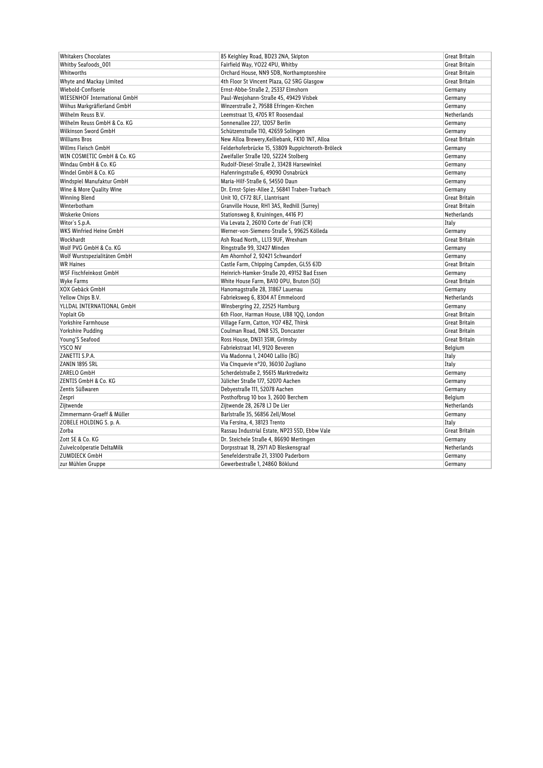| | | |
|---|---|---|
| Whitakers Chocolates | 85 Keighley Road, BD23 2NA, Skipton | Great Britain |
| Whitby Seafoods_001 | Fairfield Way, YO22 4PU, Whitby | Great Britain |
| Whitworths | Orchard House, NN9 5DB, Northamptonshire | Great Britain |
| Whyte and Mackay Limited | 4th Floor St Vincent Plaza, G2 5RG Glasgow | Great Britain |
| Wiebold-Confiserie | Ernst-Abbe-Straße 2, 25337 Elmshorn | Germany |
| WIESENHOF International GmbH | Paul-Wesjohann-Straße 45, 49429 Visbek | Germany |
| Wiihus Markgräflerland GmbH | Winzerstraße 2, 79588 Efringen-Kirchen | Germany |
| Wilhelm Reuss B.V. | Leemstraat 13, 4705 RT Roosendaal | Netherlands |
| Wilhelm Reuss GmbH & Co. KG | Sonnenallee 227, 12057 Berlin | Germany |
| Wilkinson Sword GmbH | Schützenstraße 110, 42659 Solingen | Germany |
| Williams Bros | New Alloa Brewery,Kelliebank, FK10 1NT, Alloa | Great Britain |
| Willms Fleisch GmbH | Felderhoferbrücke 15, 53809 Ruppichteroth-Bröleck | Germany |
| WIN COSMETIC GmbH & Co. KG | Zweifaller Straße 120, 52224 Stolberg | Germany |
| Windau GmbH & Co. KG | Rudolf-Diesel-Straße 2, 33428 Harsewinkel | Germany |
| Windel GmbH & Co. KG | Hafenringstraße 6, 49090 Osnabrück | Germany |
| Windspiel Manufaktur GmbH | Maria-Hilf-Straße 6, 54550 Daun | Germany |
| Wine & More Quality Wine | Dr. Ernst-Spies-Allee 2, 56841 Traben-Trarbach | Germany |
| Winning Blend | Unit 10, CF72 8LF, Llantrisant | Great Britain |
| Winterbotham | Granville House, RH1 3AS, Redhill (Surrey) | Great Britain |
| Wiskerke Onions | Stationsweg 8, Kruiningen, 4416 PJ | Netherlands |
| Witor's S.p.A. | Via Levata 2, 26010 Corte de' Frati (CR) | Italy |
| WKS Winfried Heine GmbH | Werner-von-Siemens-Straße 5, 99625 Kölleda | Germany |
| Wockhardt | Ash Road North,, LL13 9UF, Wrexham | Great Britain |
| Wolf PVG GmbH & Co. KG | Ringstraße 99, 32427 Minden | Germany |
| Wolf Wurstspezialitäten GmbH | Am Ahornhof 2, 92421 Schwandorf | Germany |
| WR Haines | Castle Farm, Chipping Campden, GL55 6JD | Great Britain |
| WSF Fischfeinkost GmbH | Heinrich-Hamker-Straße 20, 49152 Bad Essen | Germany |
| Wyke Farms | White House Farm, BA10 0PU, Bruton (SO) | Great Britain |
| XOX Gebäck GmbH | Hanomagstraße 28, 31867 Lauenau | Germany |
| Yellow Chips B.V. | Fabrieksweg 6, 8304 AT Emmeloord | Netherlands |
| YLLDAL INTERNATIONAL GmbH | Winsbergring 22, 22525 Hamburg | Germany |
| Yoplait Gb | 6th Floor, Harman House, UB8 1QQ, London | Great Britain |
| Yorkshire Farmhouse | Village Farm, Catton, YO7 4BZ, Thirsk | Great Britain |
| Yorkshire Pudding | Coulman Road, DN8 5JS, Doncaster | Great Britain |
| Young'S Seafood | Ross House, DN31 3SW, Grimsby | Great Britain |
| YSCO NV | Fabriekstraat 141, 9120 Beveren | Belgium |
| ZANETTI S.P.A. | Via Madonna 1, 24040 Lallio (BG) | Italy |
| ZANIN 1895 SRL | Via Cinquevie n°20, 36030 Zugliano | Italy |
| ZARELO GmbH | Scherdelstraße 2, 95615 Marktredwitz | Germany |
| ZENTIS GmbH & Co. KG | Jülicher Straße 177, 52070 Aachen | Germany |
| Zentis Süßwaren | Debyestraße 111, 52078 Aachen | Germany |
| Zespri | Posthofbrug 10 box 3, 2600 Berchem | Belgium |
| Zijtwende | Zijtwende 28, 2678 LJ De Lier | Netherlands |
| Zimmermann-Graeff & Müller | Barlstraße 35, 56856 Zell/Mosel | Germany |
| ZOBELE HOLDING S. p. A. | Via Fersina, 4, 38123 Trento | Italy |
| Zorba | Rassau Industrial Estate, NP23 5SD, Ebbw Vale | Great Britain |
| Zott SE & Co. KG | Dr. Steichele Straße 4, 86690 Mertingen | Germany |
| Zuivelcoöperatie DeltaMilk | Dorpsstraat 18, 2971 AD Bleskensgraaf | Netherlands |
| ZUMDIECK GmbH | Senefelderstraße 21, 33100 Paderborn | Germany |
| zur Mühlen Gruppe | Gewerbestraße 1, 24860 Böklund | Germany |